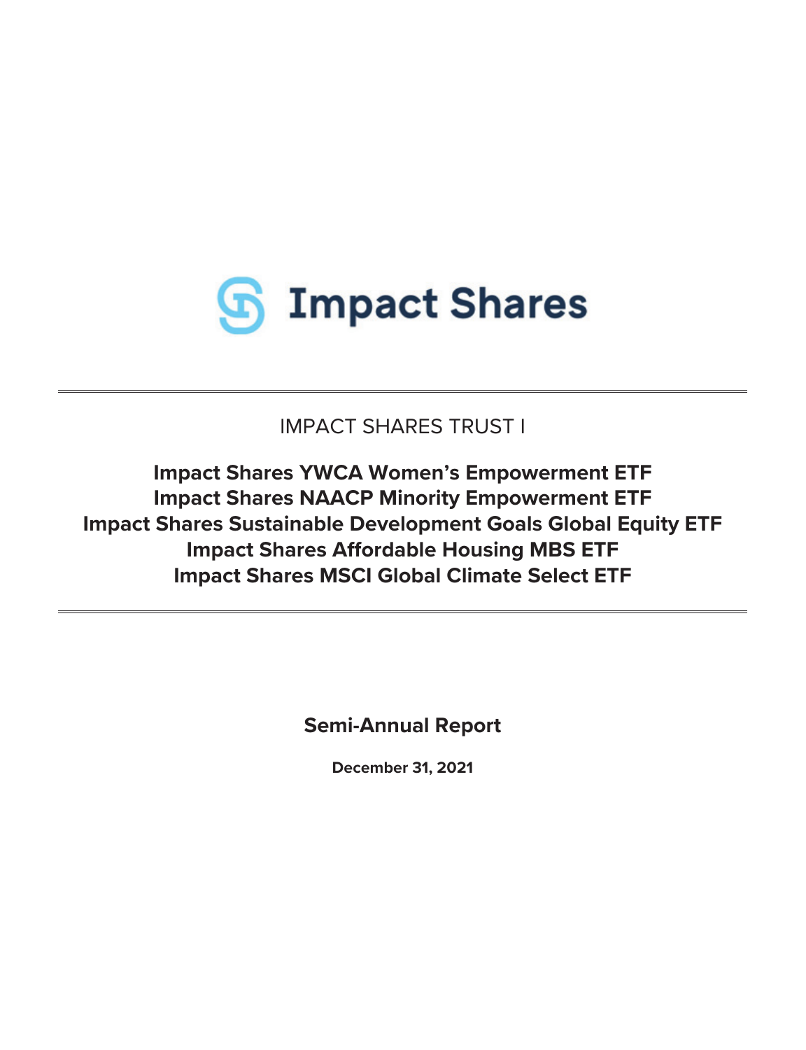Impact Shares

IMPACT SHARES TRUST I

**Impact Shares YWCA Women's Empowerment ETF**
**Impact Shares NAACP Minority Empowerment ETF**
**Impact Shares Sustainable Development Goals Global Equity ETF**
**Impact Shares Affordable Housing MBS ETF**
**Impact Shares MSCI Global Climate Select ETF**

**Semi-Annual Report**

**December 31, 2021**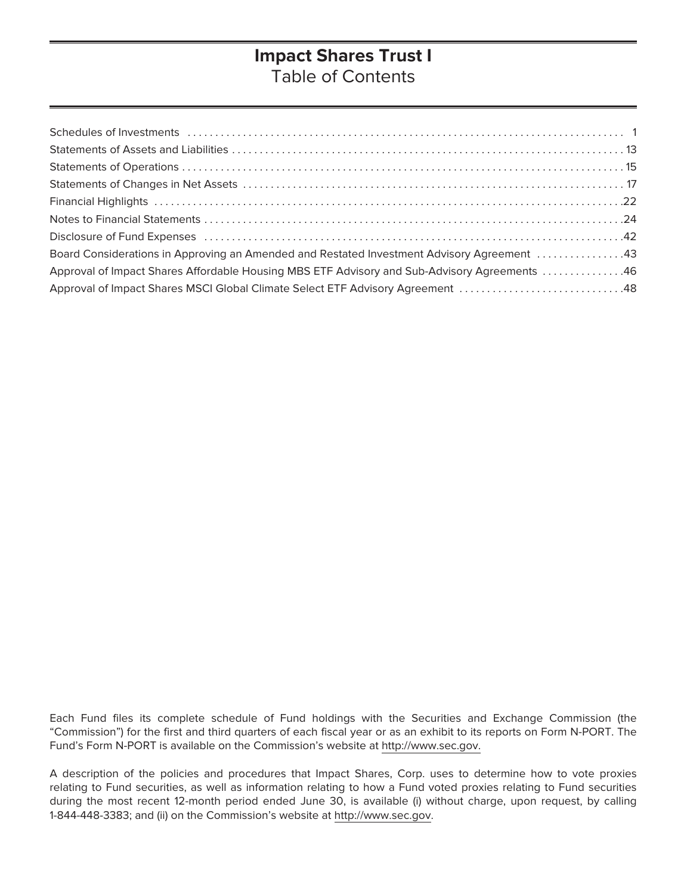# Impact Shares Trust I

## Table of Contents

| | |
|---|---|
| Schedules of Investments | 1 |
| Statements of Assets and Liabilities | 13 |
| Statements of Operations | 15 |
| Statements of Changes in Net Assets | 17 |
| Financial Highlights | 22 |
| Notes to Financial Statements | 24 |
| Disclosure of Fund Expenses | 42 |
| Board Considerations in Approving an Amended and Restated Investment Advisory Agreement | 43 |
| Approval of Impact Shares Affordable Housing MBS ETF Advisory and Sub-Advisory Agreements | 46 |
| Approval of Impact Shares MSCI Global Climate Select ETF Advisory Agreement | 48 |

Each Fund files its complete schedule of Fund holdings with the Securities and Exchange Commission (the "Commission") for the first and third quarters of each fiscal year or as an exhibit to its reports on Form N-PORT. The Fund's Form N-PORT is available on the Commission's website at http://www.sec.gov.

A description of the policies and procedures that Impact Shares, Corp. uses to determine how to vote proxies relating to Fund securities, as well as information relating to how a Fund voted proxies relating to Fund securities during the most recent 12-month period ended June 30, is available (i) without charge, upon request, by calling 1-844-448-3383; and (ii) on the Commission's website at http://www.sec.gov.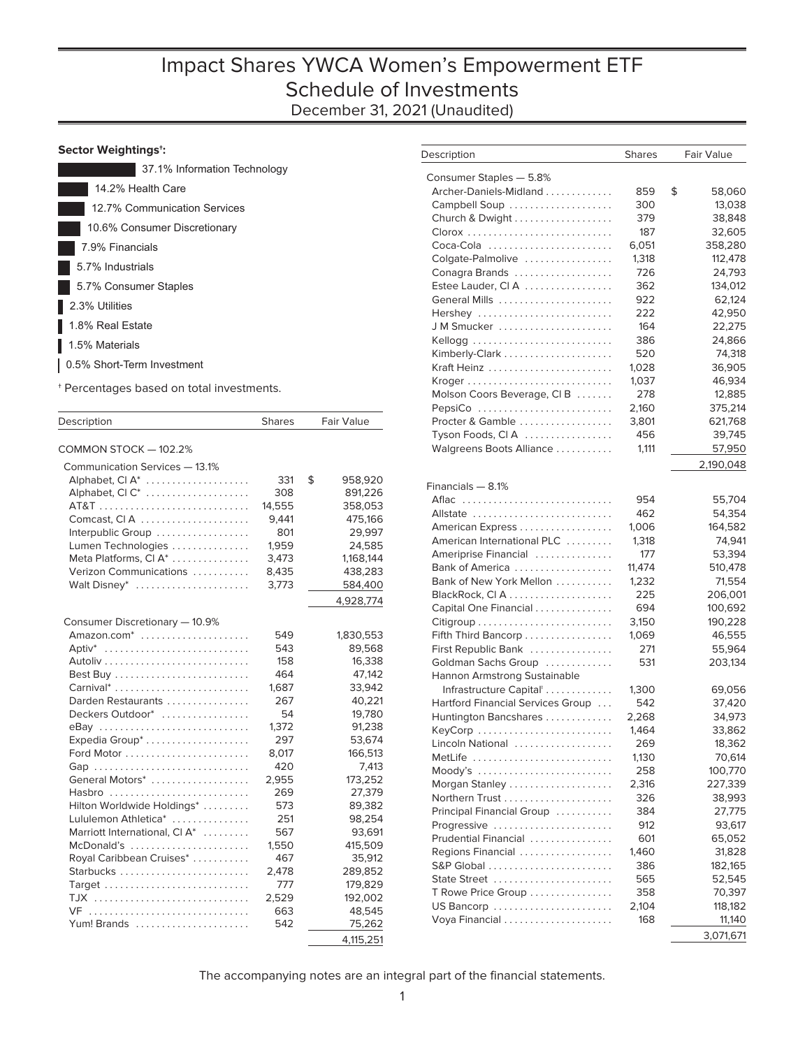# Impact Shares YWCA Women's Empowerment ETF
## Schedule of Investments
### December 31, 2021 (Unaudited)

**Sector Weightings†:**

- 37.1% Information Technology
- 14.2% Health Care
- 12.7% Communication Services
- 10.6% Consumer Discretionary
- 7.9% Financials
- 5.7% Industrials
- 5.7% Consumer Staples
- 2.3% Utilities
- 1.8% Real Estate
- 1.5% Materials
- 0.5% Short-Term Investment

† Percentages based on total investments.

| Description | Shares | Fair Value |
|---|---|---|
| COMMON STOCK — 102.2% | | |
| Communication Services — 13.1% | | |
| Alphabet, Cl A* | 331 | $ 958,920 |
| Alphabet, Cl C* | 308 | 891,226 |
| AT&T | 14,555 | 358,053 |
| Comcast, Cl A | 9,441 | 475,166 |
| Interpublic Group | 801 | 29,997 |
| Lumen Technologies | 1,959 | 24,585 |
| Meta Platforms, Cl A* | 3,473 | 1,168,144 |
| Verizon Communications | 8,435 | 438,283 |
| Walt Disney* | 3,773 | 584,400 |
| | | 4,928,774 |
| Consumer Discretionary — 10.9% | | |
| Amazon.com* | 549 | 1,830,553 |
| Aptiv* | 543 | 89,568 |
| Autoliv | 158 | 16,338 |
| Best Buy | 464 | 47,142 |
| Carnival* | 1,687 | 33,942 |
| Darden Restaurants | 267 | 40,221 |
| Deckers Outdoor* | 54 | 19,780 |
| eBay | 1,372 | 91,238 |
| Expedia Group* | 297 | 53,674 |
| Ford Motor | 8,017 | 166,513 |
| Gap | 420 | 7,413 |
| General Motors* | 2,955 | 173,252 |
| Hasbro | 269 | 27,379 |
| Hilton Worldwide Holdings* | 573 | 89,382 |
| Lululemon Athletica* | 251 | 98,254 |
| Marriott International, Cl A* | 567 | 93,691 |
| McDonald's | 1,550 | 415,509 |
| Royal Caribbean Cruises* | 467 | 35,912 |
| Starbucks | 2,478 | 289,852 |
| Target | 777 | 179,829 |
| TJX | 2,529 | 192,002 |
| VF | 663 | 48,545 |
| Yum! Brands | 542 | 75,262 |
| | | 4,115,251 |
| Consumer Staples — 5.8% | | |
| Archer-Daniels-Midland | 859 | $ 58,060 |
| Campbell Soup | 300 | 13,038 |
| Church & Dwight | 379 | 38,848 |
| Clorox | 187 | 32,605 |
| Coca-Cola | 6,051 | 358,280 |
| Colgate-Palmolive | 1,318 | 112,478 |
| Conagra Brands | 726 | 24,793 |
| Estee Lauder, Cl A | 362 | 134,012 |
| General Mills | 922 | 62,124 |
| Hershey | 222 | 42,950 |
| J M Smucker | 164 | 22,275 |
| Kellogg | 386 | 24,866 |
| Kimberly-Clark | 520 | 74,318 |
| Kraft Heinz | 1,028 | 36,905 |
| Kroger | 1,037 | 46,934 |
| Molson Coors Beverage, Cl B | 278 | 12,885 |
| PepsiCo | 2,160 | 375,214 |
| Procter & Gamble | 3,801 | 621,768 |
| Tyson Foods, Cl A | 456 | 39,745 |
| Walgreens Boots Alliance | 1,111 | 57,950 |
| | | 2,190,048 |
| Financials — 8.1% | | |
| Aflac | 954 | 55,704 |
| Allstate | 462 | 54,354 |
| American Express | 1,006 | 164,582 |
| American International PLC | 1,318 | 74,941 |
| Ameriprise Financial | 177 | 53,394 |
| Bank of America | 11,474 | 510,478 |
| Bank of New York Mellon | 1,232 | 71,554 |
| BlackRock, Cl A | 225 | 206,001 |
| Capital One Financial | 694 | 100,692 |
| Citigroup | 3,150 | 190,228 |
| Fifth Third Bancorp | 1,069 | 46,555 |
| First Republic Bank | 271 | 55,964 |
| Goldman Sachs Group | 531 | 203,134 |
| Hannon Armstrong Sustainable Infrastructure Capital‡ | 1,300 | 69,056 |
| Hartford Financial Services Group | 542 | 37,420 |
| Huntington Bancshares | 2,268 | 34,973 |
| KeyCorp | 1,464 | 33,862 |
| Lincoln National | 269 | 18,362 |
| MetLife | 1,130 | 70,614 |
| Moody's | 258 | 100,770 |
| Morgan Stanley | 2,316 | 227,339 |
| Northern Trust | 326 | 38,993 |
| Principal Financial Group | 384 | 27,775 |
| Progressive | 912 | 93,617 |
| Prudential Financial | 601 | 65,052 |
| Regions Financial | 1,460 | 31,828 |
| S&P Global | 386 | 182,165 |
| State Street | 565 | 52,545 |
| T Rowe Price Group | 358 | 70,397 |
| US Bancorp | 2,104 | 118,182 |
| Voya Financial | 168 | 11,140 |
| | | 3,071,671 |

The accompanying notes are an integral part of the financial statements.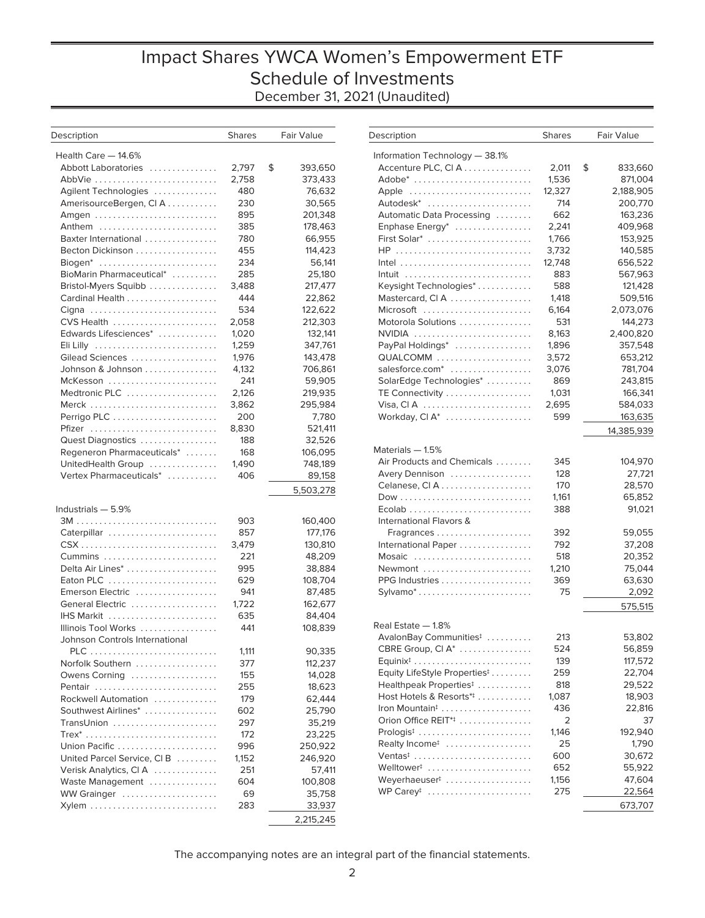# Impact Shares YWCA Women's Empowerment ETF
## Schedule of Investments
### December 31, 2021 (Unaudited)

| Description | Shares | Fair Value |
|---|---|---|
| **Health Care — 14.6%** | | |
| Abbott Laboratories | 2,797 | $ 393,650 |
| AbbVie | 2,758 | 373,433 |
| Agilent Technologies | 480 | 76,632 |
| AmerisourceBergen, Cl A | 230 | 30,565 |
| Amgen | 895 | 201,348 |
| Anthem | 385 | 178,463 |
| Baxter International | 780 | 66,955 |
| Becton Dickinson | 455 | 114,423 |
| Biogen* | 234 | 56,141 |
| BioMarin Pharmaceutical* | 285 | 25,180 |
| Bristol-Myers Squibb | 3,488 | 217,477 |
| Cardinal Health | 444 | 22,862 |
| Cigna | 534 | 122,622 |
| CVS Health | 2,058 | 212,303 |
| Edwards Lifesciences* | 1,020 | 132,141 |
| Eli Lilly | 1,259 | 347,761 |
| Gilead Sciences | 1,976 | 143,478 |
| Johnson & Johnson | 4,132 | 706,861 |
| McKesson | 241 | 59,905 |
| Medtronic PLC | 2,126 | 219,935 |
| Merck | 3,862 | 295,984 |
| Perrigo PLC | 200 | 7,780 |
| Pfizer | 8,830 | 521,411 |
| Quest Diagnostics | 188 | 32,526 |
| Regeneron Pharmaceuticals* | 168 | 106,095 |
| UnitedHealth Group | 1,490 | 748,189 |
| Vertex Pharmaceuticals* | 406 | 89,158 |
| | | 5,503,278 |
| **Industrials — 5.9%** | | |
| 3M | 903 | 160,400 |
| Caterpillar | 857 | 177,176 |
| CSX | 3,479 | 130,810 |
| Cummins | 221 | 48,209 |
| Delta Air Lines* | 995 | 38,884 |
| Eaton PLC | 629 | 108,704 |
| Emerson Electric | 941 | 87,485 |
| General Electric | 1,722 | 162,677 |
| IHS Markit | 635 | 84,404 |
| Illinois Tool Works | 441 | 108,839 |
| Johnson Controls International PLC | 1,111 | 90,335 |
| Norfolk Southern | 377 | 112,237 |
| Owens Corning | 155 | 14,028 |
| Pentair | 255 | 18,623 |
| Rockwell Automation | 179 | 62,444 |
| Southwest Airlines* | 602 | 25,790 |
| TransUnion | 297 | 35,219 |
| Trex* | 172 | 23,225 |
| Union Pacific | 996 | 250,922 |
| United Parcel Service, Cl B | 1,152 | 246,920 |
| Verisk Analytics, Cl A | 251 | 57,411 |
| Waste Management | 604 | 100,808 |
| WW Grainger | 69 | 35,758 |
| Xylem | 283 | 33,937 |
| | | 2,215,245 |
| **Information Technology — 38.1%** | | |
| Accenture PLC, Cl A | 2,011 | $ 833,660 |
| Adobe* | 1,536 | 871,004 |
| Apple | 12,327 | 2,188,905 |
| Autodesk* | 714 | 200,770 |
| Automatic Data Processing | 662 | 163,236 |
| Enphase Energy* | 2,241 | 409,968 |
| First Solar* | 1,766 | 153,925 |
| HP | 3,732 | 140,585 |
| Intel | 12,748 | 656,522 |
| Intuit | 883 | 567,963 |
| Keysight Technologies* | 588 | 121,428 |
| Mastercard, Cl A | 1,418 | 509,516 |
| Microsoft | 6,164 | 2,073,076 |
| Motorola Solutions | 531 | 144,273 |
| NVIDIA | 8,163 | 2,400,820 |
| PayPal Holdings* | 1,896 | 357,548 |
| QUALCOMM | 3,572 | 653,212 |
| salesforce.com* | 3,076 | 781,704 |
| SolarEdge Technologies* | 869 | 243,815 |
| TE Connectivity | 1,031 | 166,341 |
| Visa, Cl A | 2,695 | 584,033 |
| Workday, Cl A* | 599 | 163,635 |
| | | 14,385,939 |
| **Materials — 1.5%** | | |
| Air Products and Chemicals | 345 | 104,970 |
| Avery Dennison | 128 | 27,721 |
| Celanese, Cl A | 170 | 28,570 |
| Dow | 1,161 | 65,852 |
| Ecolab | 388 | 91,021 |
| International Flavors & Fragrances | 392 | 59,055 |
| International Paper | 792 | 37,208 |
| Mosaic | 518 | 20,352 |
| Newmont | 1,210 | 75,044 |
| PPG Industries | 369 | 63,630 |
| Sylvamo* | 75 | 2,092 |
| | | 575,515 |
| **Real Estate — 1.8%** | | |
| AvalonBay Communities‡ | 213 | 53,802 |
| CBRE Group, Cl A* | 524 | 56,859 |
| Equinix‡ | 139 | 117,572 |
| Equity LifeStyle Properties‡ | 259 | 22,704 |
| Healthpeak Properties‡ | 818 | 29,522 |
| Host Hotels & Resorts*‡ | 1,087 | 18,903 |
| Iron Mountain‡ | 436 | 22,816 |
| Orion Office REIT*‡ | 2 | 37 |
| Prologis‡ | 1,146 | 192,940 |
| Realty Income‡ | 25 | 1,790 |
| Ventas‡ | 600 | 30,672 |
| Welltower‡ | 652 | 55,922 |
| Weyerhaeuser‡ | 1,156 | 47,604 |
| WP Carey‡ | 275 | 22,564 |
| | | 673,707 |

The accompanying notes are an integral part of the financial statements.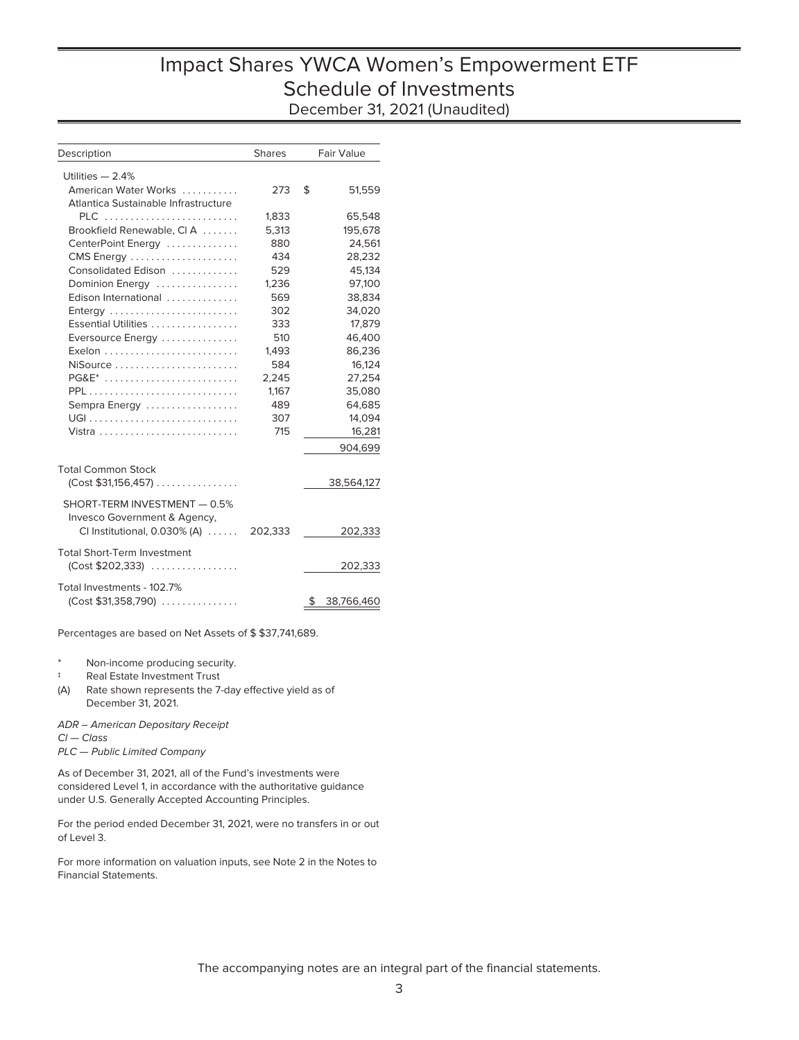# Impact Shares YWCA Women's Empowerment ETF
## Schedule of Investments
### December 31, 2021 (Unaudited)

| Description | Shares | Fair Value |
|---|---|---|
| Utilities — 2.4% | | |
| American Water Works | 273 | $ 51,559 |
| Atlantica Sustainable Infrastructure PLC | 1,833 | 65,548 |
| Brookfield Renewable, Cl A | 5,313 | 195,678 |
| CenterPoint Energy | 880 | 24,561 |
| CMS Energy | 434 | 28,232 |
| Consolidated Edison | 529 | 45,134 |
| Dominion Energy | 1,236 | 97,100 |
| Edison International | 569 | 38,834 |
| Entergy | 302 | 34,020 |
| Essential Utilities | 333 | 17,879 |
| Eversource Energy | 510 | 46,400 |
| Exelon | 1,493 | 86,236 |
| NiSource | 584 | 16,124 |
| PG&E* | 2,245 | 27,254 |
| PPL | 1,167 | 35,080 |
| Sempra Energy | 489 | 64,685 |
| UGI | 307 | 14,094 |
| Vistra | 715 | 16,281 |
| | | 904,699 |
| Total Common Stock (Cost $31,156,457) | | 38,564,127 |
| SHORT-TERM INVESTMENT — 0.5% | | |
| Invesco Government & Agency, Cl Institutional, 0.030% (A) | 202,333 | 202,333 |
| Total Short-Term Investment (Cost $202,333) | | 202,333 |
| Total Investments - 102.7% (Cost $31,358,790) | | $ 38,766,460 |

Percentages are based on Net Assets of $ $37,741,689.

\* Non-income producing security.

‡ Real Estate Investment Trust

(A) Rate shown represents the 7-day effective yield as of December 31, 2021.

*ADR – American Depositary Receipt*

*Cl — Class*

*PLC — Public Limited Company*

As of December 31, 2021, all of the Fund's investments were considered Level 1, in accordance with the authoritative guidance under U.S. Generally Accepted Accounting Principles.

For the period ended December 31, 2021, were no transfers in or out of Level 3.

For more information on valuation inputs, see Note 2 in the Notes to Financial Statements.

The accompanying notes are an integral part of the financial statements.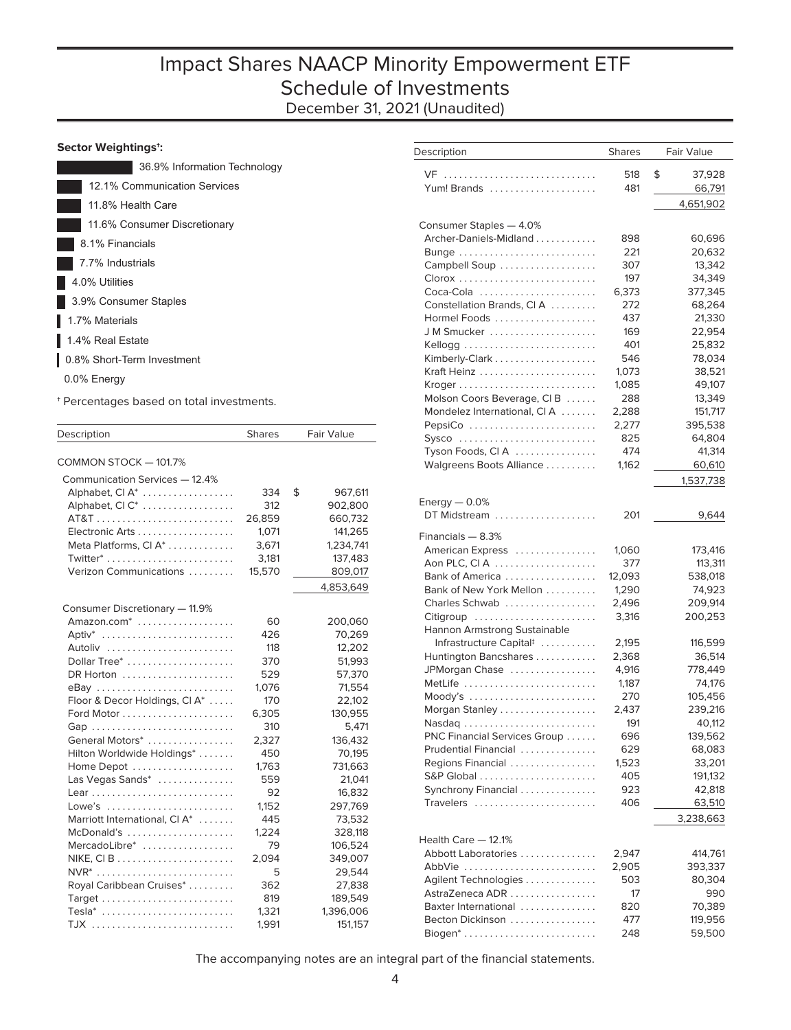# Impact Shares NAACP Minority Empowerment ETF
# Schedule of Investments
December 31, 2021 (Unaudited)

**Sector Weightings†:**

- 36.9% Information Technology
- 12.1% Communication Services
- 11.8% Health Care
- 11.6% Consumer Discretionary
- 8.1% Financials
- 7.7% Industrials
- 4.0% Utilities
- 3.9% Consumer Staples
- 1.7% Materials
- 1.4% Real Estate
- 0.8% Short-Term Investment
- 0.0% Energy

† Percentages based on total investments.

| Description | Shares | Fair Value |
|---|---|---|
| **COMMON STOCK — 101.7%** | | |
| Communication Services — 12.4% | | |
| Alphabet, Cl A* | 334 | $ 967,611 |
| Alphabet, Cl C* | 312 | 902,800 |
| AT&T | 26,859 | 660,732 |
| Electronic Arts | 1,071 | 141,265 |
| Meta Platforms, Cl A* | 3,671 | 1,234,741 |
| Twitter* | 3,181 | 137,483 |
| Verizon Communications | 15,570 | 809,017 |
| | | 4,853,649 |
| Consumer Discretionary — 11.9% | | |
| Amazon.com* | 60 | 200,060 |
| Aptiv* | 426 | 70,269 |
| Autoliv | 118 | 12,202 |
| Dollar Tree* | 370 | 51,993 |
| DR Horton | 529 | 57,370 |
| eBay | 1,076 | 71,554 |
| Floor & Decor Holdings, Cl A* | 170 | 22,102 |
| Ford Motor | 6,305 | 130,955 |
| Gap | 310 | 5,471 |
| General Motors* | 2,327 | 136,432 |
| Hilton Worldwide Holdings* | 450 | 70,195 |
| Home Depot | 1,763 | 731,663 |
| Las Vegas Sands* | 559 | 21,041 |
| Lear | 92 | 16,832 |
| Lowe's | 1,152 | 297,769 |
| Marriott International, Cl A* | 445 | 73,532 |
| McDonald's | 1,224 | 328,118 |
| MercadoLibre* | 79 | 106,524 |
| NIKE, Cl B | 2,094 | 349,007 |
| NVR* | 5 | 29,544 |
| Royal Caribbean Cruises* | 362 | 27,838 |
| Target | 819 | 189,549 |
| Tesla* | 1,321 | 1,396,006 |
| TJX | 1,991 | 151,157 |
| VF | 518 | $ 37,928 |
| Yum! Brands | 481 | 66,791 |
| | | 4,651,902 |
| Consumer Staples — 4.0% | | |
| Archer-Daniels-Midland | 898 | 60,696 |
| Bunge | 221 | 20,632 |
| Campbell Soup | 307 | 13,342 |
| Clorox | 197 | 34,349 |
| Coca-Cola | 6,373 | 377,345 |
| Constellation Brands, Cl A | 272 | 68,264 |
| Hormel Foods | 437 | 21,330 |
| J M Smucker | 169 | 22,954 |
| Kellogg | 401 | 25,832 |
| Kimberly-Clark | 546 | 78,034 |
| Kraft Heinz | 1,073 | 38,521 |
| Kroger | 1,085 | 49,107 |
| Molson Coors Beverage, Cl B | 288 | 13,349 |
| Mondelez International, Cl A | 2,288 | 151,717 |
| PepsiCo | 2,277 | 395,538 |
| Sysco | 825 | 64,804 |
| Tyson Foods, Cl A | 474 | 41,314 |
| Walgreens Boots Alliance | 1,162 | 60,610 |
| | | 1,537,738 |
| Energy — 0.0% | | |
| DT Midstream | 201 | 9,644 |
| Financials — 8.3% | | |
| American Express | 1,060 | 173,416 |
| Aon PLC, Cl A | 377 | 113,311 |
| Bank of America | 12,093 | 538,018 |
| Bank of New York Mellon | 1,290 | 74,923 |
| Charles Schwab | 2,496 | 209,914 |
| Citigroup | 3,316 | 200,253 |
| Hannon Armstrong Sustainable Infrastructure Capital‡ | 2,195 | 116,599 |
| Huntington Bancshares | 2,368 | 36,514 |
| JPMorgan Chase | 4,916 | 778,449 |
| MetLife | 1,187 | 74,176 |
| Moody's | 270 | 105,456 |
| Morgan Stanley | 2,437 | 239,216 |
| Nasdaq | 191 | 40,112 |
| PNC Financial Services Group | 696 | 139,562 |
| Prudential Financial | 629 | 68,083 |
| Regions Financial | 1,523 | 33,201 |
| S&P Global | 405 | 191,132 |
| Synchrony Financial | 923 | 42,818 |
| Travelers | 406 | 63,510 |
| | | 3,238,663 |
| Health Care — 12.1% | | |
| Abbott Laboratories | 2,947 | 414,761 |
| AbbVie | 2,905 | 393,337 |
| Agilent Technologies | 503 | 80,304 |
| AstraZeneca ADR | 17 | 990 |
| Baxter International | 820 | 70,389 |
| Becton Dickinson | 477 | 119,956 |
| Biogen* | 248 | 59,500 |

The accompanying notes are an integral part of the financial statements.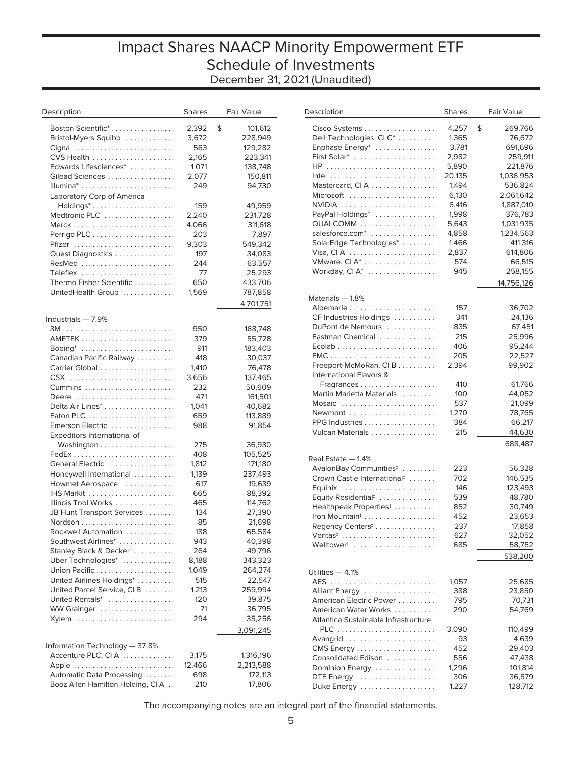# Impact Shares NAACP Minority Empowerment ETF
## Schedule of Investments
December 31, 2021 (Unaudited)

| Description | Shares | Fair Value |
|---|---|---|
| Boston Scientific* | 2,392 | $ 101,612 |
| Bristol-Myers Squibb | 3,672 | 228,949 |
| Cigna | 563 | 129,282 |
| CVS Health | 2,165 | 223,341 |
| Edwards Lifesciences* | 1,071 | 138,748 |
| Gilead Sciences | 2,077 | 150,811 |
| Illumina* | 249 | 94,730 |
| Laboratory Corp of America Holdings* | 159 | 49,959 |
| Medtronic PLC | 2,240 | 231,728 |
| Merck | 4,066 | 311,618 |
| Perrigo PLC | 203 | 7,897 |
| Pfizer | 9,303 | 549,342 |
| Quest Diagnostics | 197 | 34,083 |
| ResMed | 244 | 63,557 |
| Teleflex | 77 | 25,293 |
| Thermo Fisher Scientific | 650 | 433,706 |
| UnitedHealth Group | 1,569 | 787,858 |
| | | 4,701,751 |
| **Industrials — 7.9%** | | |
| 3M | 950 | 168,748 |
| AMETEK | 379 | 55,728 |
| Boeing* | 911 | 183,403 |
| Canadian Pacific Railway | 418 | 30,037 |
| Carrier Global | 1,410 | 76,478 |
| CSX | 3,656 | 137,465 |
| Cummins | 232 | 50,609 |
| Deere | 471 | 161,501 |
| Delta Air Lines* | 1,041 | 40,682 |
| Eaton PLC | 659 | 113,889 |
| Emerson Electric | 988 | 91,854 |
| Expeditors International of Washington | 275 | 36,930 |
| FedEx | 408 | 105,525 |
| General Electric | 1,812 | 171,180 |
| Honeywell International | 1,139 | 237,493 |
| Howmet Aerospace | 617 | 19,639 |
| IHS Markit | 665 | 88,392 |
| Illinois Tool Works | 465 | 114,762 |
| JB Hunt Transport Services | 134 | 27,390 |
| Nordson | 85 | 21,698 |
| Rockwell Automation | 188 | 65,584 |
| Southwest Airlines* | 943 | 40,398 |
| Stanley Black & Decker | 264 | 49,796 |
| Uber Technologies* | 8,188 | 343,323 |
| Union Pacific | 1,049 | 264,274 |
| United Airlines Holdings* | 515 | 22,547 |
| United Parcel Service, Cl B | 1,213 | 259,994 |
| United Rentals* | 120 | 39,875 |
| WW Grainger | 71 | 36,795 |
| Xylem | 294 | 35,256 |
| | | 3,091,245 |
| **Information Technology — 37.8%** | | |
| Accenture PLC, Cl A | 3,175 | 1,316,196 |
| Apple | 12,466 | 2,213,588 |
| Automatic Data Processing | 698 | 172,113 |
| Booz Allen Hamilton Holding, Cl A | 210 | 17,806 |
| Cisco Systems | 4,257 | $ 269,766 |
| Dell Technologies, Cl C* | 1,365 | 76,672 |
| Enphase Energy* | 3,781 | 691,696 |
| First Solar* | 2,982 | 259,911 |
| HP | 5,890 | 221,876 |
| Intel | 20,135 | 1,036,953 |
| Mastercard, Cl A | 1,494 | 536,824 |
| Microsoft | 6,130 | 2,061,642 |
| NVIDIA | 6,416 | 1,887,010 |
| PayPal Holdings* | 1,998 | 376,783 |
| QUALCOMM | 5,643 | 1,031,935 |
| salesforce.com* | 4,858 | 1,234,563 |
| SolarEdge Technologies* | 1,466 | 411,316 |
| Visa, Cl A | 2,837 | 614,806 |
| VMware, Cl A* | 574 | 66,515 |
| Workday, Cl A* | 945 | 258,155 |
| | | 14,756,126 |
| **Materials — 1.8%** | | |
| Albemarle | 157 | 36,702 |
| CF Industries Holdings | 341 | 24,136 |
| DuPont de Nemours | 835 | 67,451 |
| Eastman Chemical | 215 | 25,996 |
| Ecolab | 406 | 95,244 |
| FMC | 205 | 22,527 |
| Freeport-McMoRan, Cl B | 2,394 | 99,902 |
| International Flavors & Fragrances | 410 | 61,766 |
| Martin Marietta Materials | 100 | 44,052 |
| Mosaic | 537 | 21,099 |
| Newmont | 1,270 | 78,765 |
| PPG Industries | 384 | 66,217 |
| Vulcan Materials | 215 | 44,630 |
| | | 688,487 |
| **Real Estate — 1.4%** | | |
| AvalonBay Communities‡ | 223 | 56,328 |
| Crown Castle International‡ | 702 | 146,535 |
| Equinix‡ | 146 | 123,493 |
| Equity Residential‡ | 539 | 48,780 |
| Healthpeak Properties‡ | 852 | 30,749 |
| Iron Mountain‡ | 452 | 23,653 |
| Regency Centers‡ | 237 | 17,858 |
| Ventas‡ | 627 | 32,052 |
| Welltower‡ | 685 | 58,752 |
| | | 538,200 |
| **Utilities — 4.1%** | | |
| AES | 1,057 | 25,685 |
| Alliant Energy | 388 | 23,850 |
| American Electric Power | 795 | 70,731 |
| American Water Works | 290 | 54,769 |
| Atlantica Sustainable Infrastructure PLC | 3,090 | 110,499 |
| Avangrid | 93 | 4,639 |
| CMS Energy | 452 | 29,403 |
| Consolidated Edison | 556 | 47,438 |
| Dominion Energy | 1,296 | 101,814 |
| DTE Energy | 306 | 36,579 |
| Duke Energy | 1,227 | 128,712 |

The accompanying notes are an integral part of the financial statements.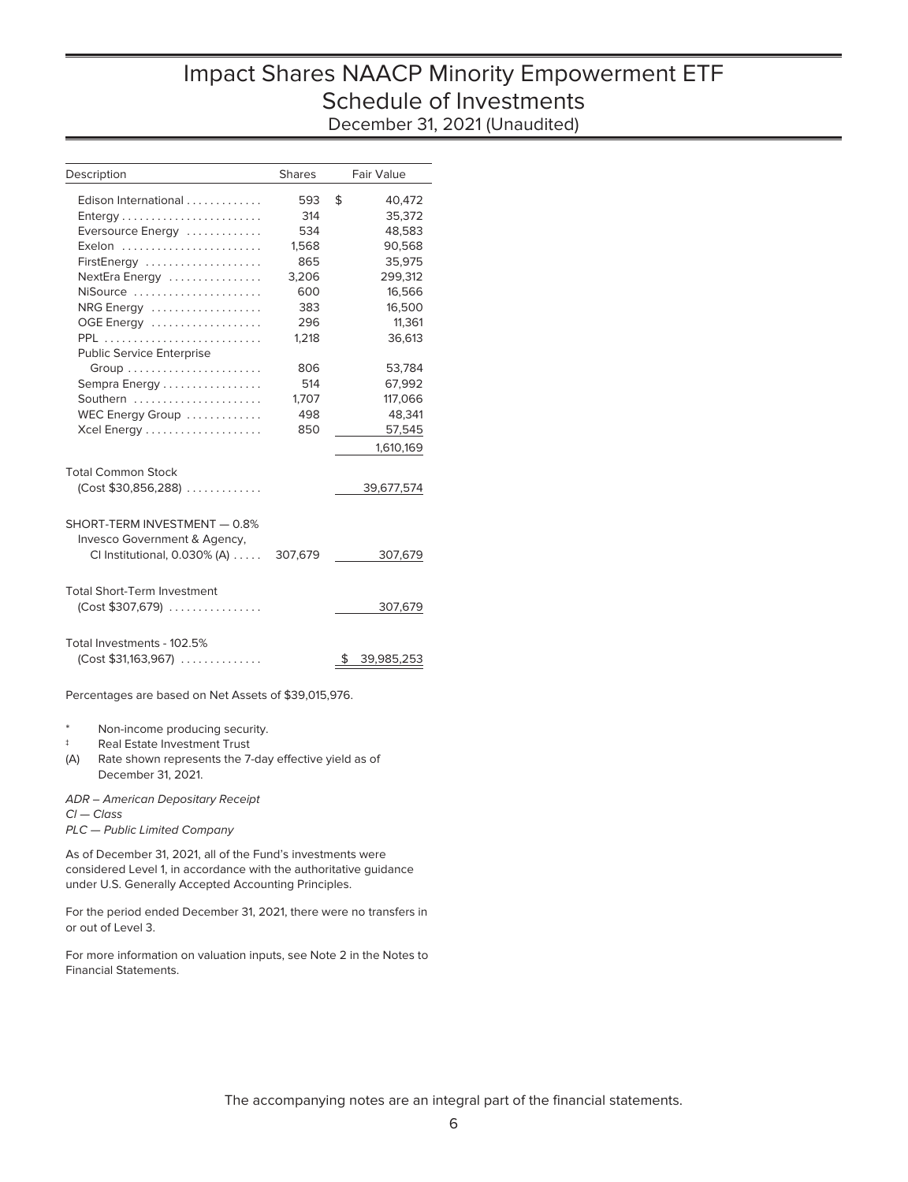# Impact Shares NAACP Minority Empowerment ETF
## Schedule of Investments
### December 31, 2021 (Unaudited)

| Description | Shares | Fair Value |
|---|---|---|
| Edison International | 593 | $ 40,472 |
| Entergy | 314 | 35,372 |
| Eversource Energy | 534 | 48,583 |
| Exelon | 1,568 | 90,568 |
| FirstEnergy | 865 | 35,975 |
| NextEra Energy | 3,206 | 299,312 |
| NiSource | 600 | 16,566 |
| NRG Energy | 383 | 16,500 |
| OGE Energy | 296 | 11,361 |
| PPL | 1,218 | 36,613 |
| Public Service Enterprise Group | 806 | 53,784 |
| Sempra Energy | 514 | 67,992 |
| Southern | 1,707 | 117,066 |
| WEC Energy Group | 498 | 48,341 |
| Xcel Energy | 850 | 57,545 |
| | | 1,610,169 |
| Total Common Stock (Cost $30,856,288) | | 39,677,574 |
| SHORT-TERM INVESTMENT — 0.8% | | |
| Invesco Government & Agency, Cl Institutional, 0.030% (A) | 307,679 | 307,679 |
| Total Short-Term Investment (Cost $307,679) | | 307,679 |
| Total Investments - 102.5% (Cost $31,163,967) | | $ 39,985,253 |

Percentages are based on Net Assets of $39,015,976.

\* Non-income producing security.

‡ Real Estate Investment Trust

(A) Rate shown represents the 7-day effective yield as of December 31, 2021.

*ADR – American Depositary Receipt*

*Cl — Class*

*PLC — Public Limited Company*

As of December 31, 2021, all of the Fund's investments were considered Level 1, in accordance with the authoritative guidance under U.S. Generally Accepted Accounting Principles.

For the period ended December 31, 2021, there were no transfers in or out of Level 3.

For more information on valuation inputs, see Note 2 in the Notes to Financial Statements.

The accompanying notes are an integral part of the financial statements.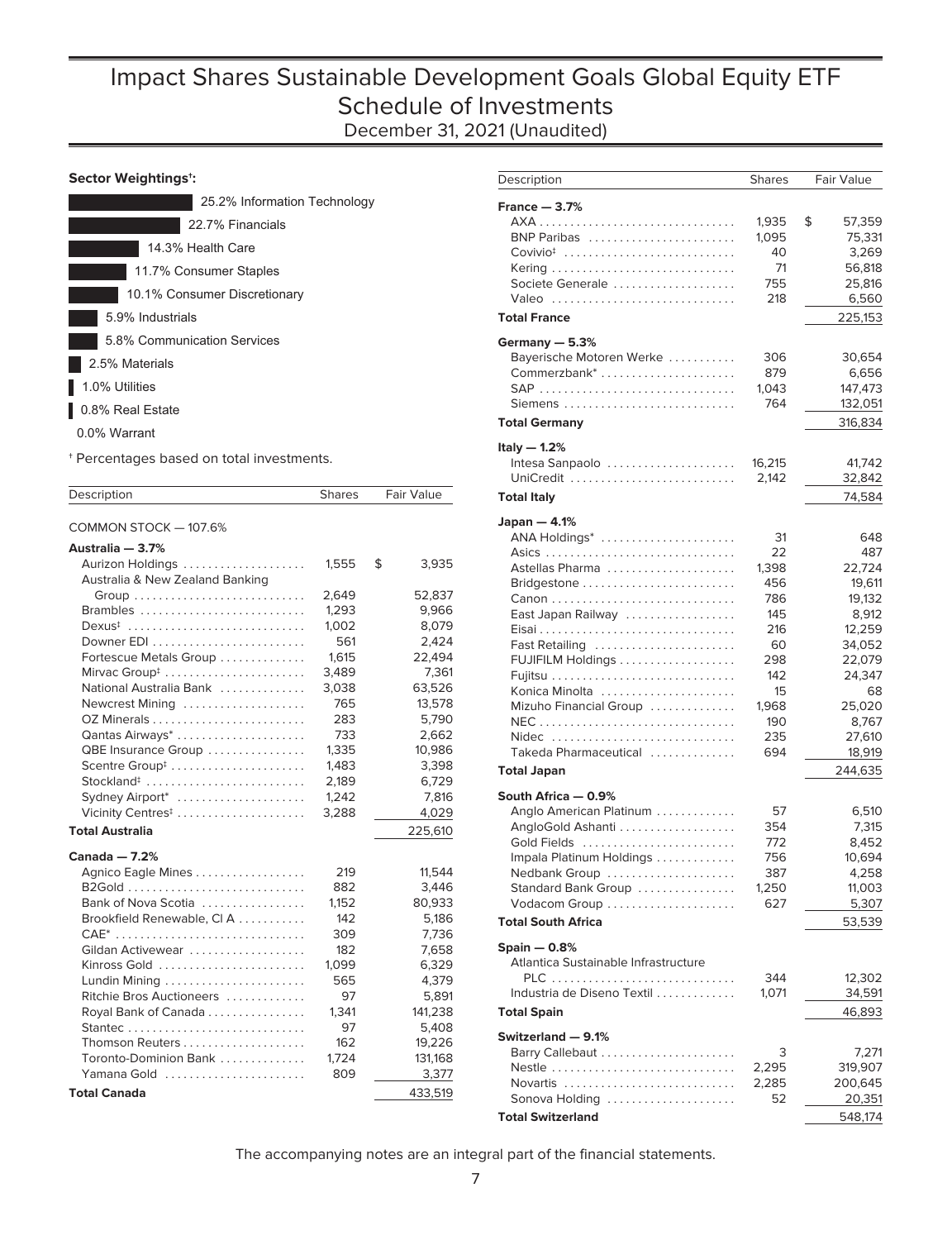# Impact Shares Sustainable Development Goals Global Equity ETF
## Schedule of Investments
December 31, 2021 (Unaudited)

**Sector Weightings†:**

- 25.2% Information Technology
- 22.7% Financials
- 14.3% Health Care
- 11.7% Consumer Staples
- 10.1% Consumer Discretionary
- 5.9% Industrials
- 5.8% Communication Services
- 2.5% Materials
- 1.0% Utilities
- 0.8% Real Estate
- 0.0% Warrant

† Percentages based on total investments.

| Description | Shares | Fair Value |
|---|---|---|
| **COMMON STOCK — 107.6%** | | |
| **Australia — 3.7%** | | |
| Aurizon Holdings | 1,555 | $ 3,935 |
| Australia & New Zealand Banking Group | 2,649 | 52,837 |
| Brambles | 1,293 | 9,966 |
| Dexus‡ | 1,002 | 8,079 |
| Downer EDI | 561 | 2,424 |
| Fortescue Metals Group | 1,615 | 22,494 |
| Mirvac Group‡ | 3,489 | 7,361 |
| National Australia Bank | 3,038 | 63,526 |
| Newcrest Mining | 765 | 13,578 |
| OZ Minerals | 283 | 5,790 |
| Qantas Airways* | 733 | 2,662 |
| QBE Insurance Group | 1,335 | 10,986 |
| Scentre Group‡ | 1,483 | 3,398 |
| Stockland‡ | 2,189 | 6,729 |
| Sydney Airport* | 1,242 | 7,816 |
| Vicinity Centres‡ | 3,288 | 4,029 |
| **Total Australia** | | 225,610 |
| **Canada — 7.2%** | | |
| Agnico Eagle Mines | 219 | 11,544 |
| B2Gold | 882 | 3,446 |
| Bank of Nova Scotia | 1,152 | 80,933 |
| Brookfield Renewable, Cl A | 142 | 5,186 |
| CAE* | 309 | 7,736 |
| Gildan Activewear | 182 | 7,658 |
| Kinross Gold | 1,099 | 6,329 |
| Lundin Mining | 565 | 4,379 |
| Ritchie Bros Auctioneers | 97 | 5,891 |
| Royal Bank of Canada | 1,341 | 141,238 |
| Stantec | 97 | 5,408 |
| Thomson Reuters | 162 | 19,226 |
| Toronto-Dominion Bank | 1,724 | 131,168 |
| Yamana Gold | 809 | 3,377 |
| **Total Canada** | | 433,519 |
| **France — 3.7%** | | |
| AXA | 1,935 | $ 57,359 |
| BNP Paribas | 1,095 | 75,331 |
| Covivio‡ | 40 | 3,269 |
| Kering | 71 | 56,818 |
| Societe Generale | 755 | 25,816 |
| Valeo | 218 | 6,560 |
| **Total France** | | 225,153 |
| **Germany — 5.3%** | | |
| Bayerische Motoren Werke | 306 | 30,654 |
| Commerzbank* | 879 | 6,656 |
| SAP | 1,043 | 147,473 |
| Siemens | 764 | 132,051 |
| **Total Germany** | | 316,834 |
| **Italy — 1.2%** | | |
| Intesa Sanpaolo | 16,215 | 41,742 |
| UniCredit | 2,142 | 32,842 |
| **Total Italy** | | 74,584 |
| **Japan — 4.1%** | | |
| ANA Holdings* | 31 | 648 |
| Asics | 22 | 487 |
| Astellas Pharma | 1,398 | 22,724 |
| Bridgestone | 456 | 19,611 |
| Canon | 786 | 19,132 |
| East Japan Railway | 145 | 8,912 |
| Eisai | 216 | 12,259 |
| Fast Retailing | 60 | 34,052 |
| FUJIFILM Holdings | 298 | 22,079 |
| Fujitsu | 142 | 24,347 |
| Konica Minolta | 15 | 68 |
| Mizuho Financial Group | 1,968 | 25,020 |
| NEC | 190 | 8,767 |
| Nidec | 235 | 27,610 |
| Takeda Pharmaceutical | 694 | 18,919 |
| **Total Japan** | | 244,635 |
| **South Africa — 0.9%** | | |
| Anglo American Platinum | 57 | 6,510 |
| AngloGold Ashanti | 354 | 7,315 |
| Gold Fields | 772 | 8,452 |
| Impala Platinum Holdings | 756 | 10,694 |
| Nedbank Group | 387 | 4,258 |
| Standard Bank Group | 1,250 | 11,003 |
| Vodacom Group | 627 | 5,307 |
| **Total South Africa** | | 53,539 |
| **Spain — 0.8%** | | |
| Atlantica Sustainable Infrastructure PLC | 344 | 12,302 |
| Industria de Diseno Textil | 1,071 | 34,591 |
| **Total Spain** | | 46,893 |
| **Switzerland — 9.1%** | | |
| Barry Callebaut | 3 | 7,271 |
| Nestle | 2,295 | 319,907 |
| Novartis | 2,285 | 200,645 |
| Sonova Holding | 52 | 20,351 |
| **Total Switzerland** | | 548,174 |

The accompanying notes are an integral part of the financial statements.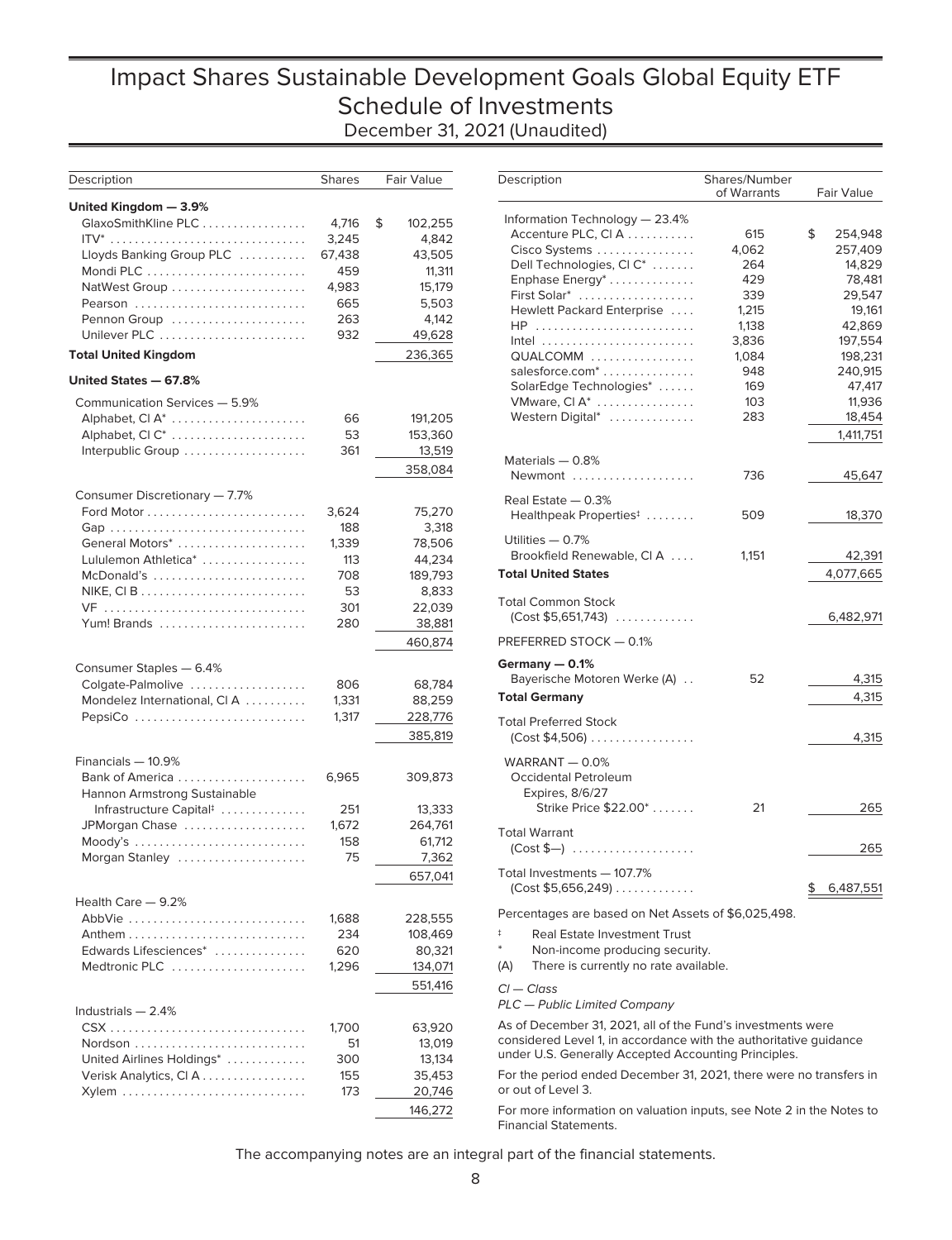# Impact Shares Sustainable Development Goals Global Equity ETF
## Schedule of Investments
### December 31, 2021 (Unaudited)

| Description | Shares | Fair Value |
|---|---|---|
| **United Kingdom — 3.9%** | | |
| GlaxoSmithKline PLC | 4,716 | $ 102,255 |
| ITV* | 3,245 | 4,842 |
| Lloyds Banking Group PLC | 67,438 | 43,505 |
| Mondi PLC | 459 | 11,311 |
| NatWest Group | 4,983 | 15,179 |
| Pearson | 665 | 5,503 |
| Pennon Group | 263 | 4,142 |
| Unilever PLC | 932 | 49,628 |
| **Total United Kingdom** | | 236,365 |
| **United States — 67.8%** | | |
| Communication Services — 5.9% | | |
| Alphabet, Cl A* | 66 | 191,205 |
| Alphabet, Cl C* | 53 | 153,360 |
| Interpublic Group | 361 | 13,519 |
| | | 358,084 |
| Consumer Discretionary — 7.7% | | |
| Ford Motor | 3,624 | 75,270 |
| Gap | 188 | 3,318 |
| General Motors* | 1,339 | 78,506 |
| Lululemon Athletica* | 113 | 44,234 |
| McDonald's | 708 | 189,793 |
| NIKE, Cl B | 53 | 8,833 |
| VF | 301 | 22,039 |
| Yum! Brands | 280 | 38,881 |
| | | 460,874 |
| Consumer Staples — 6.4% | | |
| Colgate-Palmolive | 806 | 68,784 |
| Mondelez International, Cl A | 1,331 | 88,259 |
| PepsiCo | 1,317 | 228,776 |
| | | 385,819 |
| Financials — 10.9% | | |
| Bank of America | 6,965 | 309,873 |
| Hannon Armstrong Sustainable Infrastructure Capital‡ | 251 | 13,333 |
| JPMorgan Chase | 1,672 | 264,761 |
| Moody's | 158 | 61,712 |
| Morgan Stanley | 75 | 7,362 |
| | | 657,041 |
| Health Care — 9.2% | | |
| AbbVie | 1,688 | 228,555 |
| Anthem | 234 | 108,469 |
| Edwards Lifesciences* | 620 | 80,321 |
| Medtronic PLC | 1,296 | 134,071 |
| | | 551,416 |
| Industrials — 2.4% | | |
| CSX | 1,700 | 63,920 |
| Nordson | 51 | 13,019 |
| United Airlines Holdings* | 300 | 13,134 |
| Verisk Analytics, Cl A | 155 | 35,453 |
| Xylem | 173 | 20,746 |
| | | 146,272 |

| Description | Shares/Number of Warrants | Fair Value |
|---|---|---|
| Information Technology — 23.4% | | |
| Accenture PLC, Cl A | 615 | $ 254,948 |
| Cisco Systems | 4,062 | 257,409 |
| Dell Technologies, Cl C* | 264 | 14,829 |
| Enphase Energy* | 429 | 78,481 |
| First Solar* | 339 | 29,547 |
| Hewlett Packard Enterprise | 1,215 | 19,161 |
| HP | 1,138 | 42,869 |
| Intel | 3,836 | 197,554 |
| QUALCOMM | 1,084 | 198,231 |
| salesforce.com* | 948 | 240,915 |
| SolarEdge Technologies* | 169 | 47,417 |
| VMware, Cl A* | 103 | 11,936 |
| Western Digital* | 283 | 18,454 |
| | | 1,411,751 |
| Materials — 0.8% | | |
| Newmont | 736 | 45,647 |
| Real Estate — 0.3% | | |
| Healthpeak Properties‡ | 509 | 18,370 |
| Utilities — 0.7% | | |
| Brookfield Renewable, Cl A | 1,151 | 42,391 |
| **Total United States** | | 4,077,665 |
| Total Common Stock (Cost $5,651,743) | | 6,482,971 |
| PREFERRED STOCK — 0.1% | | |
| **Germany — 0.1%** | | |
| Bayerische Motoren Werke (A) | 52 | 4,315 |
| **Total Germany** | | 4,315 |
| Total Preferred Stock (Cost $4,506) | | 4,315 |
| WARRANT — 0.0% | | |
| Occidental Petroleum Expires, 8/6/27 Strike Price $22.00* | 21 | 265 |
| Total Warrant (Cost $—) | | 265 |
| Total Investments — 107.7% (Cost $5,656,249) | | $ 6,487,551 |

Percentages are based on Net Assets of $6,025,498.

‡ Real Estate Investment Trust

\* Non-income producing security.

(A) There is currently no rate available.

*Cl — Class*

*PLC — Public Limited Company*

As of December 31, 2021, all of the Fund's investments were considered Level 1, in accordance with the authoritative guidance under U.S. Generally Accepted Accounting Principles.

For the period ended December 31, 2021, there were no transfers in or out of Level 3.

For more information on valuation inputs, see Note 2 in the Notes to Financial Statements.

The accompanying notes are an integral part of the financial statements.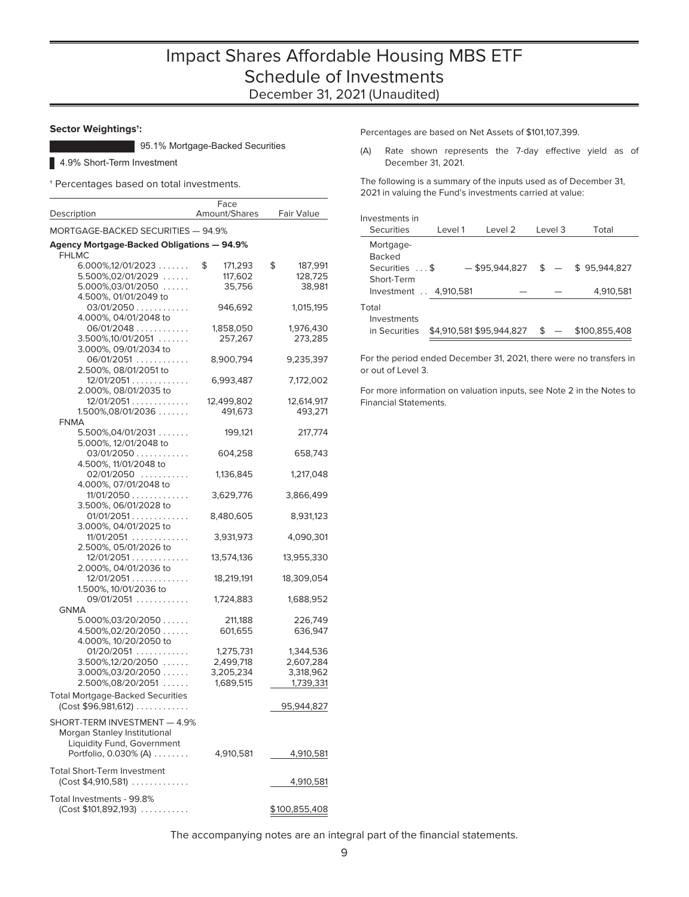# Impact Shares Affordable Housing MBS ETF
## Schedule of Investments
### December 31, 2021 (Unaudited)

**Sector Weightings†:**

95.1% Mortgage-Backed Securities

4.9% Short-Term Investment

† Percentages based on total investments.

| Description | Face Amount/Shares | Fair Value |
|---|---|---|
| MORTGAGE-BACKED SECURITIES — 94.9% | | |
| **Agency Mortgage-Backed Obligations — 94.9%** | | |
| FHLMC | | |
| 6.000%,12/01/2023 | $ 171,293 | $ 187,991 |
| 5.500%,02/01/2029 | 117,602 | 128,725 |
| 5.000%,03/01/2050 | 35,756 | 38,981 |
| 4.500%, 01/01/2049 to 03/01/2050 | 946,692 | 1,015,195 |
| 4.000%, 04/01/2048 to 06/01/2048 | 1,858,050 | 1,976,430 |
| 3.500%,10/01/2051 | 257,267 | 273,285 |
| 3.000%, 09/01/2034 to 06/01/2051 | 8,900,794 | 9,235,397 |
| 2.500%, 08/01/2051 to 12/01/2051 | 6,993,487 | 7,172,002 |
| 2.000%, 08/01/2035 to 12/01/2051 | 12,499,802 | 12,614,917 |
| 1.500%,08/01/2036 | 491,673 | 493,271 |
| FNMA | | |
| 5.500%,04/01/2031 | 199,121 | 217,774 |
| 5.000%, 12/01/2048 to 03/01/2050 | 604,258 | 658,743 |
| 4.500%, 11/01/2048 to 02/01/2050 | 1,136,845 | 1,217,048 |
| 4.000%, 07/01/2048 to 11/01/2050 | 3,629,776 | 3,866,499 |
| 3.500%, 06/01/2028 to 01/01/2051 | 8,480,605 | 8,931,123 |
| 3.000%, 04/01/2025 to 11/01/2051 | 3,931,973 | 4,090,301 |
| 2.500%, 05/01/2026 to 12/01/2051 | 13,574,136 | 13,955,330 |
| 2.000%, 04/01/2036 to 12/01/2051 | 18,219,191 | 18,309,054 |
| 1.500%, 10/01/2036 to 09/01/2051 | 1,724,883 | 1,688,952 |
| GNMA | | |
| 5.000%,03/20/2050 | 211,188 | 226,749 |
| 4.500%,02/20/2050 | 601,655 | 636,947 |
| 4.000%, 10/20/2050 to 01/20/2051 | 1,275,731 | 1,344,536 |
| 3.500%,12/20/2050 | 2,499,718 | 2,607,284 |
| 3.000%,03/20/2050 | 3,205,234 | 3,318,962 |
| 2.500%,08/20/2051 | 1,689,515 | 1,739,331 |
| Total Mortgage-Backed Securities (Cost $96,981,612) | | 95,944,827 |
| SHORT-TERM INVESTMENT — 4.9% | | |
| Morgan Stanley Institutional Liquidity Fund, Government Portfolio, 0.030% (A) | 4,910,581 | 4,910,581 |
| Total Short-Term Investment (Cost $4,910,581) | | 4,910,581 |
| Total Investments - 99.8% (Cost $101,892,193) | | $100,855,408 |

Percentages are based on Net Assets of $101,107,399.

(A) Rate shown represents the 7-day effective yield as of December 31, 2021.

The following is a summary of the inputs used as of December 31, 2021 in valuing the Fund's investments carried at value:

| Investments in Securities | Level 1 | Level 2 | Level 3 | Total |
|---|---|---|---|---|
| Mortgage-Backed Securities | $ — | $95,944,827 | $ — | $ 95,944,827 |
| Short-Term Investment | 4,910,581 | — | — | 4,910,581 |
| Total Investments in Securities | $4,910,581 | $95,944,827 | $ — | $100,855,408 |

For the period ended December 31, 2021, there were no transfers in or out of Level 3.

For more information on valuation inputs, see Note 2 in the Notes to Financial Statements.

The accompanying notes are an integral part of the financial statements.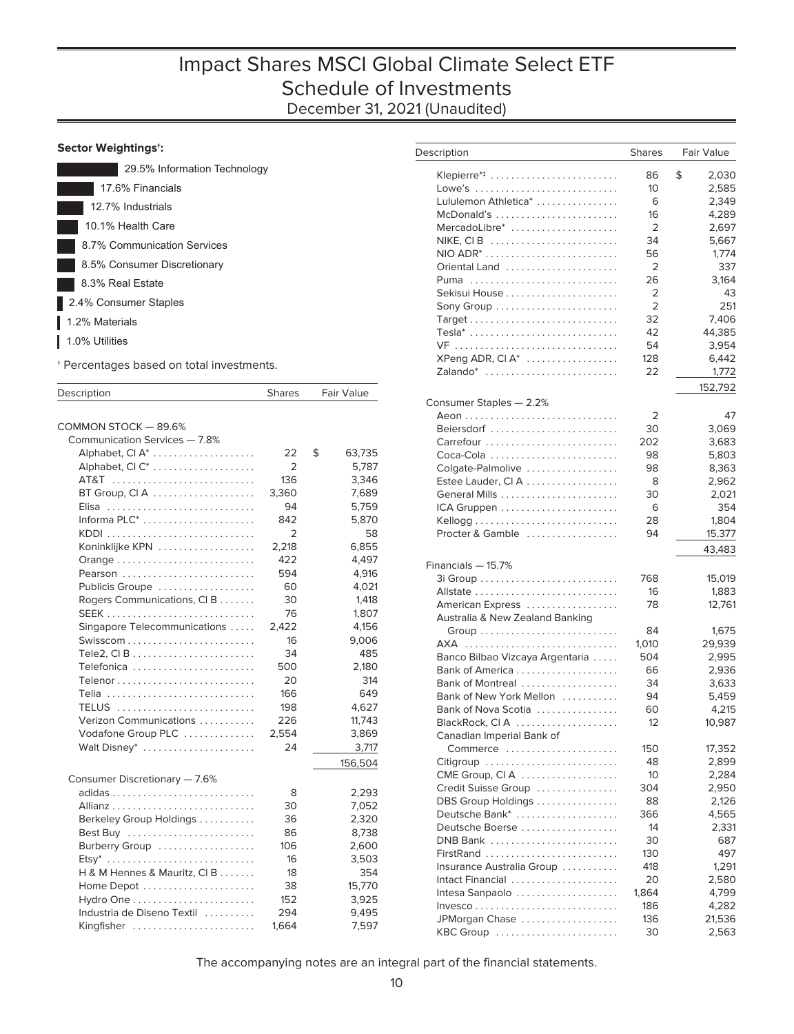# Impact Shares MSCI Global Climate Select ETF
## Schedule of Investments
December 31, 2021 (Unaudited)

**Sector Weightings†:**

- 29.5% Information Technology
- 17.6% Financials
- 12.7% Industrials
- 10.1% Health Care
- 8.7% Communication Services
- 8.5% Consumer Discretionary
- 8.3% Real Estate
- 2.4% Consumer Staples
- 1.2% Materials
- 1.0% Utilities

† Percentages based on total investments.

| Description | Shares | Fair Value |
|---|---|---|
| COMMON STOCK — 89.6% | | |
| Communication Services — 7.8% | | |
| Alphabet, Cl A* | 22 | $ 63,735 |
| Alphabet, Cl C* | 2 | 5,787 |
| AT&T | 136 | 3,346 |
| BT Group, Cl A | 3,360 | 7,689 |
| Elisa | 94 | 5,759 |
| Informa PLC* | 842 | 5,870 |
| KDDI | 2 | 58 |
| Koninklijke KPN | 2,218 | 6,855 |
| Orange | 422 | 4,497 |
| Pearson | 594 | 4,916 |
| Publicis Groupe | 60 | 4,021 |
| Rogers Communications, Cl B | 30 | 1,418 |
| SEEK | 76 | 1,807 |
| Singapore Telecommunications | 2,422 | 4,156 |
| Swisscom | 16 | 9,006 |
| Tele2, Cl B | 34 | 485 |
| Telefonica | 500 | 2,180 |
| Telenor | 20 | 314 |
| Telia | 166 | 649 |
| TELUS | 198 | 4,627 |
| Verizon Communications | 226 | 11,743 |
| Vodafone Group PLC | 2,554 | 3,869 |
| Walt Disney* | 24 | 3,717 |
| | | 156,504 |
| Consumer Discretionary — 7.6% | | |
| adidas | 8 | 2,293 |
| Allianz | 30 | 7,052 |
| Berkeley Group Holdings | 36 | 2,320 |
| Best Buy | 86 | 8,738 |
| Burberry Group | 106 | 2,600 |
| Etsy* | 16 | 3,503 |
| H & M Hennes & Mauritz, Cl B | 18 | 354 |
| Home Depot | 38 | 15,770 |
| Hydro One | 152 | 3,925 |
| Industria de Diseno Textil | 294 | 9,495 |
| Kingfisher | 1,664 | 7,597 |
| Klepierre*‡ | 86 | $ 2,030 |
| Lowe's | 10 | 2,585 |
| Lululemon Athletica* | 6 | 2,349 |
| McDonald's | 16 | 4,289 |
| MercadoLibre* | 2 | 2,697 |
| NIKE, Cl B | 34 | 5,667 |
| NIO ADR* | 56 | 1,774 |
| Oriental Land | 2 | 337 |
| Puma | 26 | 3,164 |
| Sekisui House | 2 | 43 |
| Sony Group | 2 | 251 |
| Target | 32 | 7,406 |
| Tesla* | 42 | 44,385 |
| VF | 54 | 3,954 |
| XPeng ADR, Cl A* | 128 | 6,442 |
| Zalando* | 22 | 1,772 |
| | | 152,792 |
| Consumer Staples — 2.2% | | |
| Aeon | 2 | 47 |
| Beiersdorf | 30 | 3,069 |
| Carrefour | 202 | 3,683 |
| Coca-Cola | 98 | 5,803 |
| Colgate-Palmolive | 98 | 8,363 |
| Estee Lauder, Cl A | 8 | 2,962 |
| General Mills | 30 | 2,021 |
| ICA Gruppen | 6 | 354 |
| Kellogg | 28 | 1,804 |
| Procter & Gamble | 94 | 15,377 |
| | | 43,483 |
| Financials — 15.7% | | |
| 3i Group | 768 | 15,019 |
| Allstate | 16 | 1,883 |
| American Express | 78 | 12,761 |
| Australia & New Zealand Banking Group | 84 | 1,675 |
| AXA | 1,010 | 29,939 |
| Banco Bilbao Vizcaya Argentaria | 504 | 2,995 |
| Bank of America | 66 | 2,936 |
| Bank of Montreal | 34 | 3,633 |
| Bank of New York Mellon | 94 | 5,459 |
| Bank of Nova Scotia | 60 | 4,215 |
| BlackRock, Cl A | 12 | 10,987 |
| Canadian Imperial Bank of Commerce | 150 | 17,352 |
| Citigroup | 48 | 2,899 |
| CME Group, Cl A | 10 | 2,284 |
| Credit Suisse Group | 304 | 2,950 |
| DBS Group Holdings | 88 | 2,126 |
| Deutsche Bank* | 366 | 4,565 |
| Deutsche Boerse | 14 | 2,331 |
| DNB Bank | 30 | 687 |
| FirstRand | 130 | 497 |
| Insurance Australia Group | 418 | 1,291 |
| Intact Financial | 20 | 2,580 |
| Intesa Sanpaolo | 1,864 | 4,799 |
| Invesco | 186 | 4,282 |
| JPMorgan Chase | 136 | 21,536 |
| KBC Group | 30 | 2,563 |

The accompanying notes are an integral part of the financial statements.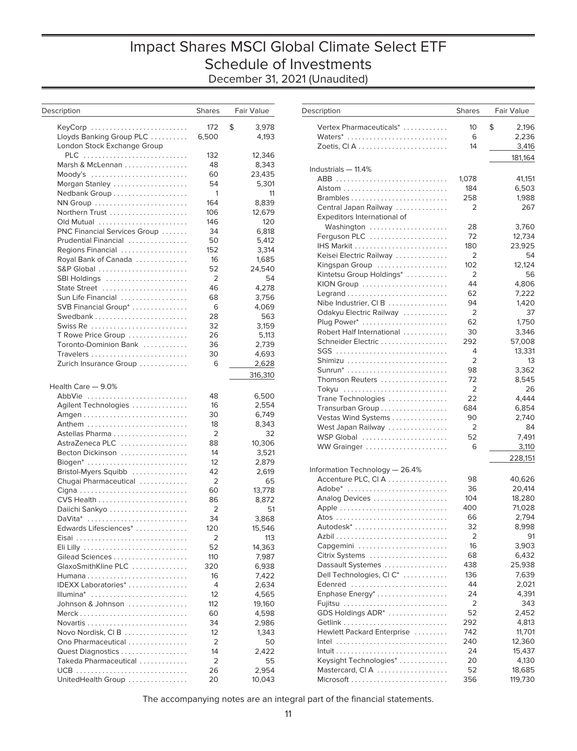# Impact Shares MSCI Global Climate Select ETF
## Schedule of Investments
December 31, 2021 (Unaudited)

| Description | Shares | Fair Value |
|---|---|---|
| KeyCorp | 172 | $ 3,978 |
| Lloyds Banking Group PLC | 6,500 | 4,193 |
| London Stock Exchange Group PLC | 132 | 12,346 |
| Marsh & McLennan | 48 | 8,343 |
| Moody's | 60 | 23,435 |
| Morgan Stanley | 54 | 5,301 |
| Nedbank Group | 1 | 11 |
| NN Group | 164 | 8,839 |
| Northern Trust | 106 | 12,679 |
| Old Mutual | 146 | 120 |
| PNC Financial Services Group | 34 | 6,818 |
| Prudential Financial | 50 | 5,412 |
| Regions Financial | 152 | 3,314 |
| Royal Bank of Canada | 16 | 1,685 |
| S&P Global | 52 | 24,540 |
| SBI Holdings | 2 | 54 |
| State Street | 46 | 4,278 |
| Sun Life Financial | 68 | 3,756 |
| SVB Financial Group* | 6 | 4,069 |
| Swedbank | 28 | 563 |
| Swiss Re | 32 | 3,159 |
| T Rowe Price Group | 26 | 5,113 |
| Toronto-Dominion Bank | 36 | 2,739 |
| Travelers | 30 | 4,693 |
| Zurich Insurance Group | 6 | 2,628 |
| | | 316,310 |
| Health Care — 9.0% | | |
| AbbVie | 48 | 6,500 |
| Agilent Technologies | 16 | 2,554 |
| Amgen | 30 | 6,749 |
| Anthem | 18 | 8,343 |
| Astellas Pharma | 2 | 32 |
| AstraZeneca PLC | 88 | 10,306 |
| Becton Dickinson | 14 | 3,521 |
| Biogen* | 12 | 2,879 |
| Bristol-Myers Squibb | 42 | 2,619 |
| Chugai Pharmaceutical | 2 | 65 |
| Cigna | 60 | 13,778 |
| CVS Health | 86 | 8,872 |
| Daiichi Sankyo | 2 | 51 |
| DaVita* | 34 | 3,868 |
| Edwards Lifesciences* | 120 | 15,546 |
| Eisai | 2 | 113 |
| Eli Lilly | 52 | 14,363 |
| Gilead Sciences | 110 | 7,987 |
| GlaxoSmithKline PLC | 320 | 6,938 |
| Humana | 16 | 7,422 |
| IDEXX Laboratories* | 4 | 2,634 |
| Illumina* | 12 | 4,565 |
| Johnson & Johnson | 112 | 19,160 |
| Merck | 60 | 4,598 |
| Novartis | 34 | 2,986 |
| Novo Nordisk, Cl B | 12 | 1,343 |
| Ono Pharmaceutical | 2 | 50 |
| Quest Diagnostics | 14 | 2,422 |
| Takeda Pharmaceutical | 2 | 55 |
| UCB | 26 | 2,954 |
| UnitedHealth Group | 20 | 10,043 |
| Vertex Pharmaceuticals* | 10 | $ 2,196 |
| Waters* | 6 | 2,236 |
| Zoetis, Cl A | 14 | 3,416 |
| | | 181,164 |
| Industrials — 11.4% | | |
| ABB | 1,078 | 41,151 |
| Alstom | 184 | 6,503 |
| Brambles | 258 | 1,988 |
| Central Japan Railway | 2 | 267 |
| Expeditors International of Washington | 28 | 3,760 |
| Ferguson PLC | 72 | 12,734 |
| IHS Markit | 180 | 23,925 |
| Keisei Electric Railway | 2 | 54 |
| Kingspan Group | 102 | 12,124 |
| Kintetsu Group Holdings* | 2 | 56 |
| KION Group | 44 | 4,806 |
| Legrand | 62 | 7,222 |
| Nibe Industrier, Cl B | 94 | 1,420 |
| Odakyu Electric Railway | 2 | 37 |
| Plug Power* | 62 | 1,750 |
| Robert Half International | 30 | 3,346 |
| Schneider Electric | 292 | 57,008 |
| SGS | 4 | 13,331 |
| Shimizu | 2 | 13 |
| Sunrun* | 98 | 3,362 |
| Thomson Reuters | 72 | 8,545 |
| Tokyu | 2 | 26 |
| Trane Technologies | 22 | 4,444 |
| Transurban Group | 684 | 6,854 |
| Vestas Wind Systems | 90 | 2,740 |
| West Japan Railway | 2 | 84 |
| WSP Global | 52 | 7,491 |
| WW Grainger | 6 | 3,110 |
| | | 228,151 |
| Information Technology — 26.4% | | |
| Accenture PLC, Cl A | 98 | 40,626 |
| Adobe* | 36 | 20,414 |
| Analog Devices | 104 | 18,280 |
| Apple | 400 | 71,028 |
| Atos | 66 | 2,794 |
| Autodesk* | 32 | 8,998 |
| Azbil | 2 | 91 |
| Capgemini | 16 | 3,903 |
| Citrix Systems | 68 | 6,432 |
| Dassault Systemes | 438 | 25,938 |
| Dell Technologies, Cl C* | 136 | 7,639 |
| Edenred | 44 | 2,021 |
| Enphase Energy* | 24 | 4,391 |
| Fujitsu | 2 | 343 |
| GDS Holdings ADR* | 52 | 2,452 |
| Getlink | 292 | 4,813 |
| Hewlett Packard Enterprise | 742 | 11,701 |
| Intel | 240 | 12,360 |
| Intuit | 24 | 15,437 |
| Keysight Technologies* | 20 | 4,130 |
| Mastercard, Cl A | 52 | 18,685 |
| Microsoft | 356 | 119,730 |

The accompanying notes are an integral part of the financial statements.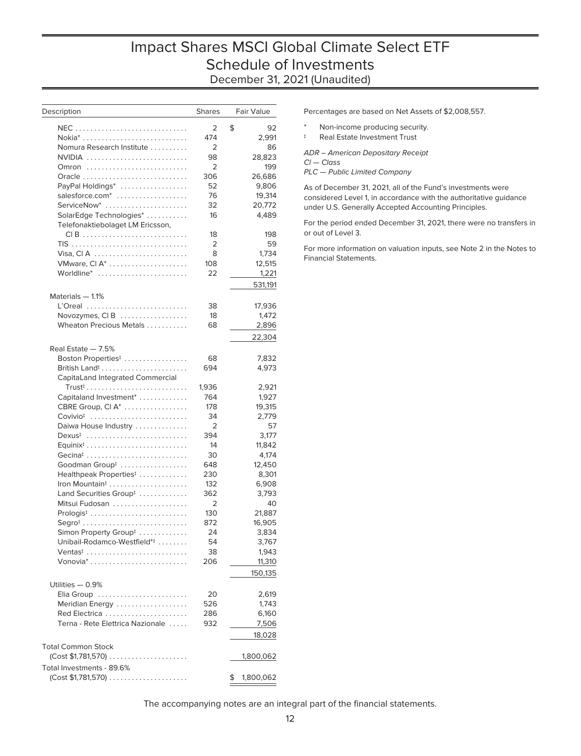# Impact Shares MSCI Global Climate Select ETF
## Schedule of Investments
### December 31, 2021 (Unaudited)

| Description | Shares | Fair Value |
|---|---|---|
| NEC | 2 | $ 92 |
| Nokia* | 474 | 2,991 |
| Nomura Research Institute | 2 | 86 |
| NVIDIA | 98 | 28,823 |
| Omron | 2 | 199 |
| Oracle | 306 | 26,686 |
| PayPal Holdings* | 52 | 9,806 |
| salesforce.com* | 76 | 19,314 |
| ServiceNow* | 32 | 20,772 |
| SolarEdge Technologies* | 16 | 4,489 |
| Telefonaktiebolaget LM Ericsson, Cl B | 18 | 198 |
| TIS | 2 | 59 |
| Visa, Cl A | 8 | 1,734 |
| VMware, Cl A* | 108 | 12,515 |
| Worldline* | 22 | 1,221 |
| | | 531,191 |
| Materials — 1.1% | | |
| L'Oreal | 38 | 17,936 |
| Novozymes, Cl B | 18 | 1,472 |
| Wheaton Precious Metals | 68 | 2,896 |
| | | 22,304 |
| Real Estate — 7.5% | | |
| Boston Properties‡ | 68 | 7,832 |
| British Land‡ | 694 | 4,973 |
| CapitaLand Integrated Commercial Trust‡ | 1,936 | 2,921 |
| Capitaland Investment* | 764 | 1,927 |
| CBRE Group, Cl A* | 178 | 19,315 |
| Covivio‡ | 34 | 2,779 |
| Daiwa House Industry | 2 | 57 |
| Dexus‡ | 394 | 3,177 |
| Equinix‡ | 14 | 11,842 |
| Gecina‡ | 30 | 4,174 |
| Goodman Group‡ | 648 | 12,450 |
| Healthpeak Properties‡ | 230 | 8,301 |
| Iron Mountain‡ | 132 | 6,908 |
| Land Securities Group‡ | 362 | 3,793 |
| Mitsui Fudosan | 2 | 40 |
| Prologis‡ | 130 | 21,887 |
| Segro‡ | 872 | 16,905 |
| Simon Property Group‡ | 24 | 3,834 |
| Unibail-Rodamco-Westfield*‡ | 54 | 3,767 |
| Ventas‡ | 38 | 1,943 |
| Vonovia* | 206 | 11,310 |
| | | 150,135 |
| Utilities — 0.9% | | |
| Elia Group | 20 | 2,619 |
| Meridian Energy | 526 | 1,743 |
| Red Electrica | 286 | 6,160 |
| Terna - Rete Elettrica Nazionale | 932 | 7,506 |
| | | 18,028 |
| Total Common Stock (Cost $1,781,570) | | 1,800,062 |
| Total Investments - 89.6% (Cost $1,781,570) | | $ 1,800,062 |

Percentages are based on Net Assets of $2,008,557.

\* Non-income producing security.

‡ Real Estate Investment Trust

*ADR – American Depositary Receipt*
*Cl — Class*
*PLC — Public Limited Company*

As of December 31, 2021, all of the Fund's investments were considered Level 1, in accordance with the authoritative guidance under U.S. Generally Accepted Accounting Principles.

For the period ended December 31, 2021, there were no transfers in or out of Level 3.

For more information on valuation inputs, see Note 2 in the Notes to Financial Statements.

The accompanying notes are an integral part of the financial statements.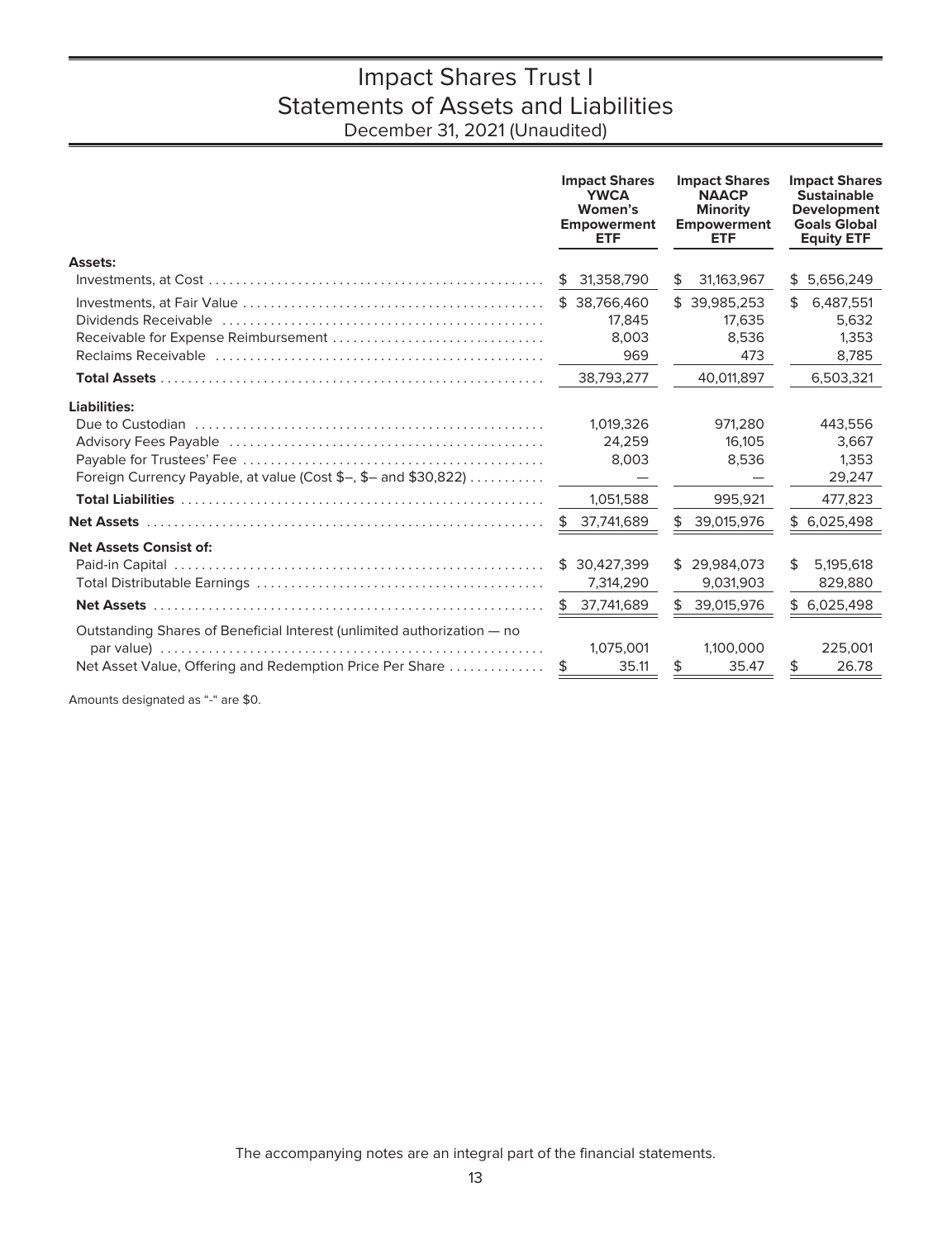# Impact Shares Trust I

## Statements of Assets and Liabilities

December 31, 2021 (Unaudited)

| | Impact Shares YWCA Women's Empowerment ETF | Impact Shares NAACP Minority Empowerment ETF | Impact Shares Sustainable Development Goals Global Equity ETF |
|---|---|---|---|
| **Assets:** | | | |
| Investments, at Cost | $ 31,358,790 | $ 31,163,967 | $ 5,656,249 |
| Investments, at Fair Value | $ 38,766,460 | $ 39,985,253 | $ 6,487,551 |
| Dividends Receivable | 17,845 | 17,635 | 5,632 |
| Receivable for Expense Reimbursement | 8,003 | 8,536 | 1,353 |
| Reclaims Receivable | 969 | 473 | 8,785 |
| **Total Assets** | 38,793,277 | 40,011,897 | 6,503,321 |
| **Liabilities:** | | | |
| Due to Custodian | 1,019,326 | 971,280 | 443,556 |
| Advisory Fees Payable | 24,259 | 16,105 | 3,667 |
| Payable for Trustees' Fee | 8,003 | 8,536 | 1,353 |
| Foreign Currency Payable, at value (Cost $–, $– and $30,822) | — | — | 29,247 |
| **Total Liabilities** | 1,051,588 | 995,921 | 477,823 |
| **Net Assets** | $ 37,741,689 | $ 39,015,976 | $ 6,025,498 |
| **Net Assets Consist of:** | | | |
| Paid-in Capital | $ 30,427,399 | $ 29,984,073 | $ 5,195,618 |
| Total Distributable Earnings | 7,314,290 | 9,031,903 | 829,880 |
| **Net Assets** | $ 37,741,689 | $ 39,015,976 | $ 6,025,498 |
| Outstanding Shares of Beneficial Interest (unlimited authorization — no par value) | 1,075,001 | 1,100,000 | 225,001 |
| Net Asset Value, Offering and Redemption Price Per Share | $ 35.11 | $ 35.47 | $ 26.78 |

Amounts designated as "-" are $0.

The accompanying notes are an integral part of the financial statements.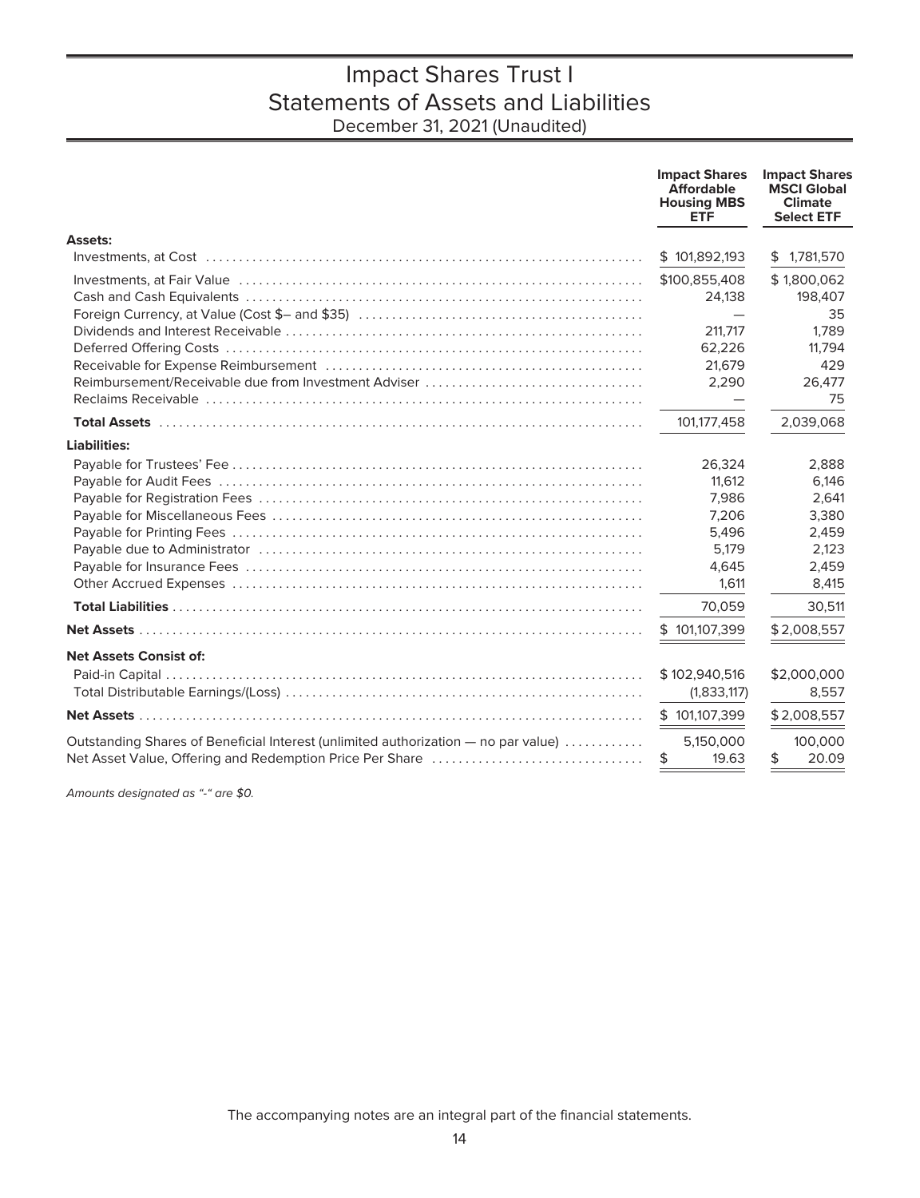# Impact Shares Trust I

## Statements of Assets and Liabilities

December 31, 2021 (Unaudited)

| | Impact Shares Affordable Housing MBS ETF | Impact Shares MSCI Global Climate Select ETF |
|---|---|---|
| **Assets:** | | |
| Investments, at Cost | $ 101,892,193 | $ 1,781,570 |
| Investments, at Fair Value | $100,855,408 | $ 1,800,062 |
| Cash and Cash Equivalents | 24,138 | 198,407 |
| Foreign Currency, at Value (Cost $– and $35) | — | 35 |
| Dividends and Interest Receivable | 211,717 | 1,789 |
| Deferred Offering Costs | 62,226 | 11,794 |
| Receivable for Expense Reimbursement | 21,679 | 429 |
| Reimbursement/Receivable due from Investment Adviser | 2,290 | 26,477 |
| Reclaims Receivable | — | 75 |
| **Total Assets** | 101,177,458 | 2,039,068 |
| **Liabilities:** | | |
| Payable for Trustees' Fee | 26,324 | 2,888 |
| Payable for Audit Fees | 11,612 | 6,146 |
| Payable for Registration Fees | 7,986 | 2,641 |
| Payable for Miscellaneous Fees | 7,206 | 3,380 |
| Payable for Printing Fees | 5,496 | 2,459 |
| Payable due to Administrator | 5,179 | 2,123 |
| Payable for Insurance Fees | 4,645 | 2,459 |
| Other Accrued Expenses | 1,611 | 8,415 |
| **Total Liabilities** | 70,059 | 30,511 |
| **Net Assets** | $ 101,107,399 | $ 2,008,557 |
| **Net Assets Consist of:** | | |
| Paid-in Capital | $ 102,940,516 | $2,000,000 |
| Total Distributable Earnings/(Loss) | (1,833,117) | 8,557 |
| **Net Assets** | $ 101,107,399 | $ 2,008,557 |
| Outstanding Shares of Beneficial Interest (unlimited authorization — no par value) | 5,150,000 | 100,000 |
| Net Asset Value, Offering and Redemption Price Per Share | $ 19.63 | $ 20.09 |

*Amounts designated as "-" are $0.*

The accompanying notes are an integral part of the financial statements.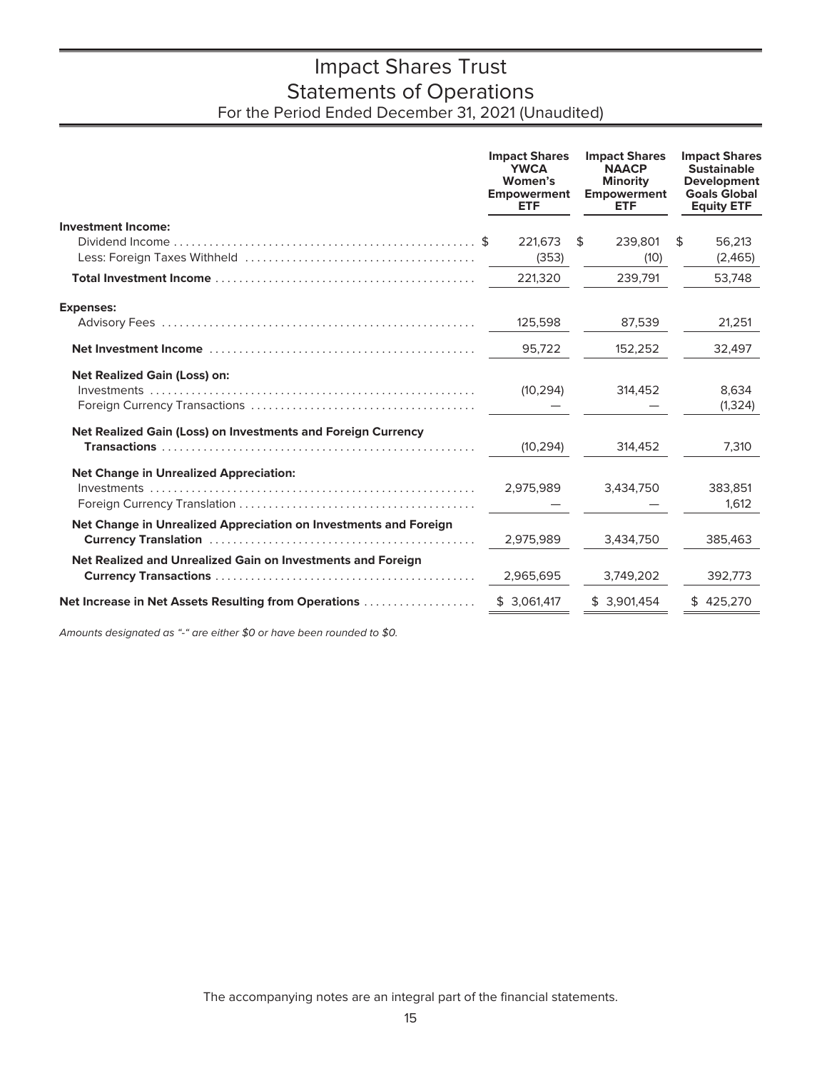# Impact Shares Trust
## Statements of Operations
### For the Period Ended December 31, 2021 (Unaudited)

| | Impact Shares YWCA Women's Empowerment ETF | Impact Shares NAACP Minority Empowerment ETF | Impact Shares Sustainable Development Goals Global Equity ETF |
|---|---|---|---|
| **Investment Income:** | | | |
| Dividend Income | $ 221,673 | $ 239,801 | $ 56,213 |
| Less: Foreign Taxes Withheld | (353) | (10) | (2,465) |
| **Total Investment Income** | 221,320 | 239,791 | 53,748 |
| **Expenses:** | | | |
| Advisory Fees | 125,598 | 87,539 | 21,251 |
| **Net Investment Income** | 95,722 | 152,252 | 32,497 |
| **Net Realized Gain (Loss) on:** | | | |
| Investments | (10,294) | 314,452 | 8,634 |
| Foreign Currency Transactions | — | — | (1,324) |
| **Net Realized Gain (Loss) on Investments and Foreign Currency Transactions** | (10,294) | 314,452 | 7,310 |
| **Net Change in Unrealized Appreciation:** | | | |
| Investments | 2,975,989 | 3,434,750 | 383,851 |
| Foreign Currency Translation | — | — | 1,612 |
| **Net Change in Unrealized Appreciation on Investments and Foreign Currency Translation** | 2,975,989 | 3,434,750 | 385,463 |
| **Net Realized and Unrealized Gain on Investments and Foreign Currency Transactions** | 2,965,695 | 3,749,202 | 392,773 |
| **Net Increase in Net Assets Resulting from Operations** | $ 3,061,417 | $ 3,901,454 | $ 425,270 |

*Amounts designated as "-" are either $0 or have been rounded to $0.*

The accompanying notes are an integral part of the financial statements.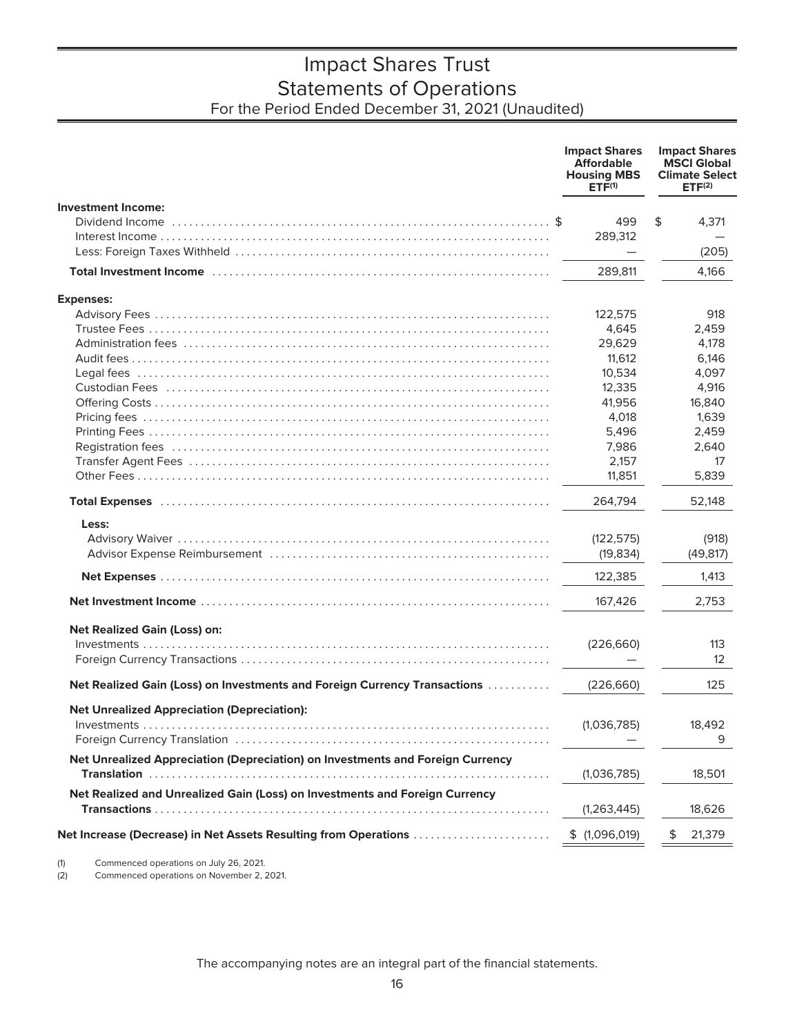# Impact Shares Trust
## Statements of Operations
### For the Period Ended December 31, 2021 (Unaudited)

| | Impact Shares Affordable Housing MBS ETF[(1)] | Impact Shares MSCI Global Climate Select ETF[(2)] |
|---|---|---|
| **Investment Income:** | | |
| Dividend Income | $ 499 | $ 4,371 |
| Interest Income | 289,312 | — |
| Less: Foreign Taxes Withheld | — | (205) |
| **Total Investment Income** | 289,811 | 4,166 |
| **Expenses:** | | |
| Advisory Fees | 122,575 | 918 |
| Trustee Fees | 4,645 | 2,459 |
| Administration fees | 29,629 | 4,178 |
| Audit fees | 11,612 | 6,146 |
| Legal fees | 10,534 | 4,097 |
| Custodian Fees | 12,335 | 4,916 |
| Offering Costs | 41,956 | 16,840 |
| Pricing fees | 4,018 | 1,639 |
| Printing Fees | 5,496 | 2,459 |
| Registration fees | 7,986 | 2,640 |
| Transfer Agent Fees | 2,157 | 17 |
| Other Fees | 11,851 | 5,839 |
| **Total Expenses** | 264,794 | 52,148 |
| **Less:** | | |
| Advisory Waiver | (122,575) | (918) |
| Advisor Expense Reimbursement | (19,834) | (49,817) |
| **Net Expenses** | 122,385 | 1,413 |
| **Net Investment Income** | 167,426 | 2,753 |
| **Net Realized Gain (Loss) on:** | | |
| Investments | (226,660) | 113 |
| Foreign Currency Transactions | — | 12 |
| **Net Realized Gain (Loss) on Investments and Foreign Currency Transactions** | (226,660) | 125 |
| **Net Unrealized Appreciation (Depreciation):** | | |
| Investments | (1,036,785) | 18,492 |
| Foreign Currency Translation | — | 9 |
| **Net Unrealized Appreciation (Depreciation) on Investments and Foreign Currency Translation** | (1,036,785) | 18,501 |
| **Net Realized and Unrealized Gain (Loss) on Investments and Foreign Currency Transactions** | (1,263,445) | 18,626 |
| **Net Increase (Decrease) in Net Assets Resulting from Operations** | $ (1,096,019) | $ 21,379 |

(1) Commenced operations on July 26, 2021.
(2) Commenced operations on November 2, 2021.

The accompanying notes are an integral part of the financial statements.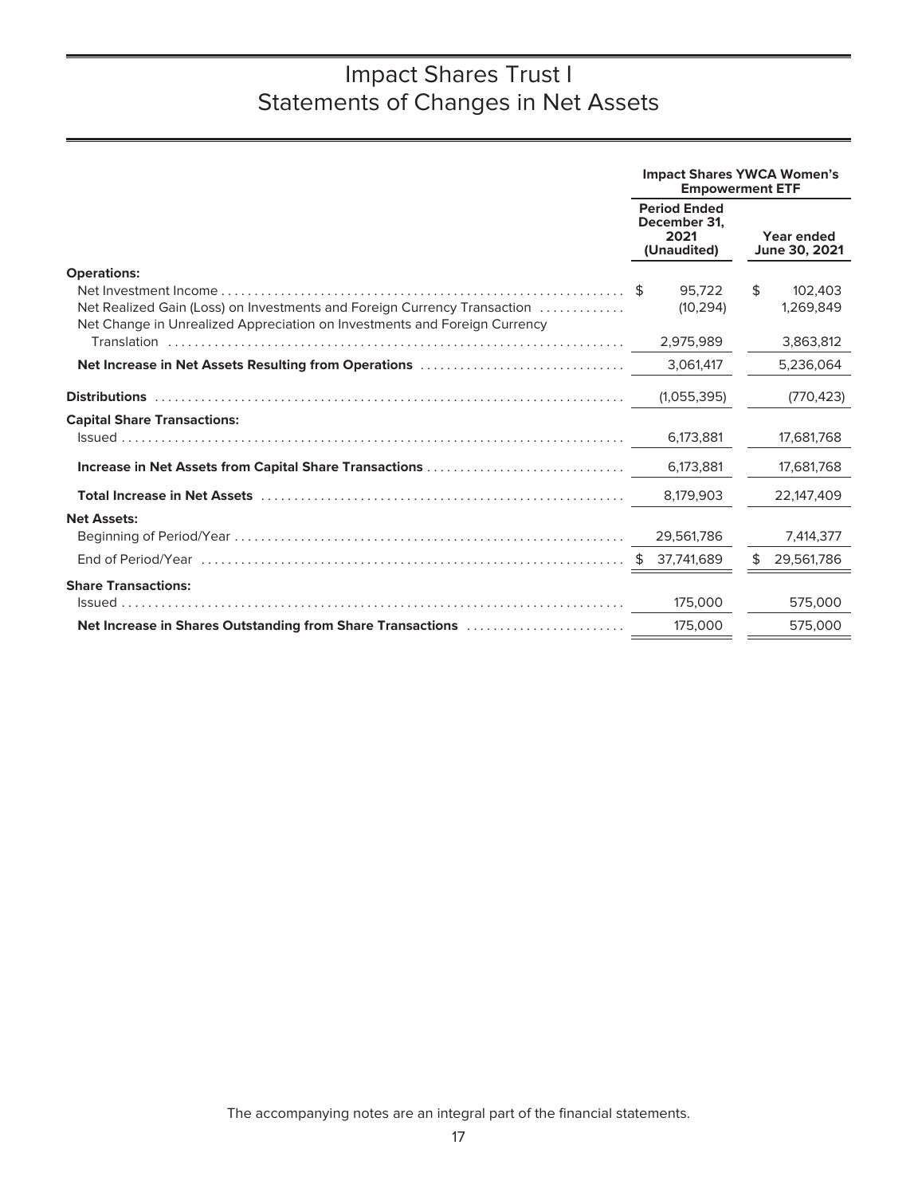# Impact Shares Trust I
# Statements of Changes in Net Assets

| | Impact Shares YWCA Women's Empowerment ETF | |
|---|---|---|
| | Period Ended December 31, 2021 (Unaudited) | Year ended June 30, 2021 |
| **Operations:** | | |
| Net Investment Income | $ 95,722 | $ 102,403 |
| Net Realized Gain (Loss) on Investments and Foreign Currency Transaction | (10,294) | 1,269,849 |
| Net Change in Unrealized Appreciation on Investments and Foreign Currency Translation | 2,975,989 | 3,863,812 |
| **Net Increase in Net Assets Resulting from Operations** | 3,061,417 | 5,236,064 |
| **Distributions** | (1,055,395) | (770,423) |
| **Capital Share Transactions:** | | |
| Issued | 6,173,881 | 17,681,768 |
| **Increase in Net Assets from Capital Share Transactions** | 6,173,881 | 17,681,768 |
| **Total Increase in Net Assets** | 8,179,903 | 22,147,409 |
| **Net Assets:** | | |
| Beginning of Period/Year | 29,561,786 | 7,414,377 |
| End of Period/Year | $ 37,741,689 | $ 29,561,786 |
| **Share Transactions:** | | |
| Issued | 175,000 | 575,000 |
| **Net Increase in Shares Outstanding from Share Transactions** | 175,000 | 575,000 |

The accompanying notes are an integral part of the financial statements.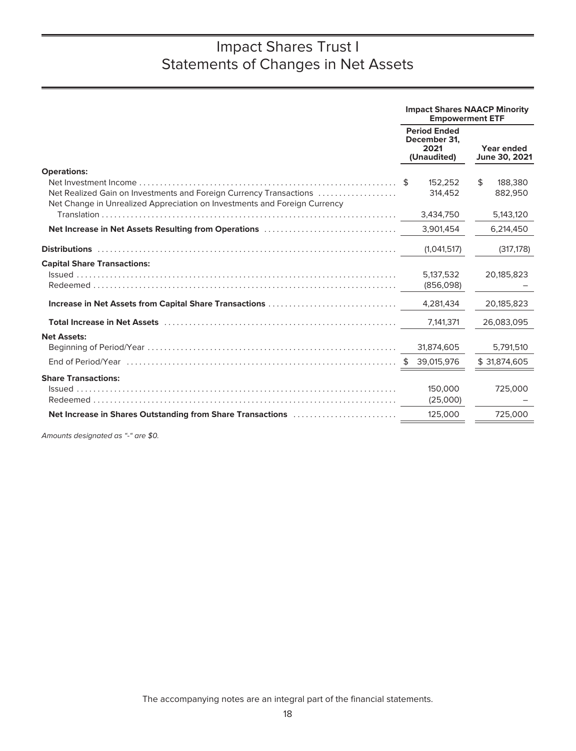# Impact Shares Trust I
# Statements of Changes in Net Assets

| | Impact Shares NAACP Minority Empowerment ETF | |
|---|---|---|
| | **Period Ended December 31, 2021 (Unaudited)** | **Year ended June 30, 2021** |
| **Operations:** | | |
| Net Investment Income | $ 152,252 | $ 188,380 |
| Net Realized Gain on Investments and Foreign Currency Transactions | 314,452 | 882,950 |
| Net Change in Unrealized Appreciation on Investments and Foreign Currency Translation | 3,434,750 | 5,143,120 |
| **Net Increase in Net Assets Resulting from Operations** | 3,901,454 | 6,214,450 |
| **Distributions** | (1,041,517) | (317,178) |
| **Capital Share Transactions:** | | |
| Issued | 5,137,532 | 20,185,823 |
| Redeemed | (856,098) | – |
| **Increase in Net Assets from Capital Share Transactions** | 4,281,434 | 20,185,823 |
| **Total Increase in Net Assets** | 7,141,371 | 26,083,095 |
| **Net Assets:** | | |
| Beginning of Period/Year | 31,874,605 | 5,791,510 |
| End of Period/Year | $ 39,015,976 | $ 31,874,605 |
| **Share Transactions:** | | |
| Issued | 150,000 | 725,000 |
| Redeemed | (25,000) | – |
| **Net Increase in Shares Outstanding from Share Transactions** | 125,000 | 725,000 |

*Amounts designated as "-" are $0.*

The accompanying notes are an integral part of the financial statements.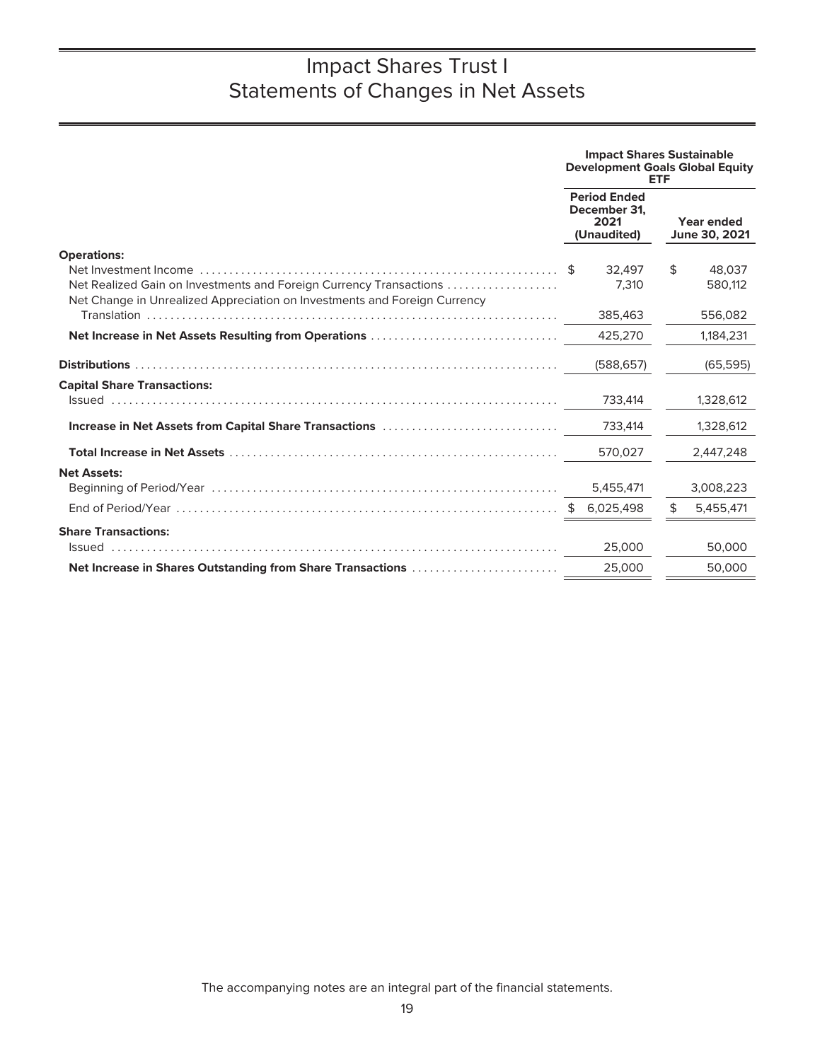# Impact Shares Trust I
# Statements of Changes in Net Assets

| | Impact Shares Sustainable Development Goals Global Equity ETF | |
|---|---|---|
| | Period Ended December 31, 2021 (Unaudited) | Year ended June 30, 2021 |
| **Operations:** | | |
| Net Investment Income | $ 32,497 | $ 48,037 |
| Net Realized Gain on Investments and Foreign Currency Transactions | 7,310 | 580,112 |
| Net Change in Unrealized Appreciation on Investments and Foreign Currency Translation | 385,463 | 556,082 |
| **Net Increase in Net Assets Resulting from Operations** | 425,270 | 1,184,231 |
| **Distributions** | (588,657) | (65,595) |
| **Capital Share Transactions:** | | |
| Issued | 733,414 | 1,328,612 |
| **Increase in Net Assets from Capital Share Transactions** | 733,414 | 1,328,612 |
| **Total Increase in Net Assets** | 570,027 | 2,447,248 |
| **Net Assets:** | | |
| Beginning of Period/Year | 5,455,471 | 3,008,223 |
| End of Period/Year | $ 6,025,498 | $ 5,455,471 |
| **Share Transactions:** | | |
| Issued | 25,000 | 50,000 |
| **Net Increase in Shares Outstanding from Share Transactions** | 25,000 | 50,000 |

The accompanying notes are an integral part of the financial statements.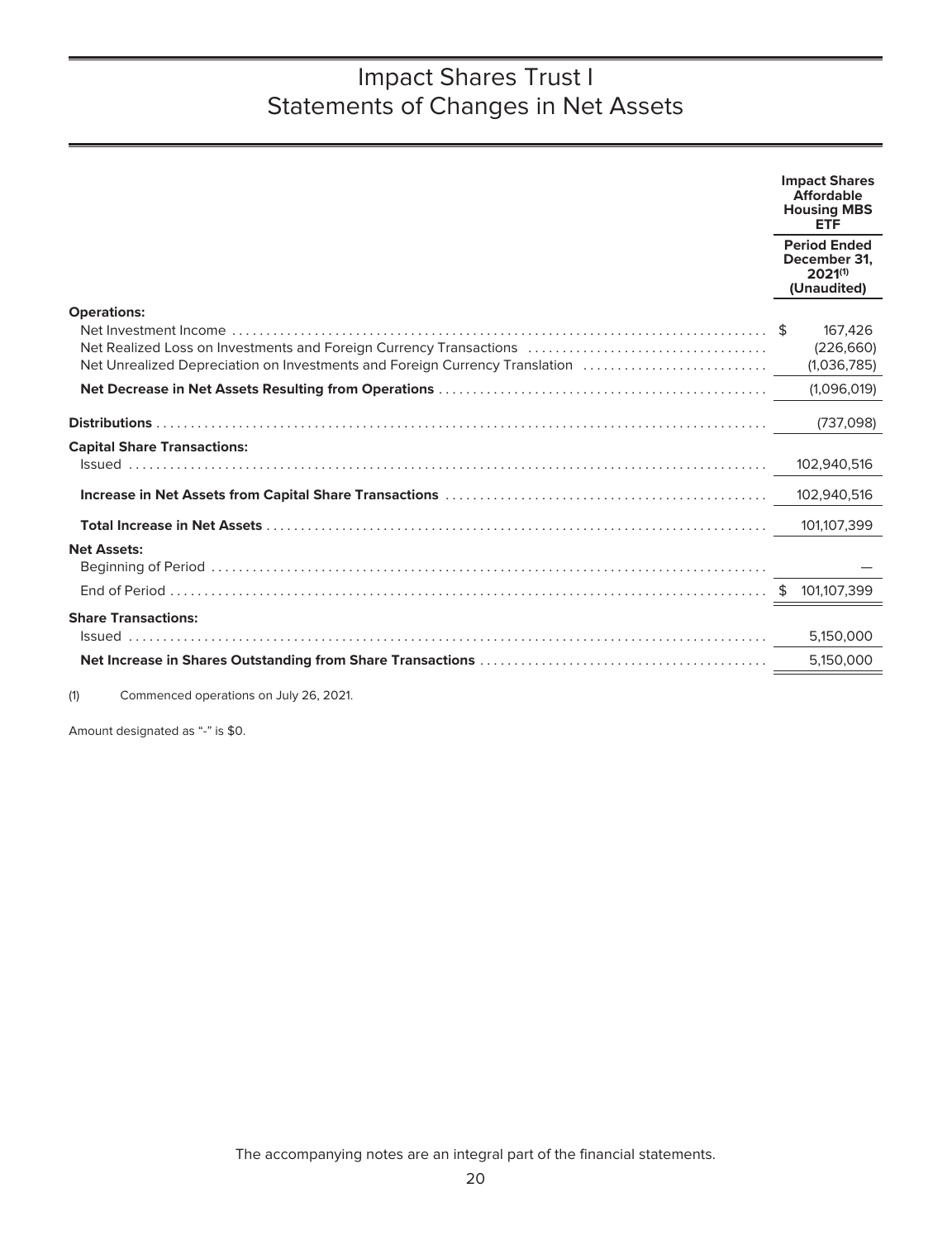# Impact Shares Trust I
## Statements of Changes in Net Assets

| | Impact Shares Affordable Housing MBS ETF |
|---|---|
| | Period Ended December 31, 2021[(1)] (Unaudited) |
| **Operations:** | |
| Net Investment Income | $ 167,426 |
| Net Realized Loss on Investments and Foreign Currency Transactions | (226,660) |
| Net Unrealized Depreciation on Investments and Foreign Currency Translation | (1,036,785) |
| **Net Decrease in Net Assets Resulting from Operations** | (1,096,019) |
| **Distributions** | (737,098) |
| **Capital Share Transactions:** | |
| Issued | 102,940,516 |
| **Increase in Net Assets from Capital Share Transactions** | 102,940,516 |
| **Total Increase in Net Assets** | 101,107,399 |
| **Net Assets:** | |
| Beginning of Period | — |
| End of Period | $ 101,107,399 |
| **Share Transactions:** | |
| Issued | 5,150,000 |
| **Net Increase in Shares Outstanding from Share Transactions** | 5,150,000 |

(1) Commenced operations on July 26, 2021.

Amount designated as "-" is $0.

The accompanying notes are an integral part of the financial statements.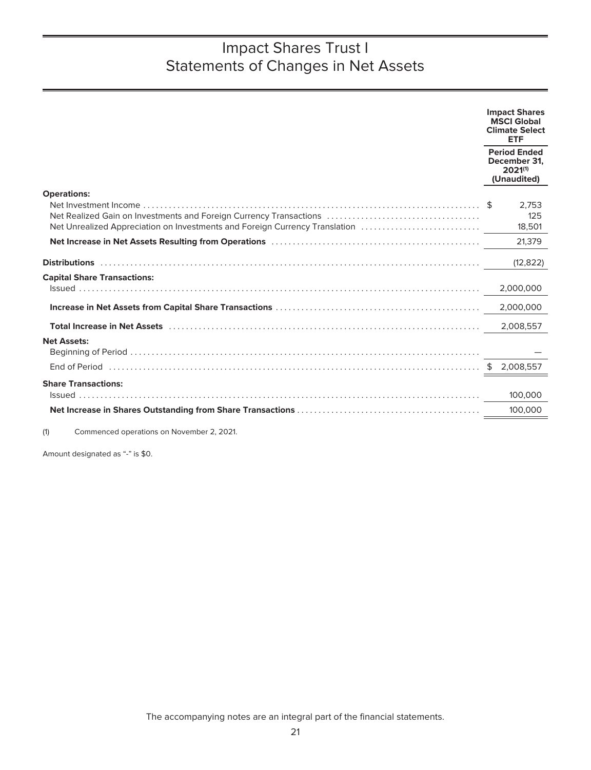# Impact Shares Trust I
## Statements of Changes in Net Assets

| | Impact Shares MSCI Global Climate Select ETF |
|---|---|
| | Period Ended December 31, 2021[1] (Unaudited) |
| **Operations:** | |
| Net Investment Income | $ 2,753 |
| Net Realized Gain on Investments and Foreign Currency Transactions | 125 |
| Net Unrealized Appreciation on Investments and Foreign Currency Translation | 18,501 |
| **Net Increase in Net Assets Resulting from Operations** | 21,379 |
| **Distributions** | (12,822) |
| **Capital Share Transactions:** | |
| Issued | 2,000,000 |
| **Increase in Net Assets from Capital Share Transactions** | 2,000,000 |
| **Total Increase in Net Assets** | 2,008,557 |
| **Net Assets:** | |
| Beginning of Period | — |
| End of Period | $ 2,008,557 |
| **Share Transactions:** | |
| Issued | 100,000 |
| **Net Increase in Shares Outstanding from Share Transactions** | 100,000 |

(1) Commenced operations on November 2, 2021.

Amount designated as "-" is $0.

The accompanying notes are an integral part of the financial statements.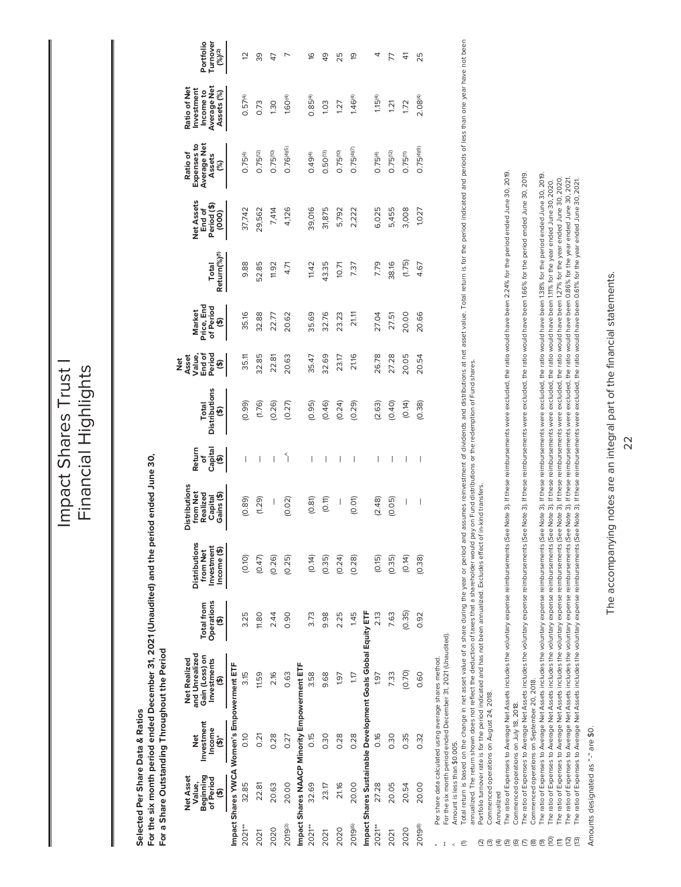# Impact Shares Trust I
## Financial Highlights

**Selected Per Share Data & Ratios**
**For the six month period ended December 31, 2021 (Unaudited) and the period ended June 30,**
**For a Share Outstanding Throughout the Period**

| | Net Asset Value, Beginning of Period ($) | Net Investment Income ($)* | Net Realized and Unrealized Gain (Loss) on Investments ($) | Total from Operations ($) | Distributions from Net Investment Income ($) | Distributions from Net Realized Capital Gains ($) | Return of Capital ($) | Total Distributions ($) | Net Asset Value, End of Period ($) | Market Price, End of Period ($) | Total Return(%)(1) | Net Assets End of Period ($) (000) | Ratio of Expenses to Average Net Assets (%) | Ratio of Net Investment Income to Average Net Assets (%) | Portfolio Turnover (%)(2) |
|---|---|---|---|---|---|---|---|---|---|---|---|---|---|---|---|
| **Impact Shares YWCA Women's Empowerment ETF** | | | | | | | | | | | | | | | |
| 2021** | 32.85 | 0.10 | 3.15 | 3.25 | (0.10) | (0.89) | — | (0.99) | 35.11 | 35.16 | 9.88 | 37,742 | 0.75(4) | 0.57(4) | 12 |
| 2021 | 22.81 | 0.21 | 11.59 | 11.80 | (0.47) | (1.29) | — | (1.76) | 32.85 | 32.88 | 52.85 | 29,562 | 0.75(12) | 0.73 | 39 |
| 2020 | 20.63 | 0.28 | 2.16 | 2.44 | (0.26) | — | — | (0.26) | 22.81 | 22.77 | 11.92 | 7,414 | 0.75(10) | 1.30 | 47 |
| 2019(3) | 20.00 | 0.27 | 0.63 | 0.90 | (0.25) | (0.02) | —^ | (0.27) | 20.63 | 20.62 | 4.71 | 4,126 | 0.76(4)(5) | 1.60(4) | 7 |
| **Impact Shares NAACP Minority Empowerment ETF** | | | | | | | | | | | | | | | |
| 2021** | 32.69 | 0.15 | 3.58 | 3.73 | (0.14) | (0.81) | — | (0.95) | 35.47 | 35.69 | 11.42 | 39,016 | 0.49(4) | 0.85(4) | 16 |
| 2021 | 23.17 | 0.30 | 9.68 | 9.98 | (0.35) | (0.11) | — | (0.46) | 32.69 | 32.76 | 43.35 | 31,875 | 0.50(13) | 1.03 | 49 |
| 2020 | 21.16 | 0.28 | 1.97 | 2.25 | (0.24) | — | — | (0.24) | 23.17 | 23.23 | 10.71 | 5,792 | 0.75(10) | 1.27 | 25 |
| 2019(6) | 20.00 | 0.28 | 1.17 | 1.45 | (0.28) | (0.01) | — | (0.29) | 21.16 | 21.11 | 7.37 | 2,222 | 0.75(4)(7) | 1.46(4) | 19 |
| **Impact Shares Sustainable Development Goals Global Equity ETF** | | | | | | | | | | | | | | | |
| 2021** | 27.28 | 0.16 | 1.97 | 2.13 | (0.15) | (2.48) | — | (2.63) | 26.78 | 27.04 | 7.79 | 6,025 | 0.75(4) | 1.15(4) | 4 |
| 2021 | 20.05 | 0.30 | 7.33 | 7.63 | (0.35) | (0.05) | — | (0.40) | 27.28 | 27.51 | 38.16 | 5,455 | 0.75(12) | 1.21 | 77 |
| 2020 | 20.54 | 0.35 | (0.70) | (0.35) | (0.14) | — | — | (0.14) | 20.05 | 20.00 | (1.75) | 3,008 | 0.75(11) | 1.72 | 41 |
| 2019(8) | 20.00 | 0.32 | 0.60 | 0.92 | (0.38) | — | — | (0.38) | 20.54 | 20.66 | 4.67 | 1,027 | 0.75(4)(9) | 2.08(4) | 25 |

\* Per share data calculated using average shares method.
\*\* For the six month period ended December 31, 2021 (Unaudited).
^ Amount is less than $0.005.
(1) Total return is based on the change in net asset value of a share during the year or period and assumes reinvestment of dividends and distributions at net asset value. Total return is for the period indicated and periods of less than one year have not been annualized. The return shown does not reflect the deduction of taxes that a shareholder would pay on Fund distributions or the redemption of Fund shares.
(2) Portfolio turnover rate is for the period indicated and has not been annualized. Excludes effect of in-kind transfers.
(3) Commenced operations on August 24, 2018.
(4) Annualized
(5) The ratio of Expenses to Average Net Assets includes the voluntary expense reimbursements (See Note 3). If these reimbursements were excluded, the ratio would have been 2.24% for the period ended June 30, 2019.
(6) Commenced operations on July 18, 2018.
(7) The ratio of Expenses to Average Net Assets includes the voluntary expense reimbursements (See Note 3). If these reimbursements were excluded, the ratio would have been 1.66% for the period ended June 30, 2019.
(8) Commenced operations on September 20, 2018.
(9) The ratio of Expenses to Average Net Assets includes the voluntary expense reimbursements (See Note 3). If these reimbursements were excluded, the ratio would have been 1.38% for the period ended June 30, 2019.
(10) The ratio of Expenses to Average Net Assets includes the voluntary expense reimbursements (See Note 3). If these reimbursements were excluded, the ratio would have been 1.11% for the year ended June 30, 2020.
(11) The ratio of Expenses to Average Net Assets includes the voluntary expense reimbursements (See Note 3). If these reimbursements were excluded, the ratio would have been 1.27% for the year ended June 30, 2020.
(12) The ratio of Expenses to Average Net Assets includes the voluntary expense reimbursements (See Note 3). If these reimbursements were excluded, the ratio would have been 0.86% for the year ended June 30, 2021.
(13) The ratio of Expenses to Average Net Assets includes the voluntary expense reimbursements (See Note 3). If these reimbursements were excluded, the ratio would have been 0.61% for the year ended June 30, 2021.

Amounts designated as "—" are $0.

The accompanying notes are an integral part of the financial statements.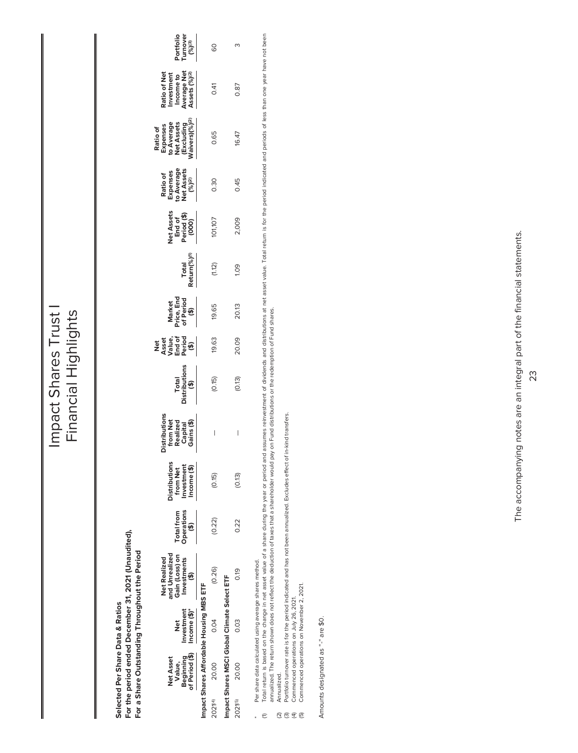# Impact Shares Trust I

## Financial Highlights

**Selected Per Share Data & Ratios**
**For the period ended December 31, 2021 (Unaudited),**
**For a Share Outstanding Throughout the Period**

| | Net Asset Value, Beginning of Period ($) | Net Investment Income ($)* | Net Realized and Unrealized Gain (Loss) on Investments ($) | Total from Operations ($) | Distributions from Net Investment Income ($) | Distributions from Net Realized Capital Gains ($) | Total Distributions ($) | Net Asset Value, End of Period ($) | Market Price, End of Period ($) | Total Return(%)[(1)] | Net Assets End of Period ($) (000) | Ratio of Expenses to Average Net Assets (%)[(2)] | Ratio of Expenses to Average Net Assets (Excluding Waivers)(%)[(2)] | Ratio of Net Investment Income to Average Net Assets (%)[(2)] | Portfolio Turnover (%)[(3)] |
|---|---|---|---|---|---|---|---|---|---|---|---|---|---|---|---|
| **Impact Shares Affordable Housing MBS ETF** | | | | | | | | | | | | | | | |
| 2021[(4)] | 20.00 | 0.04 | (0.26) | (0.22) | (0.15) | — | (0.15) | 19.63 | 19.65 | (1.12) | 101,107 | 0.30 | 0.65 | 0.41 | 60 |
| **Impact Shares MSCI Global Climate Select ETF** | | | | | | | | | | | | | | | |
| 2021[(5)] | 20.00 | 0.03 | 0.19 | 0.22 | (0.13) | — | (0.13) | 20.09 | 20.13 | 1.09 | 2,009 | 0.45 | 16.47 | 0.87 | 3 |

\* Per share data calculated using average shares method.

(1) Total return is based on the change in net asset value of a share during the year or period and assumes reinvestment of dividends and distributions at net asset value. Total return is for the period indicated and periods of less than one year have not been annualized. The return shown does not reflect the deduction of taxes that a shareholder would pay on Fund distributions or the redemption of Fund shares.

(2) Annualized.

(3) Portfolio turnover rate is for the period indicated and has not been annualized. Excludes effect of in-kind transfers.

(4) Commenced operations on July 26, 2021.

(5) Commenced operations on November 2, 2021.

Amounts designated as "—" are $0.

The accompanying notes are an integral part of the financial statements.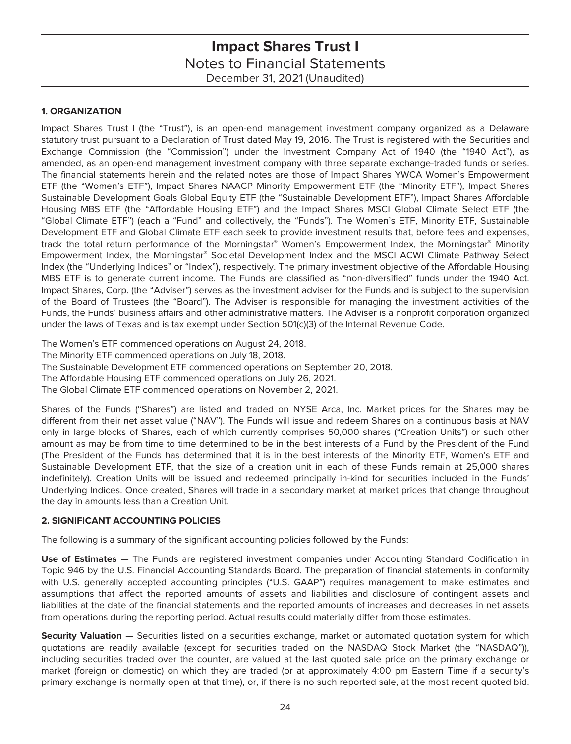# Impact Shares Trust I

## Notes to Financial Statements

December 31, 2021 (Unaudited)

### 1. ORGANIZATION

Impact Shares Trust I (the "Trust"), is an open-end management investment company organized as a Delaware statutory trust pursuant to a Declaration of Trust dated May 19, 2016. The Trust is registered with the Securities and Exchange Commission (the "Commission") under the Investment Company Act of 1940 (the "1940 Act"), as amended, as an open-end management investment company with three separate exchange-traded funds or series. The financial statements herein and the related notes are those of Impact Shares YWCA Women's Empowerment ETF (the "Women's ETF"), Impact Shares NAACP Minority Empowerment ETF (the "Minority ETF"), Impact Shares Sustainable Development Goals Global Equity ETF (the "Sustainable Development ETF"), Impact Shares Affordable Housing MBS ETF (the "Affordable Housing ETF") and the Impact Shares MSCI Global Climate Select ETF (the "Global Climate ETF") (each a "Fund" and collectively, the "Funds"). The Women's ETF, Minority ETF, Sustainable Development ETF and Global Climate ETF each seek to provide investment results that, before fees and expenses, track the total return performance of the Morningstar® Women's Empowerment Index, the Morningstar® Minority Empowerment Index, the Morningstar® Societal Development Index and the MSCI ACWI Climate Pathway Select Index (the "Underlying Indices" or "Index"), respectively. The primary investment objective of the Affordable Housing MBS ETF is to generate current income. The Funds are classified as "non-diversified" funds under the 1940 Act. Impact Shares, Corp. (the "Adviser") serves as the investment adviser for the Funds and is subject to the supervision of the Board of Trustees (the "Board"). The Adviser is responsible for managing the investment activities of the Funds, the Funds' business affairs and other administrative matters. The Adviser is a nonprofit corporation organized under the laws of Texas and is tax exempt under Section 501(c)(3) of the Internal Revenue Code.

The Women's ETF commenced operations on August 24, 2018.
The Minority ETF commenced operations on July 18, 2018.
The Sustainable Development ETF commenced operations on September 20, 2018.
The Affordable Housing ETF commenced operations on July 26, 2021.
The Global Climate ETF commenced operations on November 2, 2021.

Shares of the Funds ("Shares") are listed and traded on NYSE Arca, Inc. Market prices for the Shares may be different from their net asset value ("NAV"). The Funds will issue and redeem Shares on a continuous basis at NAV only in large blocks of Shares, each of which currently comprises 50,000 shares ("Creation Units") or such other amount as may be from time to time determined to be in the best interests of a Fund by the President of the Fund (The President of the Funds has determined that it is in the best interests of the Minority ETF, Women's ETF and Sustainable Development ETF, that the size of a creation unit in each of these Funds remain at 25,000 shares indefinitely). Creation Units will be issued and redeemed principally in-kind for securities included in the Funds' Underlying Indices. Once created, Shares will trade in a secondary market at market prices that change throughout the day in amounts less than a Creation Unit.

### 2. SIGNIFICANT ACCOUNTING POLICIES

The following is a summary of the significant accounting policies followed by the Funds:

**Use of Estimates** — The Funds are registered investment companies under Accounting Standard Codification in Topic 946 by the U.S. Financial Accounting Standards Board. The preparation of financial statements in conformity with U.S. generally accepted accounting principles ("U.S. GAAP") requires management to make estimates and assumptions that affect the reported amounts of assets and liabilities and disclosure of contingent assets and liabilities at the date of the financial statements and the reported amounts of increases and decreases in net assets from operations during the reporting period. Actual results could materially differ from those estimates.

**Security Valuation** — Securities listed on a securities exchange, market or automated quotation system for which quotations are readily available (except for securities traded on the NASDAQ Stock Market (the "NASDAQ")), including securities traded over the counter, are valued at the last quoted sale price on the primary exchange or market (foreign or domestic) on which they are traded (or at approximately 4:00 pm Eastern Time if a security's primary exchange is normally open at that time), or, if there is no such reported sale, at the most recent quoted bid.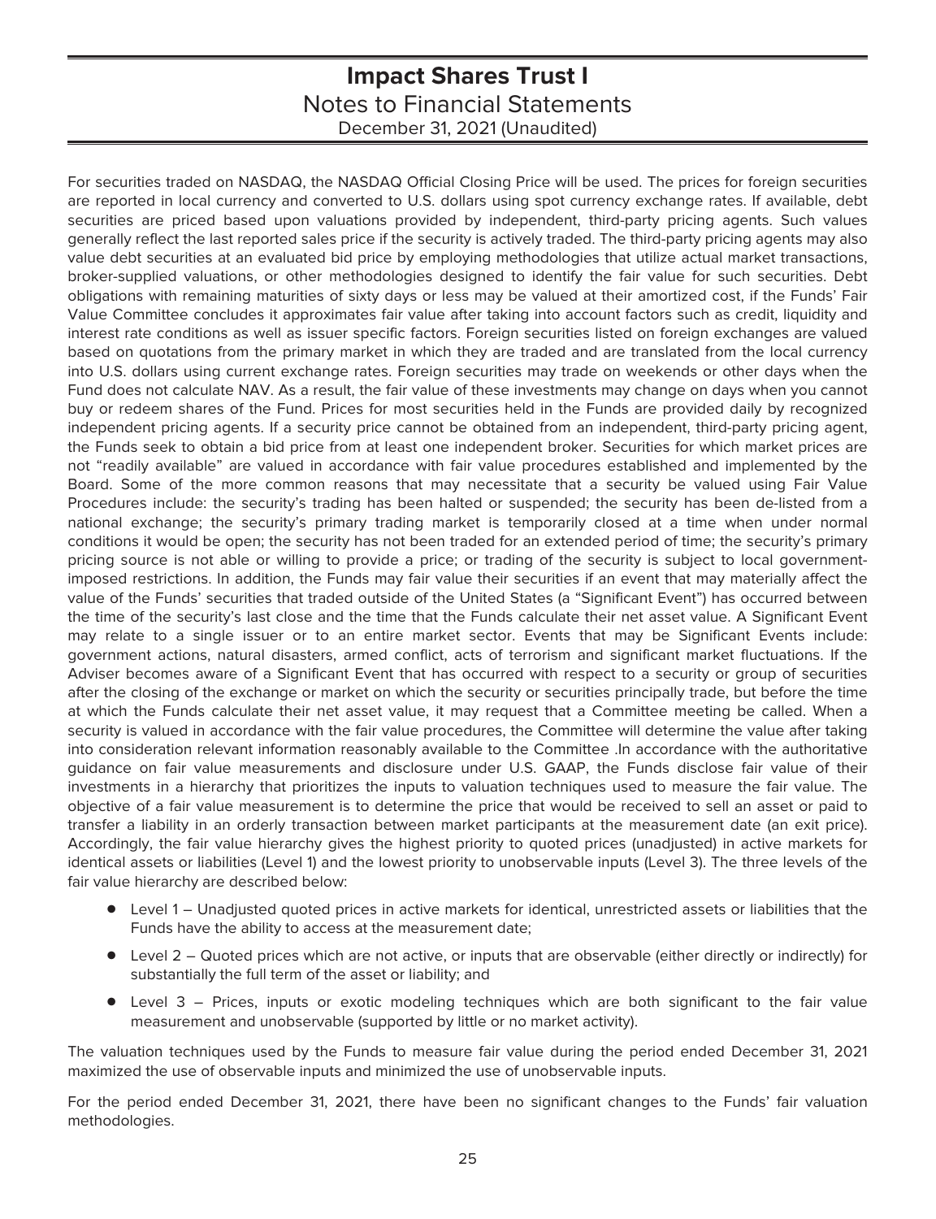For securities traded on NASDAQ, the NASDAQ Official Closing Price will be used. The prices for foreign securities are reported in local currency and converted to U.S. dollars using spot currency exchange rates. If available, debt securities are priced based upon valuations provided by independent, third-party pricing agents. Such values generally reflect the last reported sales price if the security is actively traded. The third-party pricing agents may also value debt securities at an evaluated bid price by employing methodologies that utilize actual market transactions, broker-supplied valuations, or other methodologies designed to identify the fair value for such securities. Debt obligations with remaining maturities of sixty days or less may be valued at their amortized cost, if the Funds' Fair Value Committee concludes it approximates fair value after taking into account factors such as credit, liquidity and interest rate conditions as well as issuer specific factors. Foreign securities listed on foreign exchanges are valued based on quotations from the primary market in which they are traded and are translated from the local currency into U.S. dollars using current exchange rates. Foreign securities may trade on weekends or other days when the Fund does not calculate NAV. As a result, the fair value of these investments may change on days when you cannot buy or redeem shares of the Fund. Prices for most securities held in the Funds are provided daily by recognized independent pricing agents. If a security price cannot be obtained from an independent, third-party pricing agent, the Funds seek to obtain a bid price from at least one independent broker. Securities for which market prices are not "readily available" are valued in accordance with fair value procedures established and implemented by the Board. Some of the more common reasons that may necessitate that a security be valued using Fair Value Procedures include: the security's trading has been halted or suspended; the security has been de-listed from a national exchange; the security's primary trading market is temporarily closed at a time when under normal conditions it would be open; the security has not been traded for an extended period of time; the security's primary pricing source is not able or willing to provide a price; or trading of the security is subject to local government-imposed restrictions. In addition, the Funds may fair value their securities if an event that may materially affect the value of the Funds' securities that traded outside of the United States (a "Significant Event") has occurred between the time of the security's last close and the time that the Funds calculate their net asset value. A Significant Event may relate to a single issuer or to an entire market sector. Events that may be Significant Events include: government actions, natural disasters, armed conflict, acts of terrorism and significant market fluctuations. If the Adviser becomes aware of a Significant Event that has occurred with respect to a security or group of securities after the closing of the exchange or market on which the security or securities principally trade, but before the time at which the Funds calculate their net asset value, it may request that a Committee meeting be called. When a security is valued in accordance with the fair value procedures, the Committee will determine the value after taking into consideration relevant information reasonably available to the Committee .In accordance with the authoritative guidance on fair value measurements and disclosure under U.S. GAAP, the Funds disclose fair value of their investments in a hierarchy that prioritizes the inputs to valuation techniques used to measure the fair value. The objective of a fair value measurement is to determine the price that would be received to sell an asset or paid to transfer a liability in an orderly transaction between market participants at the measurement date (an exit price). Accordingly, the fair value hierarchy gives the highest priority to quoted prices (unadjusted) in active markets for identical assets or liabilities (Level 1) and the lowest priority to unobservable inputs (Level 3). The three levels of the fair value hierarchy are described below:

- Level 1 – Unadjusted quoted prices in active markets for identical, unrestricted assets or liabilities that the Funds have the ability to access at the measurement date;
- Level 2 – Quoted prices which are not active, or inputs that are observable (either directly or indirectly) for substantially the full term of the asset or liability; and
- Level 3 – Prices, inputs or exotic modeling techniques which are both significant to the fair value measurement and unobservable (supported by little or no market activity).

The valuation techniques used by the Funds to measure fair value during the period ended December 31, 2021 maximized the use of observable inputs and minimized the use of unobservable inputs.

For the period ended December 31, 2021, there have been no significant changes to the Funds' fair valuation methodologies.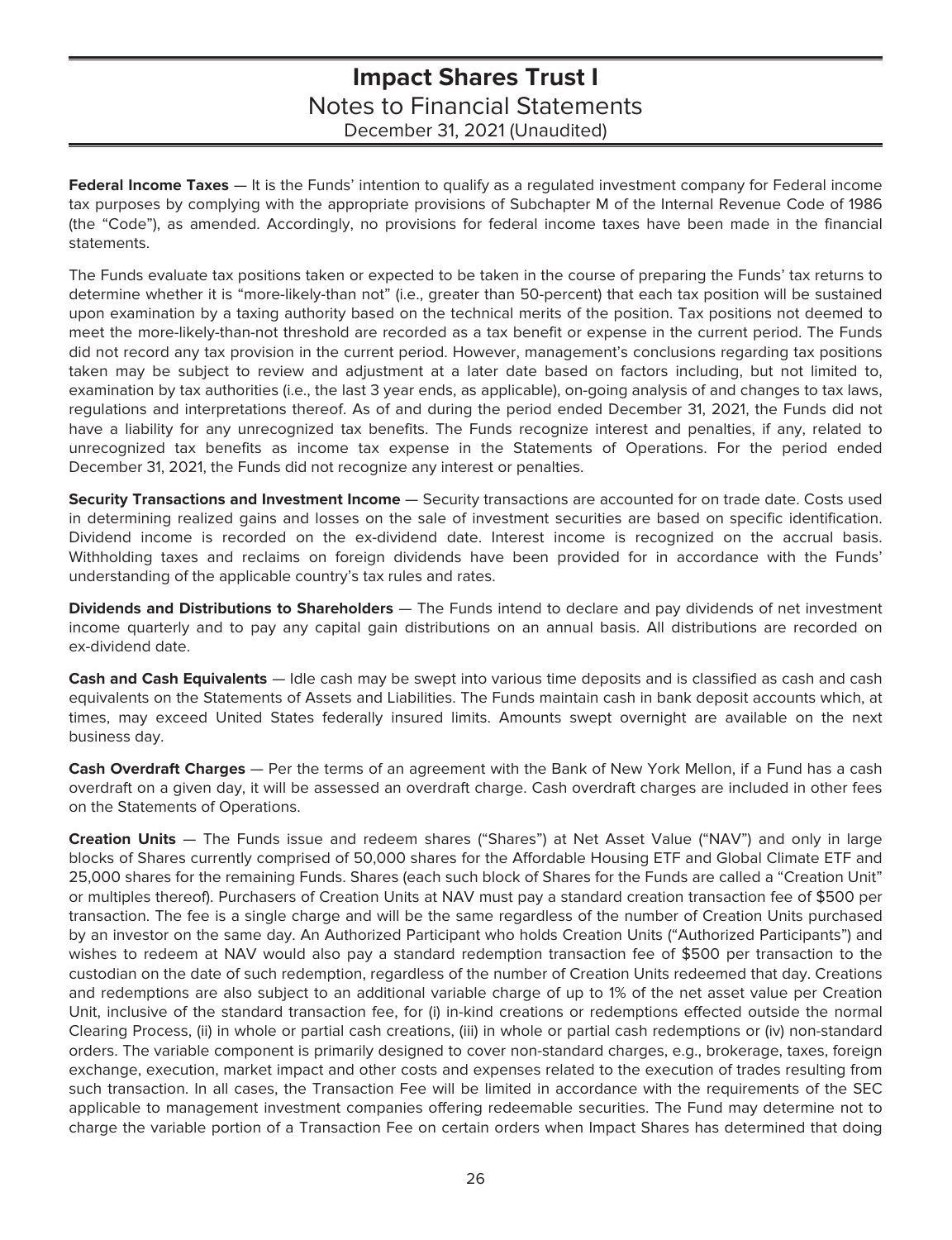**Federal Income Taxes** — It is the Funds' intention to qualify as a regulated investment company for Federal income tax purposes by complying with the appropriate provisions of Subchapter M of the Internal Revenue Code of 1986 (the "Code"), as amended. Accordingly, no provisions for federal income taxes have been made in the financial statements.

The Funds evaluate tax positions taken or expected to be taken in the course of preparing the Funds' tax returns to determine whether it is "more-likely-than not" (i.e., greater than 50-percent) that each tax position will be sustained upon examination by a taxing authority based on the technical merits of the position. Tax positions not deemed to meet the more-likely-than-not threshold are recorded as a tax benefit or expense in the current period. The Funds did not record any tax provision in the current period. However, management's conclusions regarding tax positions taken may be subject to review and adjustment at a later date based on factors including, but not limited to, examination by tax authorities (i.e., the last 3 year ends, as applicable), on-going analysis of and changes to tax laws, regulations and interpretations thereof. As of and during the period ended December 31, 2021, the Funds did not have a liability for any unrecognized tax benefits. The Funds recognize interest and penalties, if any, related to unrecognized tax benefits as income tax expense in the Statements of Operations. For the period ended December 31, 2021, the Funds did not recognize any interest or penalties.

**Security Transactions and Investment Income** — Security transactions are accounted for on trade date. Costs used in determining realized gains and losses on the sale of investment securities are based on specific identification. Dividend income is recorded on the ex-dividend date. Interest income is recognized on the accrual basis. Withholding taxes and reclaims on foreign dividends have been provided for in accordance with the Funds' understanding of the applicable country's tax rules and rates.

**Dividends and Distributions to Shareholders** — The Funds intend to declare and pay dividends of net investment income quarterly and to pay any capital gain distributions on an annual basis. All distributions are recorded on ex-dividend date.

**Cash and Cash Equivalents** — Idle cash may be swept into various time deposits and is classified as cash and cash equivalents on the Statements of Assets and Liabilities. The Funds maintain cash in bank deposit accounts which, at times, may exceed United States federally insured limits. Amounts swept overnight are available on the next business day.

**Cash Overdraft Charges** — Per the terms of an agreement with the Bank of New York Mellon, if a Fund has a cash overdraft on a given day, it will be assessed an overdraft charge. Cash overdraft charges are included in other fees on the Statements of Operations.

**Creation Units** — The Funds issue and redeem shares ("Shares") at Net Asset Value ("NAV") and only in large blocks of Shares currently comprised of 50,000 shares for the Affordable Housing ETF and Global Climate ETF and 25,000 shares for the remaining Funds. Shares (each such block of Shares for the Funds are called a "Creation Unit" or multiples thereof). Purchasers of Creation Units at NAV must pay a standard creation transaction fee of $500 per transaction. The fee is a single charge and will be the same regardless of the number of Creation Units purchased by an investor on the same day. An Authorized Participant who holds Creation Units ("Authorized Participants") and wishes to redeem at NAV would also pay a standard redemption transaction fee of $500 per transaction to the custodian on the date of such redemption, regardless of the number of Creation Units redeemed that day. Creations and redemptions are also subject to an additional variable charge of up to 1% of the net asset value per Creation Unit, inclusive of the standard transaction fee, for (i) in-kind creations or redemptions effected outside the normal Clearing Process, (ii) in whole or partial cash creations, (iii) in whole or partial cash redemptions or (iv) non-standard orders. The variable component is primarily designed to cover non-standard charges, e.g., brokerage, taxes, foreign exchange, execution, market impact and other costs and expenses related to the execution of trades resulting from such transaction. In all cases, the Transaction Fee will be limited in accordance with the requirements of the SEC applicable to management investment companies offering redeemable securities. The Fund may determine not to charge the variable portion of a Transaction Fee on certain orders when Impact Shares has determined that doing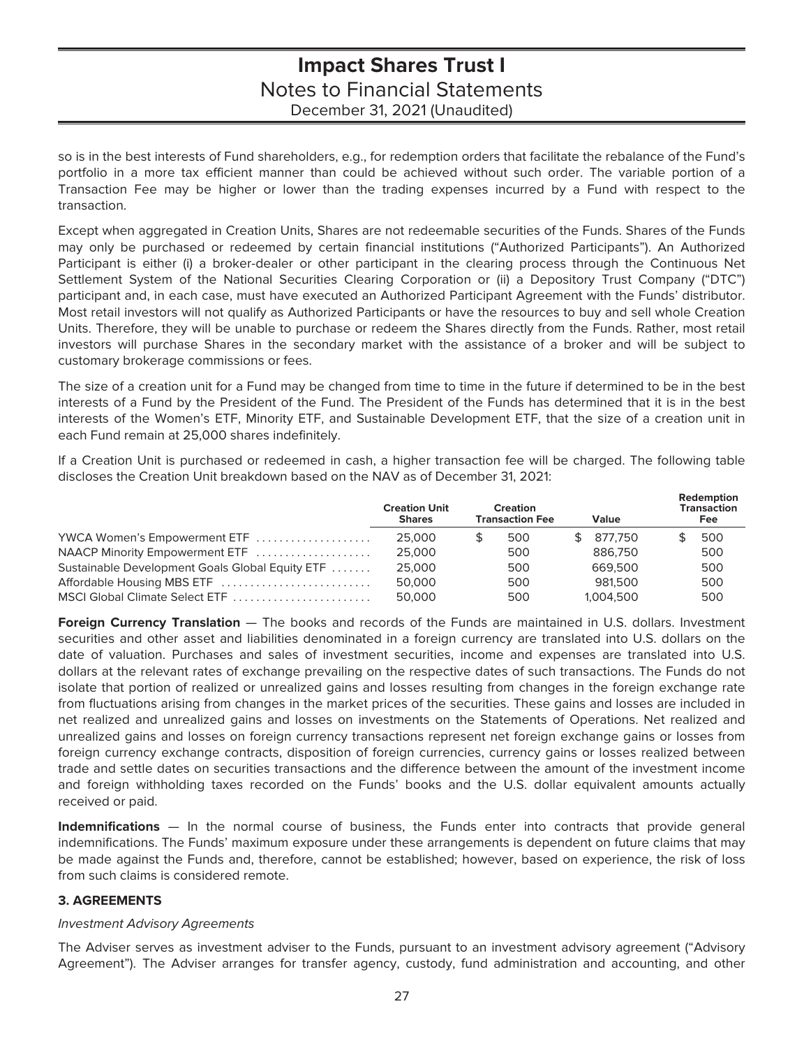so is in the best interests of Fund shareholders, e.g., for redemption orders that facilitate the rebalance of the Fund's portfolio in a more tax efficient manner than could be achieved without such order. The variable portion of a Transaction Fee may be higher or lower than the trading expenses incurred by a Fund with respect to the transaction.

Except when aggregated in Creation Units, Shares are not redeemable securities of the Funds. Shares of the Funds may only be purchased or redeemed by certain financial institutions ("Authorized Participants"). An Authorized Participant is either (i) a broker-dealer or other participant in the clearing process through the Continuous Net Settlement System of the National Securities Clearing Corporation or (ii) a Depository Trust Company ("DTC") participant and, in each case, must have executed an Authorized Participant Agreement with the Funds' distributor. Most retail investors will not qualify as Authorized Participants or have the resources to buy and sell whole Creation Units. Therefore, they will be unable to purchase or redeem the Shares directly from the Funds. Rather, most retail investors will purchase Shares in the secondary market with the assistance of a broker and will be subject to customary brokerage commissions or fees.

The size of a creation unit for a Fund may be changed from time to time in the future if determined to be in the best interests of a Fund by the President of the Fund. The President of the Funds has determined that it is in the best interests of the Women's ETF, Minority ETF, and Sustainable Development ETF, that the size of a creation unit in each Fund remain at 25,000 shares indefinitely.

If a Creation Unit is purchased or redeemed in cash, a higher transaction fee will be charged. The following table discloses the Creation Unit breakdown based on the NAV as of December 31, 2021:

| | Creation Unit Shares | Creation Transaction Fee | Value | Redemption Transaction Fee |
|---|---|---|---|---|
| YWCA Women's Empowerment ETF | 25,000 | $ 500 | $ 877,750 | $ 500 |
| NAACP Minority Empowerment ETF | 25,000 | 500 | 886,750 | 500 |
| Sustainable Development Goals Global Equity ETF | 25,000 | 500 | 669,500 | 500 |
| Affordable Housing MBS ETF | 50,000 | 500 | 981,500 | 500 |
| MSCI Global Climate Select ETF | 50,000 | 500 | 1,004,500 | 500 |

**Foreign Currency Translation** — The books and records of the Funds are maintained in U.S. dollars. Investment securities and other asset and liabilities denominated in a foreign currency are translated into U.S. dollars on the date of valuation. Purchases and sales of investment securities, income and expenses are translated into U.S. dollars at the relevant rates of exchange prevailing on the respective dates of such transactions. The Funds do not isolate that portion of realized or unrealized gains and losses resulting from changes in the foreign exchange rate from fluctuations arising from changes in the market prices of the securities. These gains and losses are included in net realized and unrealized gains and losses on investments on the Statements of Operations. Net realized and unrealized gains and losses on foreign currency transactions represent net foreign exchange gains or losses from foreign currency exchange contracts, disposition of foreign currencies, currency gains or losses realized between trade and settle dates on securities transactions and the difference between the amount of the investment income and foreign withholding taxes recorded on the Funds' books and the U.S. dollar equivalent amounts actually received or paid.

**Indemnifications** — In the normal course of business, the Funds enter into contracts that provide general indemnifications. The Funds' maximum exposure under these arrangements is dependent on future claims that may be made against the Funds and, therefore, cannot be established; however, based on experience, the risk of loss from such claims is considered remote.

### 3. AGREEMENTS

*Investment Advisory Agreements*

The Adviser serves as investment adviser to the Funds, pursuant to an investment advisory agreement ("Advisory Agreement"). The Adviser arranges for transfer agency, custody, fund administration and accounting, and other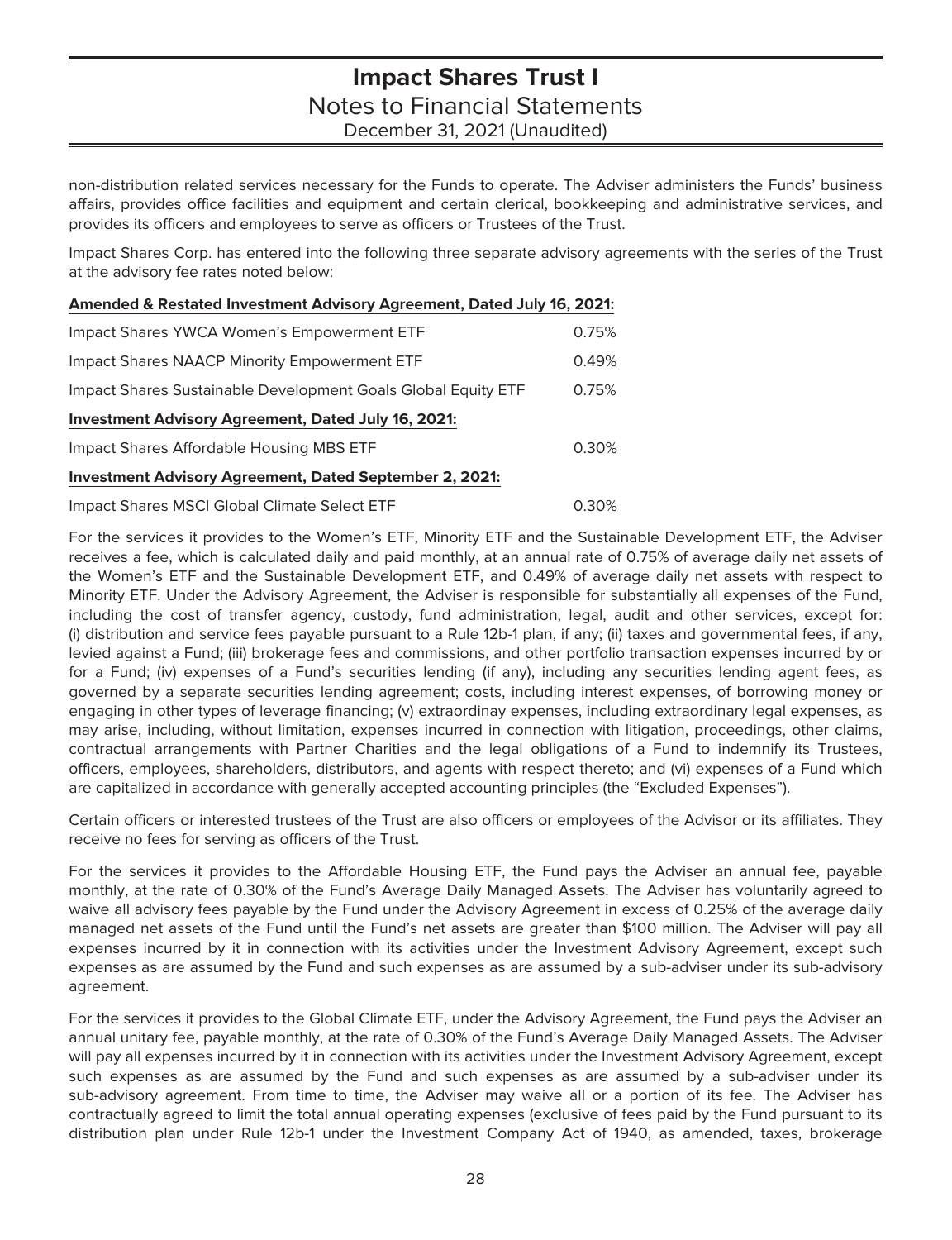non-distribution related services necessary for the Funds to operate. The Adviser administers the Funds' business affairs, provides office facilities and equipment and certain clerical, bookkeeping and administrative services, and provides its officers and employees to serve as officers or Trustees of the Trust.

Impact Shares Corp. has entered into the following three separate advisory agreements with the series of the Trust at the advisory fee rates noted below:

| **Amended & Restated Investment Advisory Agreement, Dated July 16, 2021:** | |
|---|---|
| Impact Shares YWCA Women's Empowerment ETF | 0.75% |
| Impact Shares NAACP Minority Empowerment ETF | 0.49% |
| Impact Shares Sustainable Development Goals Global Equity ETF | 0.75% |
| **Investment Advisory Agreement, Dated July 16, 2021:** | |
| Impact Shares Affordable Housing MBS ETF | 0.30% |
| **Investment Advisory Agreement, Dated September 2, 2021:** | |
| Impact Shares MSCI Global Climate Select ETF | 0.30% |

For the services it provides to the Women's ETF, Minority ETF and the Sustainable Development ETF, the Adviser receives a fee, which is calculated daily and paid monthly, at an annual rate of 0.75% of average daily net assets of the Women's ETF and the Sustainable Development ETF, and 0.49% of average daily net assets with respect to Minority ETF. Under the Advisory Agreement, the Adviser is responsible for substantially all expenses of the Fund, including the cost of transfer agency, custody, fund administration, legal, audit and other services, except for: (i) distribution and service fees payable pursuant to a Rule 12b-1 plan, if any; (ii) taxes and governmental fees, if any, levied against a Fund; (iii) brokerage fees and commissions, and other portfolio transaction expenses incurred by or for a Fund; (iv) expenses of a Fund's securities lending (if any), including any securities lending agent fees, as governed by a separate securities lending agreement; costs, including interest expenses, of borrowing money or engaging in other types of leverage financing; (v) extraordinay expenses, including extraordinary legal expenses, as may arise, including, without limitation, expenses incurred in connection with litigation, proceedings, other claims, contractual arrangements with Partner Charities and the legal obligations of a Fund to indemnify its Trustees, officers, employees, shareholders, distributors, and agents with respect thereto; and (vi) expenses of a Fund which are capitalized in accordance with generally accepted accounting principles (the "Excluded Expenses").

Certain officers or interested trustees of the Trust are also officers or employees of the Advisor or its affiliates. They receive no fees for serving as officers of the Trust.

For the services it provides to the Affordable Housing ETF, the Fund pays the Adviser an annual fee, payable monthly, at the rate of 0.30% of the Fund's Average Daily Managed Assets. The Adviser has voluntarily agreed to waive all advisory fees payable by the Fund under the Advisory Agreement in excess of 0.25% of the average daily managed net assets of the Fund until the Fund's net assets are greater than $100 million. The Adviser will pay all expenses incurred by it in connection with its activities under the Investment Advisory Agreement, except such expenses as are assumed by the Fund and such expenses as are assumed by a sub-adviser under its sub-advisory agreement.

For the services it provides to the Global Climate ETF, under the Advisory Agreement, the Fund pays the Adviser an annual unitary fee, payable monthly, at the rate of 0.30% of the Fund's Average Daily Managed Assets. The Adviser will pay all expenses incurred by it in connection with its activities under the Investment Advisory Agreement, except such expenses as are assumed by the Fund and such expenses as are assumed by a sub-adviser under its sub-advisory agreement. From time to time, the Adviser may waive all or a portion of its fee. The Adviser has contractually agreed to limit the total annual operating expenses (exclusive of fees paid by the Fund pursuant to its distribution plan under Rule 12b-1 under the Investment Company Act of 1940, as amended, taxes, brokerage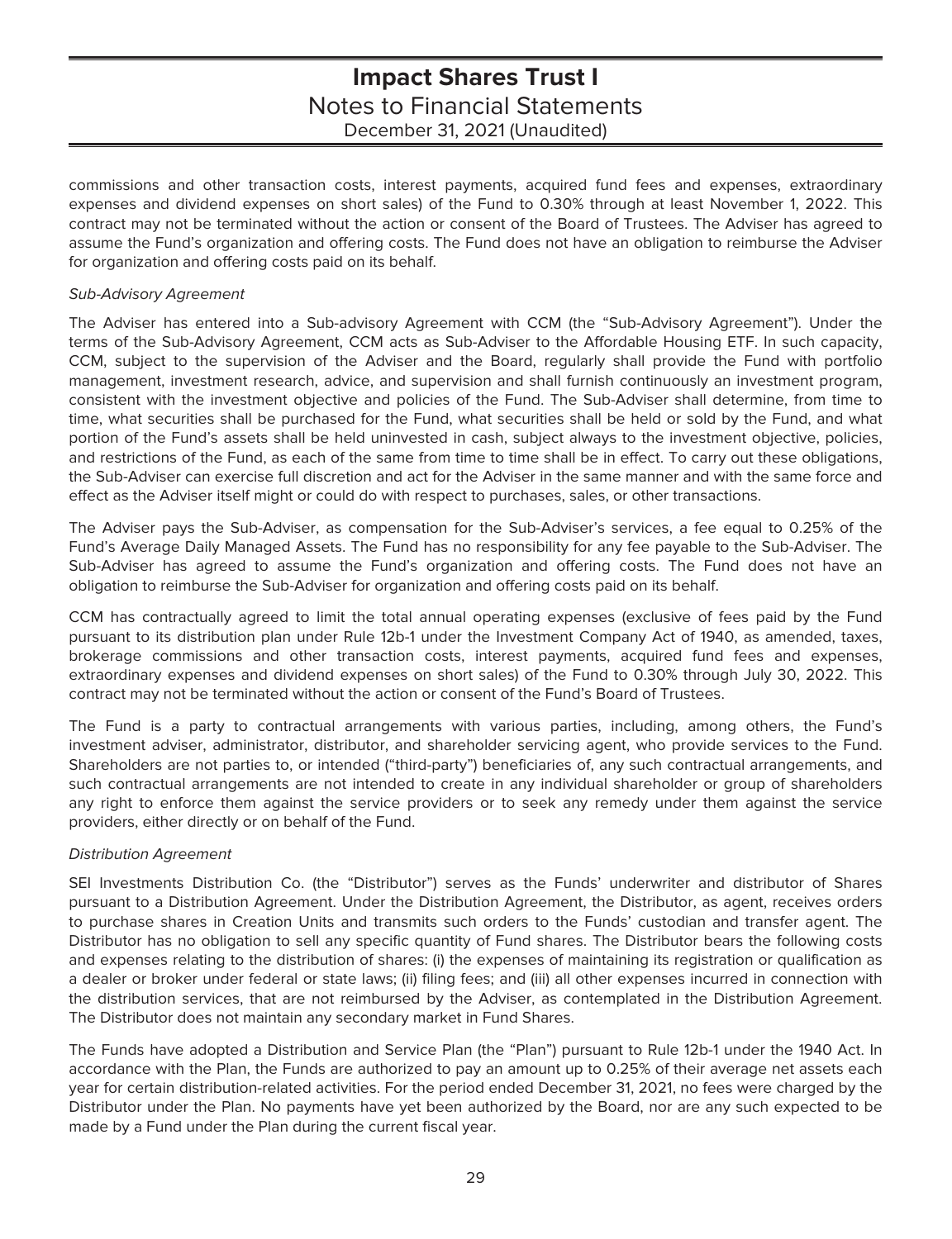commissions and other transaction costs, interest payments, acquired fund fees and expenses, extraordinary expenses and dividend expenses on short sales) of the Fund to 0.30% through at least November 1, 2022. This contract may not be terminated without the action or consent of the Board of Trustees. The Adviser has agreed to assume the Fund's organization and offering costs. The Fund does not have an obligation to reimburse the Adviser for organization and offering costs paid on its behalf.

*Sub-Advisory Agreement*

The Adviser has entered into a Sub-advisory Agreement with CCM (the "Sub-Advisory Agreement"). Under the terms of the Sub-Advisory Agreement, CCM acts as Sub-Adviser to the Affordable Housing ETF. In such capacity, CCM, subject to the supervision of the Adviser and the Board, regularly shall provide the Fund with portfolio management, investment research, advice, and supervision and shall furnish continuously an investment program, consistent with the investment objective and policies of the Fund. The Sub-Adviser shall determine, from time to time, what securities shall be purchased for the Fund, what securities shall be held or sold by the Fund, and what portion of the Fund's assets shall be held uninvested in cash, subject always to the investment objective, policies, and restrictions of the Fund, as each of the same from time to time shall be in effect. To carry out these obligations, the Sub-Adviser can exercise full discretion and act for the Adviser in the same manner and with the same force and effect as the Adviser itself might or could do with respect to purchases, sales, or other transactions.

The Adviser pays the Sub-Adviser, as compensation for the Sub-Adviser's services, a fee equal to 0.25% of the Fund's Average Daily Managed Assets. The Fund has no responsibility for any fee payable to the Sub-Adviser. The Sub-Adviser has agreed to assume the Fund's organization and offering costs. The Fund does not have an obligation to reimburse the Sub-Adviser for organization and offering costs paid on its behalf.

CCM has contractually agreed to limit the total annual operating expenses (exclusive of fees paid by the Fund pursuant to its distribution plan under Rule 12b-1 under the Investment Company Act of 1940, as amended, taxes, brokerage commissions and other transaction costs, interest payments, acquired fund fees and expenses, extraordinary expenses and dividend expenses on short sales) of the Fund to 0.30% through July 30, 2022. This contract may not be terminated without the action or consent of the Fund's Board of Trustees.

The Fund is a party to contractual arrangements with various parties, including, among others, the Fund's investment adviser, administrator, distributor, and shareholder servicing agent, who provide services to the Fund. Shareholders are not parties to, or intended ("third-party") beneficiaries of, any such contractual arrangements, and such contractual arrangements are not intended to create in any individual shareholder or group of shareholders any right to enforce them against the service providers or to seek any remedy under them against the service providers, either directly or on behalf of the Fund.

*Distribution Agreement*

SEI Investments Distribution Co. (the "Distributor") serves as the Funds' underwriter and distributor of Shares pursuant to a Distribution Agreement. Under the Distribution Agreement, the Distributor, as agent, receives orders to purchase shares in Creation Units and transmits such orders to the Funds' custodian and transfer agent. The Distributor has no obligation to sell any specific quantity of Fund shares. The Distributor bears the following costs and expenses relating to the distribution of shares: (i) the expenses of maintaining its registration or qualification as a dealer or broker under federal or state laws; (ii) filing fees; and (iii) all other expenses incurred in connection with the distribution services, that are not reimbursed by the Adviser, as contemplated in the Distribution Agreement. The Distributor does not maintain any secondary market in Fund Shares.

The Funds have adopted a Distribution and Service Plan (the "Plan") pursuant to Rule 12b-1 under the 1940 Act. In accordance with the Plan, the Funds are authorized to pay an amount up to 0.25% of their average net assets each year for certain distribution-related activities. For the period ended December 31, 2021, no fees were charged by the Distributor under the Plan. No payments have yet been authorized by the Board, nor are any such expected to be made by a Fund under the Plan during the current fiscal year.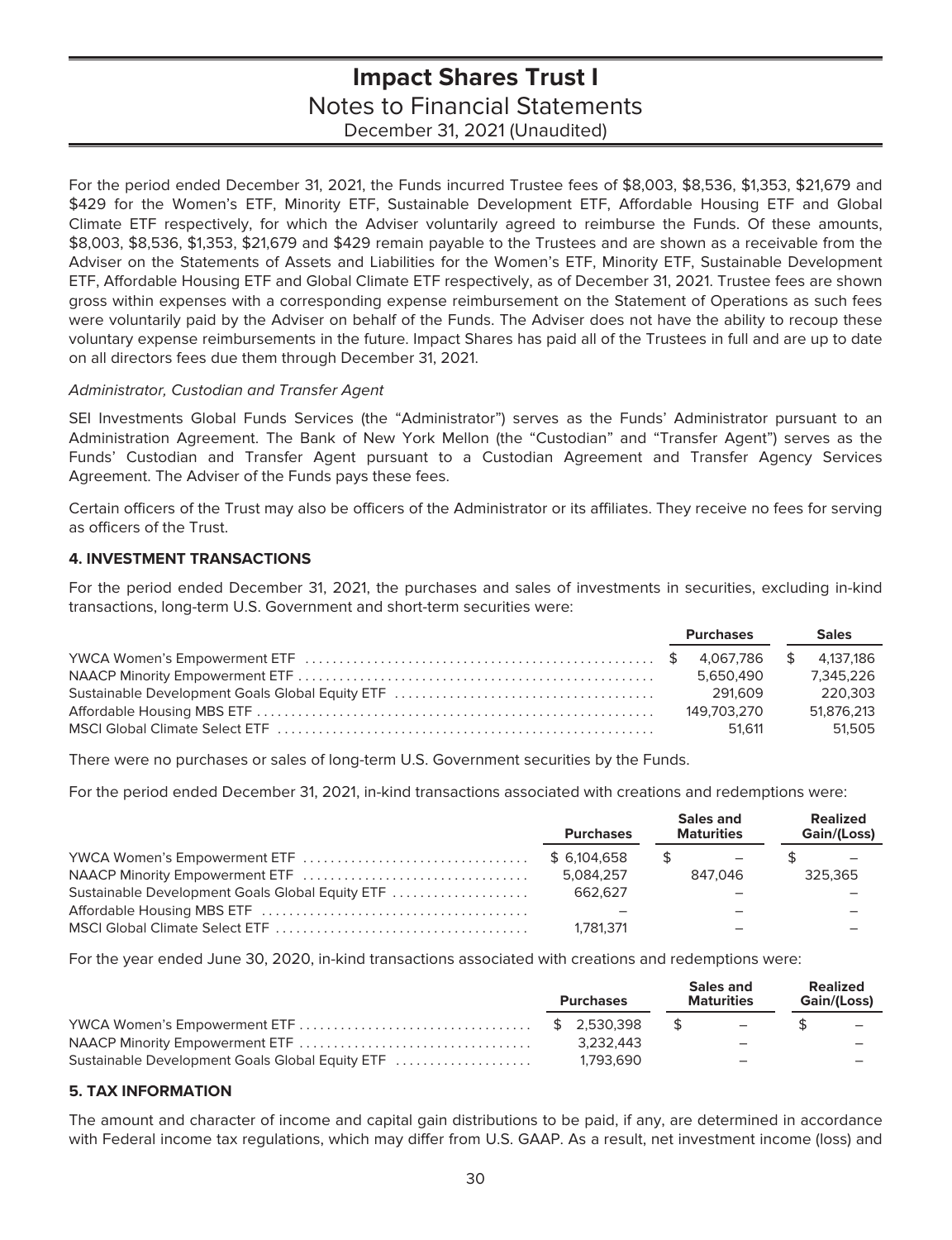For the period ended December 31, 2021, the Funds incurred Trustee fees of $8,003, $8,536, $1,353, $21,679 and $429 for the Women's ETF, Minority ETF, Sustainable Development ETF, Affordable Housing ETF and Global Climate ETF respectively, for which the Adviser voluntarily agreed to reimburse the Funds. Of these amounts, $8,003, $8,536, $1,353, $21,679 and $429 remain payable to the Trustees and are shown as a receivable from the Adviser on the Statements of Assets and Liabilities for the Women's ETF, Minority ETF, Sustainable Development ETF, Affordable Housing ETF and Global Climate ETF respectively, as of December 31, 2021. Trustee fees are shown gross within expenses with a corresponding expense reimbursement on the Statement of Operations as such fees were voluntarily paid by the Adviser on behalf of the Funds. The Adviser does not have the ability to recoup these voluntary expense reimbursements in the future. Impact Shares has paid all of the Trustees in full and are up to date on all directors fees due them through December 31, 2021.

*Administrator, Custodian and Transfer Agent*

SEI Investments Global Funds Services (the "Administrator") serves as the Funds' Administrator pursuant to an Administration Agreement. The Bank of New York Mellon (the "Custodian" and "Transfer Agent") serves as the Funds' Custodian and Transfer Agent pursuant to a Custodian Agreement and Transfer Agency Services Agreement. The Adviser of the Funds pays these fees.

Certain officers of the Trust may also be officers of the Administrator or its affiliates. They receive no fees for serving as officers of the Trust.

## 4. INVESTMENT TRANSACTIONS

For the period ended December 31, 2021, the purchases and sales of investments in securities, excluding in-kind transactions, long-term U.S. Government and short-term securities were:

| | Purchases | Sales |
|---|---|---|
| YWCA Women's Empowerment ETF | $ 4,067,786 | $ 4,137,186 |
| NAACP Minority Empowerment ETF | 5,650,490 | 7,345,226 |
| Sustainable Development Goals Global Equity ETF | 291,609 | 220,303 |
| Affordable Housing MBS ETF | 149,703,270 | 51,876,213 |
| MSCI Global Climate Select ETF | 51,611 | 51,505 |

There were no purchases or sales of long-term U.S. Government securities by the Funds.

For the period ended December 31, 2021, in-kind transactions associated with creations and redemptions were:

| | Purchases | Sales and Maturities | Realized Gain/(Loss) |
|---|---|---|---|
| YWCA Women's Empowerment ETF | $ 6,104,658 | $ – | $ – |
| NAACP Minority Empowerment ETF | 5,084,257 | 847,046 | 325,365 |
| Sustainable Development Goals Global Equity ETF | 662,627 | – | – |
| Affordable Housing MBS ETF | – | – | – |
| MSCI Global Climate Select ETF | 1,781,371 | – | – |

For the year ended June 30, 2020, in-kind transactions associated with creations and redemptions were:

| | Purchases | Sales and Maturities | Realized Gain/(Loss) |
|---|---|---|---|
| YWCA Women's Empowerment ETF | $ 2,530,398 | $ – | $ – |
| NAACP Minority Empowerment ETF | 3,232,443 | – | – |
| Sustainable Development Goals Global Equity ETF | 1,793,690 | – | – |

## 5. TAX INFORMATION

The amount and character of income and capital gain distributions to be paid, if any, are determined in accordance with Federal income tax regulations, which may differ from U.S. GAAP. As a result, net investment income (loss) and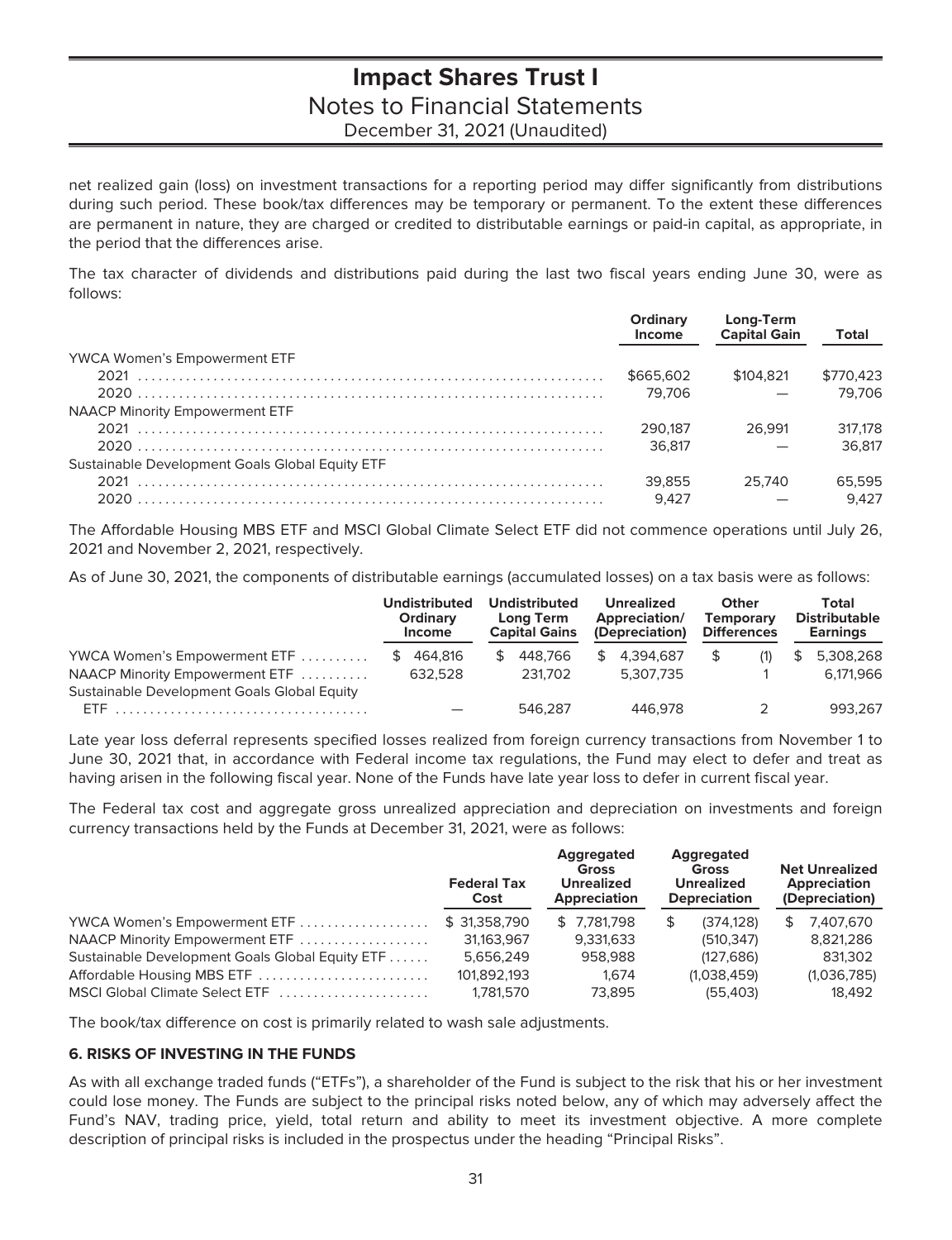net realized gain (loss) on investment transactions for a reporting period may differ significantly from distributions during such period. These book/tax differences may be temporary or permanent. To the extent these differences are permanent in nature, they are charged or credited to distributable earnings or paid-in capital, as appropriate, in the period that the differences arise.

The tax character of dividends and distributions paid during the last two fiscal years ending June 30, were as follows:

| | Ordinary Income | Long-Term Capital Gain | Total |
|---|---|---|---|
| YWCA Women's Empowerment ETF | | | |
| 2021 | $665,602 | $104,821 | $770,423 |
| 2020 | 79,706 | — | 79,706 |
| NAACP Minority Empowerment ETF | | | |
| 2021 | 290,187 | 26,991 | 317,178 |
| 2020 | 36,817 | — | 36,817 |
| Sustainable Development Goals Global Equity ETF | | | |
| 2021 | 39,855 | 25,740 | 65,595 |
| 2020 | 9,427 | — | 9,427 |

The Affordable Housing MBS ETF and MSCI Global Climate Select ETF did not commence operations until July 26, 2021 and November 2, 2021, respectively.

As of June 30, 2021, the components of distributable earnings (accumulated losses) on a tax basis were as follows:

| | Undistributed Ordinary Income | Undistributed Long Term Capital Gains | Unrealized Appreciation/ (Depreciation) | Other Temporary Differences | Total Distributable Earnings |
|---|---|---|---|---|---|
| YWCA Women's Empowerment ETF | $ 464,816 | $ 448,766 | $ 4,394,687 | $ (1) | $ 5,308,268 |
| NAACP Minority Empowerment ETF | 632,528 | 231,702 | 5,307,735 | 1 | 6,171,966 |
| Sustainable Development Goals Global Equity ETF | — | 546,287 | 446,978 | 2 | 993,267 |

Late year loss deferral represents specified losses realized from foreign currency transactions from November 1 to June 30, 2021 that, in accordance with Federal income tax regulations, the Fund may elect to defer and treat as having arisen in the following fiscal year. None of the Funds have late year loss to defer in current fiscal year.

The Federal tax cost and aggregate gross unrealized appreciation and depreciation on investments and foreign currency transactions held by the Funds at December 31, 2021, were as follows:

| | Federal Tax Cost | Aggregated Gross Unrealized Appreciation | Aggregated Gross Unrealized Depreciation | Net Unrealized Appreciation (Depreciation) |
|---|---|---|---|---|
| YWCA Women's Empowerment ETF | $ 31,358,790 | $ 7,781,798 | $ (374,128) | $ 7,407,670 |
| NAACP Minority Empowerment ETF | 31,163,967 | 9,331,633 | (510,347) | 8,821,286 |
| Sustainable Development Goals Global Equity ETF | 5,656,249 | 958,988 | (127,686) | 831,302 |
| Affordable Housing MBS ETF | 101,892,193 | 1,674 | (1,038,459) | (1,036,785) |
| MSCI Global Climate Select ETF | 1,781,570 | 73,895 | (55,403) | 18,492 |

The book/tax difference on cost is primarily related to wash sale adjustments.

## 6. RISKS OF INVESTING IN THE FUNDS

As with all exchange traded funds ("ETFs"), a shareholder of the Fund is subject to the risk that his or her investment could lose money. The Funds are subject to the principal risks noted below, any of which may adversely affect the Fund's NAV, trading price, yield, total return and ability to meet its investment objective. A more complete description of principal risks is included in the prospectus under the heading "Principal Risks".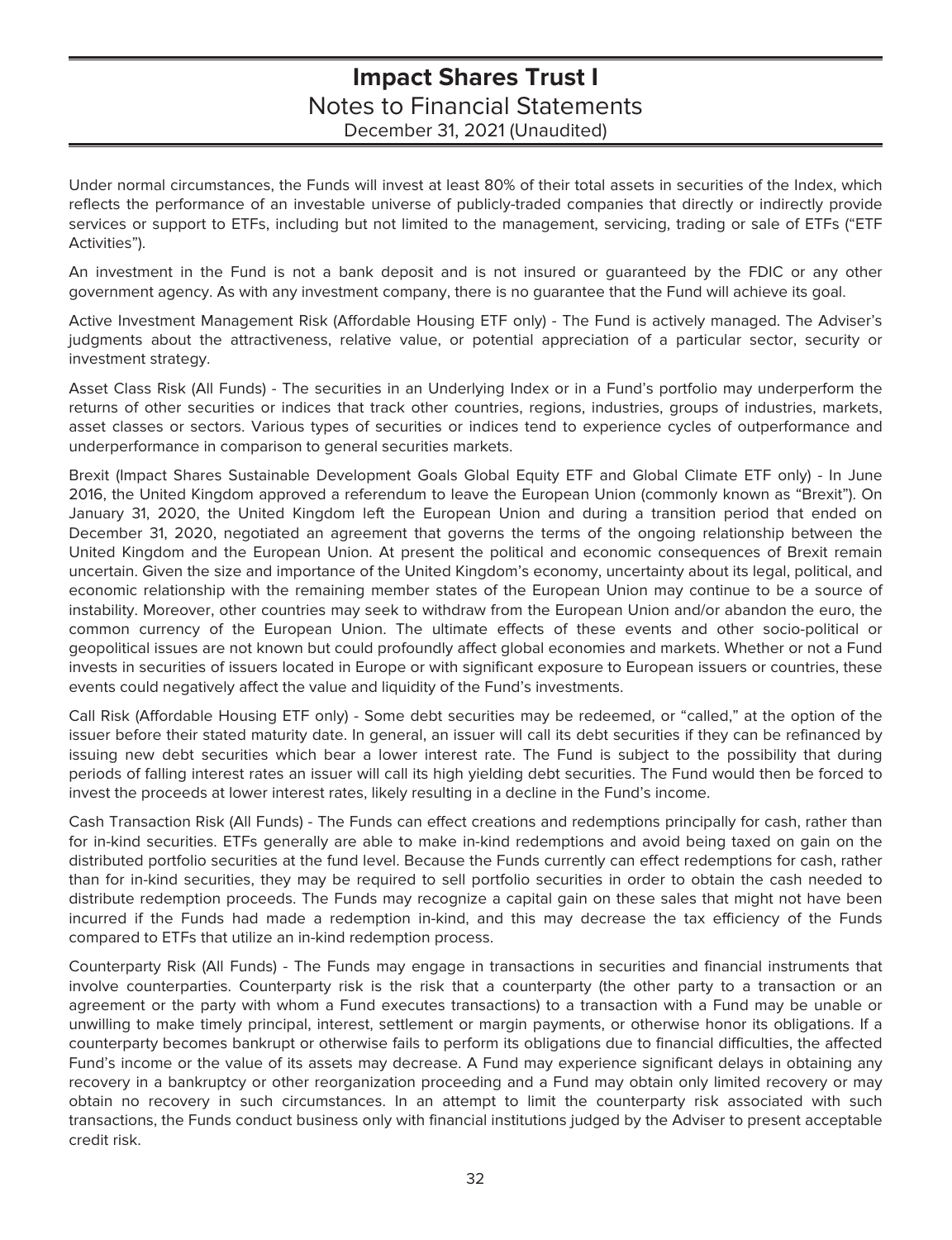Under normal circumstances, the Funds will invest at least 80% of their total assets in securities of the Index, which reflects the performance of an investable universe of publicly-traded companies that directly or indirectly provide services or support to ETFs, including but not limited to the management, servicing, trading or sale of ETFs ("ETF Activities").

An investment in the Fund is not a bank deposit and is not insured or guaranteed by the FDIC or any other government agency. As with any investment company, there is no guarantee that the Fund will achieve its goal.

Active Investment Management Risk (Affordable Housing ETF only) - The Fund is actively managed. The Adviser's judgments about the attractiveness, relative value, or potential appreciation of a particular sector, security or investment strategy.

Asset Class Risk (All Funds) - The securities in an Underlying Index or in a Fund's portfolio may underperform the returns of other securities or indices that track other countries, regions, industries, groups of industries, markets, asset classes or sectors. Various types of securities or indices tend to experience cycles of outperformance and underperformance in comparison to general securities markets.

Brexit (Impact Shares Sustainable Development Goals Global Equity ETF and Global Climate ETF only) - In June 2016, the United Kingdom approved a referendum to leave the European Union (commonly known as "Brexit"). On January 31, 2020, the United Kingdom left the European Union and during a transition period that ended on December 31, 2020, negotiated an agreement that governs the terms of the ongoing relationship between the United Kingdom and the European Union. At present the political and economic consequences of Brexit remain uncertain. Given the size and importance of the United Kingdom's economy, uncertainty about its legal, political, and economic relationship with the remaining member states of the European Union may continue to be a source of instability. Moreover, other countries may seek to withdraw from the European Union and/or abandon the euro, the common currency of the European Union. The ultimate effects of these events and other socio-political or geopolitical issues are not known but could profoundly affect global economies and markets. Whether or not a Fund invests in securities of issuers located in Europe or with significant exposure to European issuers or countries, these events could negatively affect the value and liquidity of the Fund's investments.

Call Risk (Affordable Housing ETF only) - Some debt securities may be redeemed, or "called," at the option of the issuer before their stated maturity date. In general, an issuer will call its debt securities if they can be refinanced by issuing new debt securities which bear a lower interest rate. The Fund is subject to the possibility that during periods of falling interest rates an issuer will call its high yielding debt securities. The Fund would then be forced to invest the proceeds at lower interest rates, likely resulting in a decline in the Fund's income.

Cash Transaction Risk (All Funds) - The Funds can effect creations and redemptions principally for cash, rather than for in-kind securities. ETFs generally are able to make in-kind redemptions and avoid being taxed on gain on the distributed portfolio securities at the fund level. Because the Funds currently can effect redemptions for cash, rather than for in-kind securities, they may be required to sell portfolio securities in order to obtain the cash needed to distribute redemption proceeds. The Funds may recognize a capital gain on these sales that might not have been incurred if the Funds had made a redemption in-kind, and this may decrease the tax efficiency of the Funds compared to ETFs that utilize an in-kind redemption process.

Counterparty Risk (All Funds) - The Funds may engage in transactions in securities and financial instruments that involve counterparties. Counterparty risk is the risk that a counterparty (the other party to a transaction or an agreement or the party with whom a Fund executes transactions) to a transaction with a Fund may be unable or unwilling to make timely principal, interest, settlement or margin payments, or otherwise honor its obligations. If a counterparty becomes bankrupt or otherwise fails to perform its obligations due to financial difficulties, the affected Fund's income or the value of its assets may decrease. A Fund may experience significant delays in obtaining any recovery in a bankruptcy or other reorganization proceeding and a Fund may obtain only limited recovery or may obtain no recovery in such circumstances. In an attempt to limit the counterparty risk associated with such transactions, the Funds conduct business only with financial institutions judged by the Adviser to present acceptable credit risk.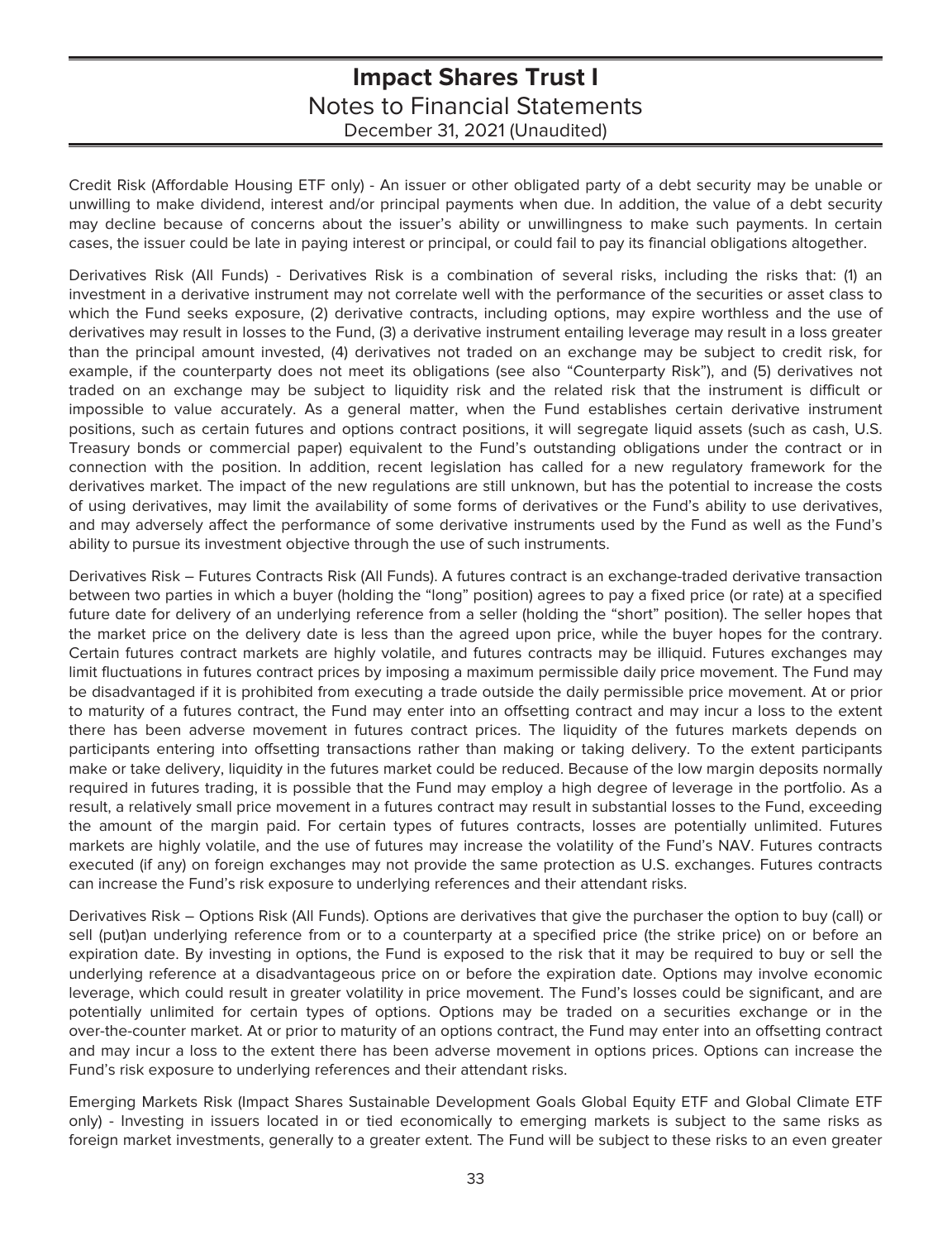Credit Risk (Affordable Housing ETF only) - An issuer or other obligated party of a debt security may be unable or unwilling to make dividend, interest and/or principal payments when due. In addition, the value of a debt security may decline because of concerns about the issuer's ability or unwillingness to make such payments. In certain cases, the issuer could be late in paying interest or principal, or could fail to pay its financial obligations altogether.

Derivatives Risk (All Funds) - Derivatives Risk is a combination of several risks, including the risks that: (1) an investment in a derivative instrument may not correlate well with the performance of the securities or asset class to which the Fund seeks exposure, (2) derivative contracts, including options, may expire worthless and the use of derivatives may result in losses to the Fund, (3) a derivative instrument entailing leverage may result in a loss greater than the principal amount invested, (4) derivatives not traded on an exchange may be subject to credit risk, for example, if the counterparty does not meet its obligations (see also "Counterparty Risk"), and (5) derivatives not traded on an exchange may be subject to liquidity risk and the related risk that the instrument is difficult or impossible to value accurately. As a general matter, when the Fund establishes certain derivative instrument positions, such as certain futures and options contract positions, it will segregate liquid assets (such as cash, U.S. Treasury bonds or commercial paper) equivalent to the Fund's outstanding obligations under the contract or in connection with the position. In addition, recent legislation has called for a new regulatory framework for the derivatives market. The impact of the new regulations are still unknown, but has the potential to increase the costs of using derivatives, may limit the availability of some forms of derivatives or the Fund's ability to use derivatives, and may adversely affect the performance of some derivative instruments used by the Fund as well as the Fund's ability to pursue its investment objective through the use of such instruments.

Derivatives Risk – Futures Contracts Risk (All Funds). A futures contract is an exchange-traded derivative transaction between two parties in which a buyer (holding the "long" position) agrees to pay a fixed price (or rate) at a specified future date for delivery of an underlying reference from a seller (holding the "short" position). The seller hopes that the market price on the delivery date is less than the agreed upon price, while the buyer hopes for the contrary. Certain futures contract markets are highly volatile, and futures contracts may be illiquid. Futures exchanges may limit fluctuations in futures contract prices by imposing a maximum permissible daily price movement. The Fund may be disadvantaged if it is prohibited from executing a trade outside the daily permissible price movement. At or prior to maturity of a futures contract, the Fund may enter into an offsetting contract and may incur a loss to the extent there has been adverse movement in futures contract prices. The liquidity of the futures markets depends on participants entering into offsetting transactions rather than making or taking delivery. To the extent participants make or take delivery, liquidity in the futures market could be reduced. Because of the low margin deposits normally required in futures trading, it is possible that the Fund may employ a high degree of leverage in the portfolio. As a result, a relatively small price movement in a futures contract may result in substantial losses to the Fund, exceeding the amount of the margin paid. For certain types of futures contracts, losses are potentially unlimited. Futures markets are highly volatile, and the use of futures may increase the volatility of the Fund's NAV. Futures contracts executed (if any) on foreign exchanges may not provide the same protection as U.S. exchanges. Futures contracts can increase the Fund's risk exposure to underlying references and their attendant risks.

Derivatives Risk – Options Risk (All Funds). Options are derivatives that give the purchaser the option to buy (call) or sell (put)an underlying reference from or to a counterparty at a specified price (the strike price) on or before an expiration date. By investing in options, the Fund is exposed to the risk that it may be required to buy or sell the underlying reference at a disadvantageous price on or before the expiration date. Options may involve economic leverage, which could result in greater volatility in price movement. The Fund's losses could be significant, and are potentially unlimited for certain types of options. Options may be traded on a securities exchange or in the over-the-counter market. At or prior to maturity of an options contract, the Fund may enter into an offsetting contract and may incur a loss to the extent there has been adverse movement in options prices. Options can increase the Fund's risk exposure to underlying references and their attendant risks.

Emerging Markets Risk (Impact Shares Sustainable Development Goals Global Equity ETF and Global Climate ETF only) - Investing in issuers located in or tied economically to emerging markets is subject to the same risks as foreign market investments, generally to a greater extent. The Fund will be subject to these risks to an even greater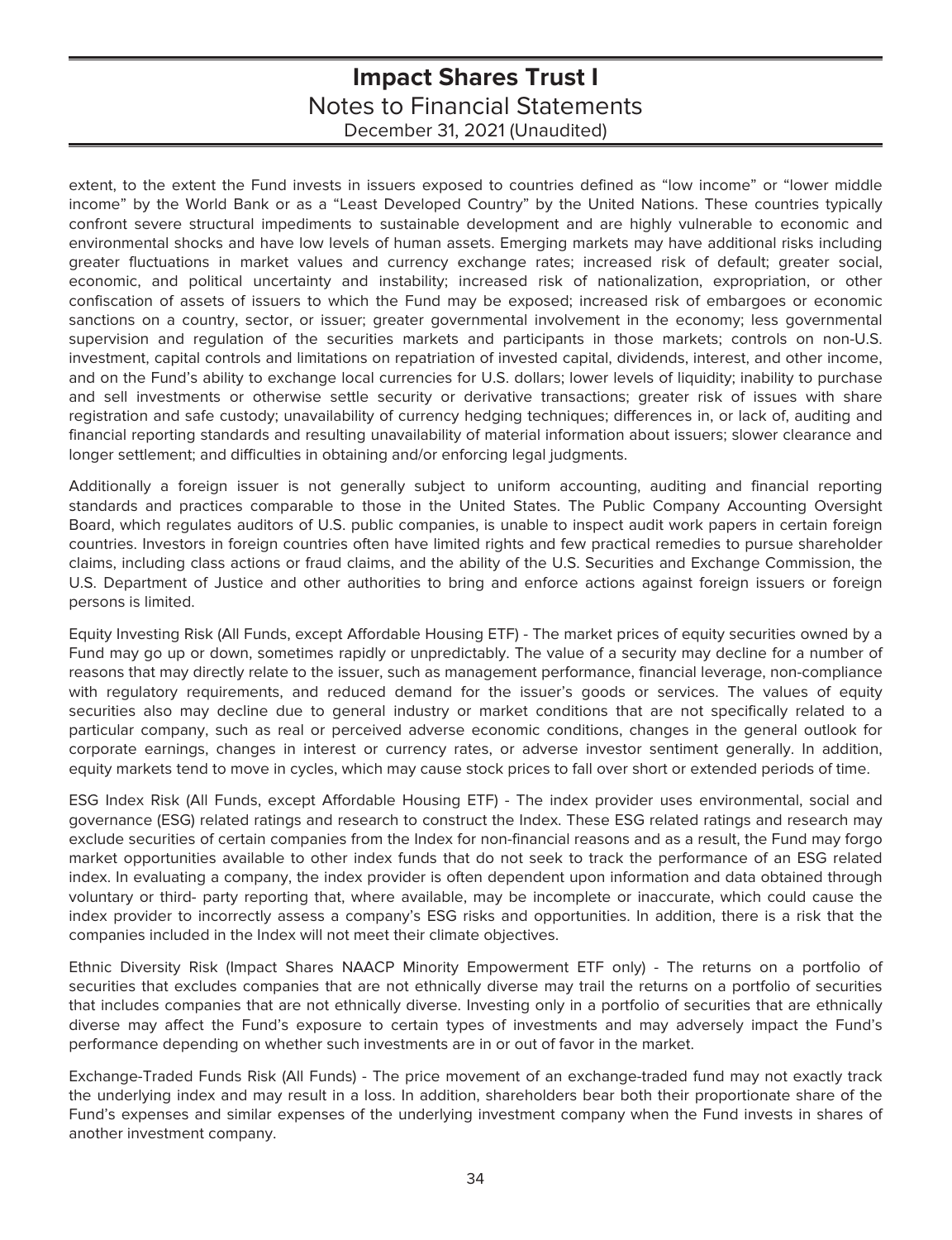extent, to the extent the Fund invests in issuers exposed to countries defined as “low income” or “lower middle income” by the World Bank or as a “Least Developed Country” by the United Nations. These countries typically confront severe structural impediments to sustainable development and are highly vulnerable to economic and environmental shocks and have low levels of human assets. Emerging markets may have additional risks including greater fluctuations in market values and currency exchange rates; increased risk of default; greater social, economic, and political uncertainty and instability; increased risk of nationalization, expropriation, or other confiscation of assets of issuers to which the Fund may be exposed; increased risk of embargoes or economic sanctions on a country, sector, or issuer; greater governmental involvement in the economy; less governmental supervision and regulation of the securities markets and participants in those markets; controls on non-U.S. investment, capital controls and limitations on repatriation of invested capital, dividends, interest, and other income, and on the Fund’s ability to exchange local currencies for U.S. dollars; lower levels of liquidity; inability to purchase and sell investments or otherwise settle security or derivative transactions; greater risk of issues with share registration and safe custody; unavailability of currency hedging techniques; differences in, or lack of, auditing and financial reporting standards and resulting unavailability of material information about issuers; slower clearance and longer settlement; and difficulties in obtaining and/or enforcing legal judgments.

Additionally a foreign issuer is not generally subject to uniform accounting, auditing and financial reporting standards and practices comparable to those in the United States. The Public Company Accounting Oversight Board, which regulates auditors of U.S. public companies, is unable to inspect audit work papers in certain foreign countries. Investors in foreign countries often have limited rights and few practical remedies to pursue shareholder claims, including class actions or fraud claims, and the ability of the U.S. Securities and Exchange Commission, the U.S. Department of Justice and other authorities to bring and enforce actions against foreign issuers or foreign persons is limited.

Equity Investing Risk (All Funds, except Affordable Housing ETF) - The market prices of equity securities owned by a Fund may go up or down, sometimes rapidly or unpredictably. The value of a security may decline for a number of reasons that may directly relate to the issuer, such as management performance, financial leverage, non-compliance with regulatory requirements, and reduced demand for the issuer’s goods or services. The values of equity securities also may decline due to general industry or market conditions that are not specifically related to a particular company, such as real or perceived adverse economic conditions, changes in the general outlook for corporate earnings, changes in interest or currency rates, or adverse investor sentiment generally. In addition, equity markets tend to move in cycles, which may cause stock prices to fall over short or extended periods of time.

ESG Index Risk (All Funds, except Affordable Housing ETF) - The index provider uses environmental, social and governance (ESG) related ratings and research to construct the Index. These ESG related ratings and research may exclude securities of certain companies from the Index for non-financial reasons and as a result, the Fund may forgo market opportunities available to other index funds that do not seek to track the performance of an ESG related index. In evaluating a company, the index provider is often dependent upon information and data obtained through voluntary or third- party reporting that, where available, may be incomplete or inaccurate, which could cause the index provider to incorrectly assess a company’s ESG risks and opportunities. In addition, there is a risk that the companies included in the Index will not meet their climate objectives.

Ethnic Diversity Risk (Impact Shares NAACP Minority Empowerment ETF only) - The returns on a portfolio of securities that excludes companies that are not ethnically diverse may trail the returns on a portfolio of securities that includes companies that are not ethnically diverse. Investing only in a portfolio of securities that are ethnically diverse may affect the Fund’s exposure to certain types of investments and may adversely impact the Fund’s performance depending on whether such investments are in or out of favor in the market.

Exchange-Traded Funds Risk (All Funds) - The price movement of an exchange-traded fund may not exactly track the underlying index and may result in a loss. In addition, shareholders bear both their proportionate share of the Fund’s expenses and similar expenses of the underlying investment company when the Fund invests in shares of another investment company.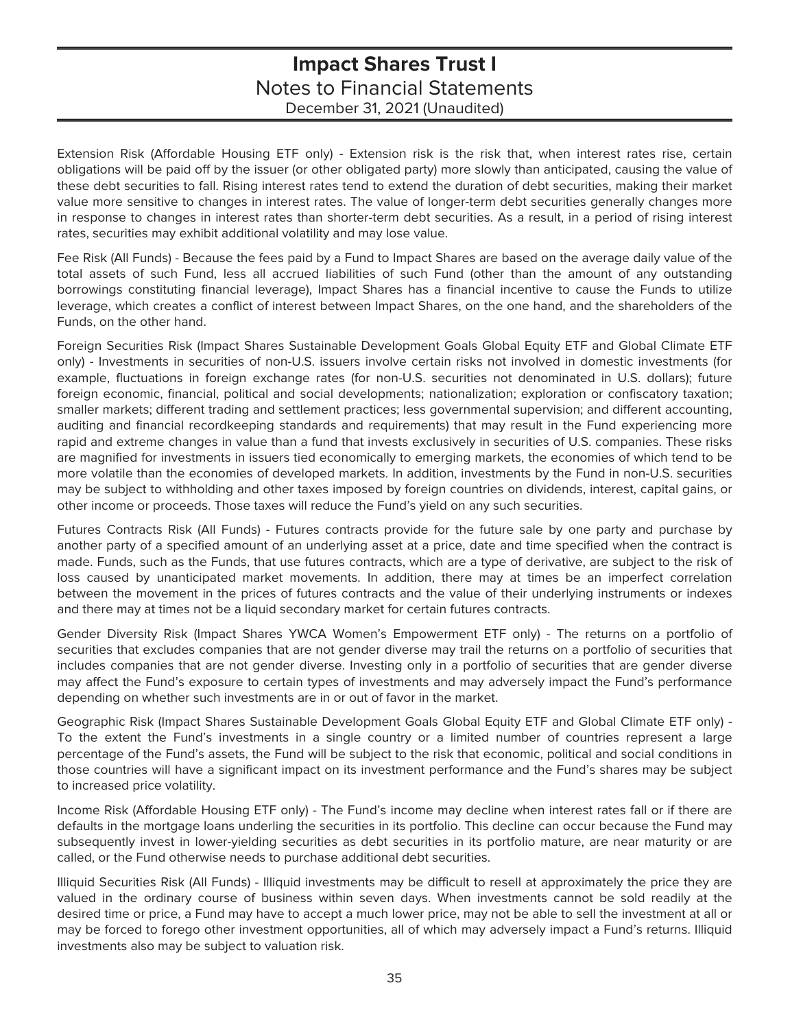Extension Risk (Affordable Housing ETF only) - Extension risk is the risk that, when interest rates rise, certain obligations will be paid off by the issuer (or other obligated party) more slowly than anticipated, causing the value of these debt securities to fall. Rising interest rates tend to extend the duration of debt securities, making their market value more sensitive to changes in interest rates. The value of longer-term debt securities generally changes more in response to changes in interest rates than shorter-term debt securities. As a result, in a period of rising interest rates, securities may exhibit additional volatility and may lose value.

Fee Risk (All Funds) - Because the fees paid by a Fund to Impact Shares are based on the average daily value of the total assets of such Fund, less all accrued liabilities of such Fund (other than the amount of any outstanding borrowings constituting financial leverage), Impact Shares has a financial incentive to cause the Funds to utilize leverage, which creates a conflict of interest between Impact Shares, on the one hand, and the shareholders of the Funds, on the other hand.

Foreign Securities Risk (Impact Shares Sustainable Development Goals Global Equity ETF and Global Climate ETF only) - Investments in securities of non-U.S. issuers involve certain risks not involved in domestic investments (for example, fluctuations in foreign exchange rates (for non-U.S. securities not denominated in U.S. dollars); future foreign economic, financial, political and social developments; nationalization; exploration or confiscatory taxation; smaller markets; different trading and settlement practices; less governmental supervision; and different accounting, auditing and financial recordkeeping standards and requirements) that may result in the Fund experiencing more rapid and extreme changes in value than a fund that invests exclusively in securities of U.S. companies. These risks are magnified for investments in issuers tied economically to emerging markets, the economies of which tend to be more volatile than the economies of developed markets. In addition, investments by the Fund in non-U.S. securities may be subject to withholding and other taxes imposed by foreign countries on dividends, interest, capital gains, or other income or proceeds. Those taxes will reduce the Fund's yield on any such securities.

Futures Contracts Risk (All Funds) - Futures contracts provide for the future sale by one party and purchase by another party of a specified amount of an underlying asset at a price, date and time specified when the contract is made. Funds, such as the Funds, that use futures contracts, which are a type of derivative, are subject to the risk of loss caused by unanticipated market movements. In addition, there may at times be an imperfect correlation between the movement in the prices of futures contracts and the value of their underlying instruments or indexes and there may at times not be a liquid secondary market for certain futures contracts.

Gender Diversity Risk (Impact Shares YWCA Women's Empowerment ETF only) - The returns on a portfolio of securities that excludes companies that are not gender diverse may trail the returns on a portfolio of securities that includes companies that are not gender diverse. Investing only in a portfolio of securities that are gender diverse may affect the Fund's exposure to certain types of investments and may adversely impact the Fund's performance depending on whether such investments are in or out of favor in the market.

Geographic Risk (Impact Shares Sustainable Development Goals Global Equity ETF and Global Climate ETF only) - To the extent the Fund's investments in a single country or a limited number of countries represent a large percentage of the Fund's assets, the Fund will be subject to the risk that economic, political and social conditions in those countries will have a significant impact on its investment performance and the Fund's shares may be subject to increased price volatility.

Income Risk (Affordable Housing ETF only) - The Fund's income may decline when interest rates fall or if there are defaults in the mortgage loans underling the securities in its portfolio. This decline can occur because the Fund may subsequently invest in lower-yielding securities as debt securities in its portfolio mature, are near maturity or are called, or the Fund otherwise needs to purchase additional debt securities.

Illiquid Securities Risk (All Funds) - Illiquid investments may be difficult to resell at approximately the price they are valued in the ordinary course of business within seven days. When investments cannot be sold readily at the desired time or price, a Fund may have to accept a much lower price, may not be able to sell the investment at all or may be forced to forego other investment opportunities, all of which may adversely impact a Fund's returns. Illiquid investments also may be subject to valuation risk.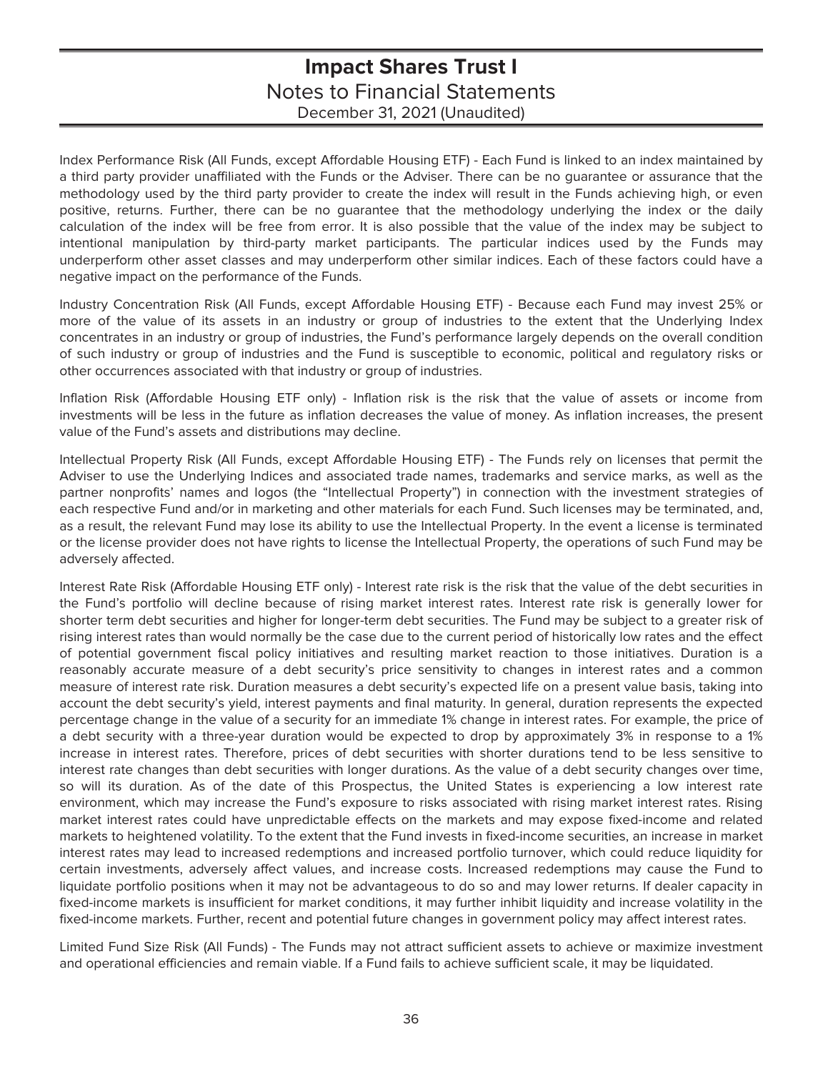Index Performance Risk (All Funds, except Affordable Housing ETF) - Each Fund is linked to an index maintained by a third party provider unaffiliated with the Funds or the Adviser. There can be no guarantee or assurance that the methodology used by the third party provider to create the index will result in the Funds achieving high, or even positive, returns. Further, there can be no guarantee that the methodology underlying the index or the daily calculation of the index will be free from error. It is also possible that the value of the index may be subject to intentional manipulation by third-party market participants. The particular indices used by the Funds may underperform other asset classes and may underperform other similar indices. Each of these factors could have a negative impact on the performance of the Funds.

Industry Concentration Risk (All Funds, except Affordable Housing ETF) - Because each Fund may invest 25% or more of the value of its assets in an industry or group of industries to the extent that the Underlying Index concentrates in an industry or group of industries, the Fund's performance largely depends on the overall condition of such industry or group of industries and the Fund is susceptible to economic, political and regulatory risks or other occurrences associated with that industry or group of industries.

Inflation Risk (Affordable Housing ETF only) - Inflation risk is the risk that the value of assets or income from investments will be less in the future as inflation decreases the value of money. As inflation increases, the present value of the Fund's assets and distributions may decline.

Intellectual Property Risk (All Funds, except Affordable Housing ETF) - The Funds rely on licenses that permit the Adviser to use the Underlying Indices and associated trade names, trademarks and service marks, as well as the partner nonprofits' names and logos (the "Intellectual Property") in connection with the investment strategies of each respective Fund and/or in marketing and other materials for each Fund. Such licenses may be terminated, and, as a result, the relevant Fund may lose its ability to use the Intellectual Property. In the event a license is terminated or the license provider does not have rights to license the Intellectual Property, the operations of such Fund may be adversely affected.

Interest Rate Risk (Affordable Housing ETF only) - Interest rate risk is the risk that the value of the debt securities in the Fund's portfolio will decline because of rising market interest rates. Interest rate risk is generally lower for shorter term debt securities and higher for longer-term debt securities. The Fund may be subject to a greater risk of rising interest rates than would normally be the case due to the current period of historically low rates and the effect of potential government fiscal policy initiatives and resulting market reaction to those initiatives. Duration is a reasonably accurate measure of a debt security's price sensitivity to changes in interest rates and a common measure of interest rate risk. Duration measures a debt security's expected life on a present value basis, taking into account the debt security's yield, interest payments and final maturity. In general, duration represents the expected percentage change in the value of a security for an immediate 1% change in interest rates. For example, the price of a debt security with a three-year duration would be expected to drop by approximately 3% in response to a 1% increase in interest rates. Therefore, prices of debt securities with shorter durations tend to be less sensitive to interest rate changes than debt securities with longer durations. As the value of a debt security changes over time, so will its duration. As of the date of this Prospectus, the United States is experiencing a low interest rate environment, which may increase the Fund's exposure to risks associated with rising market interest rates. Rising market interest rates could have unpredictable effects on the markets and may expose fixed-income and related markets to heightened volatility. To the extent that the Fund invests in fixed-income securities, an increase in market interest rates may lead to increased redemptions and increased portfolio turnover, which could reduce liquidity for certain investments, adversely affect values, and increase costs. Increased redemptions may cause the Fund to liquidate portfolio positions when it may not be advantageous to do so and may lower returns. If dealer capacity in fixed-income markets is insufficient for market conditions, it may further inhibit liquidity and increase volatility in the fixed-income markets. Further, recent and potential future changes in government policy may affect interest rates.

Limited Fund Size Risk (All Funds) - The Funds may not attract sufficient assets to achieve or maximize investment and operational efficiencies and remain viable. If a Fund fails to achieve sufficient scale, it may be liquidated.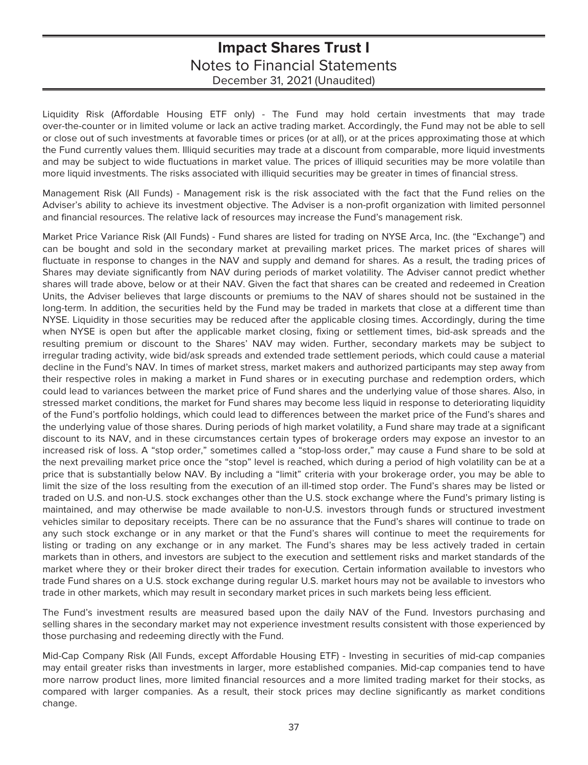Liquidity Risk (Affordable Housing ETF only) - The Fund may hold certain investments that may trade over-the-counter or in limited volume or lack an active trading market. Accordingly, the Fund may not be able to sell or close out of such investments at favorable times or prices (or at all), or at the prices approximating those at which the Fund currently values them. Illiquid securities may trade at a discount from comparable, more liquid investments and may be subject to wide fluctuations in market value. The prices of illiquid securities may be more volatile than more liquid investments. The risks associated with illiquid securities may be greater in times of financial stress.

Management Risk (All Funds) - Management risk is the risk associated with the fact that the Fund relies on the Adviser's ability to achieve its investment objective. The Adviser is a non-profit organization with limited personnel and financial resources. The relative lack of resources may increase the Fund's management risk.

Market Price Variance Risk (All Funds) - Fund shares are listed for trading on NYSE Arca, Inc. (the "Exchange") and can be bought and sold in the secondary market at prevailing market prices. The market prices of shares will fluctuate in response to changes in the NAV and supply and demand for shares. As a result, the trading prices of Shares may deviate significantly from NAV during periods of market volatility. The Adviser cannot predict whether shares will trade above, below or at their NAV. Given the fact that shares can be created and redeemed in Creation Units, the Adviser believes that large discounts or premiums to the NAV of shares should not be sustained in the long-term. In addition, the securities held by the Fund may be traded in markets that close at a different time than NYSE. Liquidity in those securities may be reduced after the applicable closing times. Accordingly, during the time when NYSE is open but after the applicable market closing, fixing or settlement times, bid-ask spreads and the resulting premium or discount to the Shares' NAV may widen. Further, secondary markets may be subject to irregular trading activity, wide bid/ask spreads and extended trade settlement periods, which could cause a material decline in the Fund's NAV. In times of market stress, market makers and authorized participants may step away from their respective roles in making a market in Fund shares or in executing purchase and redemption orders, which could lead to variances between the market price of Fund shares and the underlying value of those shares. Also, in stressed market conditions, the market for Fund shares may become less liquid in response to deteriorating liquidity of the Fund's portfolio holdings, which could lead to differences between the market price of the Fund's shares and the underlying value of those shares. During periods of high market volatility, a Fund share may trade at a significant discount to its NAV, and in these circumstances certain types of brokerage orders may expose an investor to an increased risk of loss. A "stop order," sometimes called a "stop-loss order," may cause a Fund share to be sold at the next prevailing market price once the "stop" level is reached, which during a period of high volatility can be at a price that is substantially below NAV. By including a "limit" criteria with your brokerage order, you may be able to limit the size of the loss resulting from the execution of an ill-timed stop order. The Fund's shares may be listed or traded on U.S. and non-U.S. stock exchanges other than the U.S. stock exchange where the Fund's primary listing is maintained, and may otherwise be made available to non-U.S. investors through funds or structured investment vehicles similar to depositary receipts. There can be no assurance that the Fund's shares will continue to trade on any such stock exchange or in any market or that the Fund's shares will continue to meet the requirements for listing or trading on any exchange or in any market. The Fund's shares may be less actively traded in certain markets than in others, and investors are subject to the execution and settlement risks and market standards of the market where they or their broker direct their trades for execution. Certain information available to investors who trade Fund shares on a U.S. stock exchange during regular U.S. market hours may not be available to investors who trade in other markets, which may result in secondary market prices in such markets being less efficient.

The Fund's investment results are measured based upon the daily NAV of the Fund. Investors purchasing and selling shares in the secondary market may not experience investment results consistent with those experienced by those purchasing and redeeming directly with the Fund.

Mid-Cap Company Risk (All Funds, except Affordable Housing ETF) - Investing in securities of mid-cap companies may entail greater risks than investments in larger, more established companies. Mid-cap companies tend to have more narrow product lines, more limited financial resources and a more limited trading market for their stocks, as compared with larger companies. As a result, their stock prices may decline significantly as market conditions change.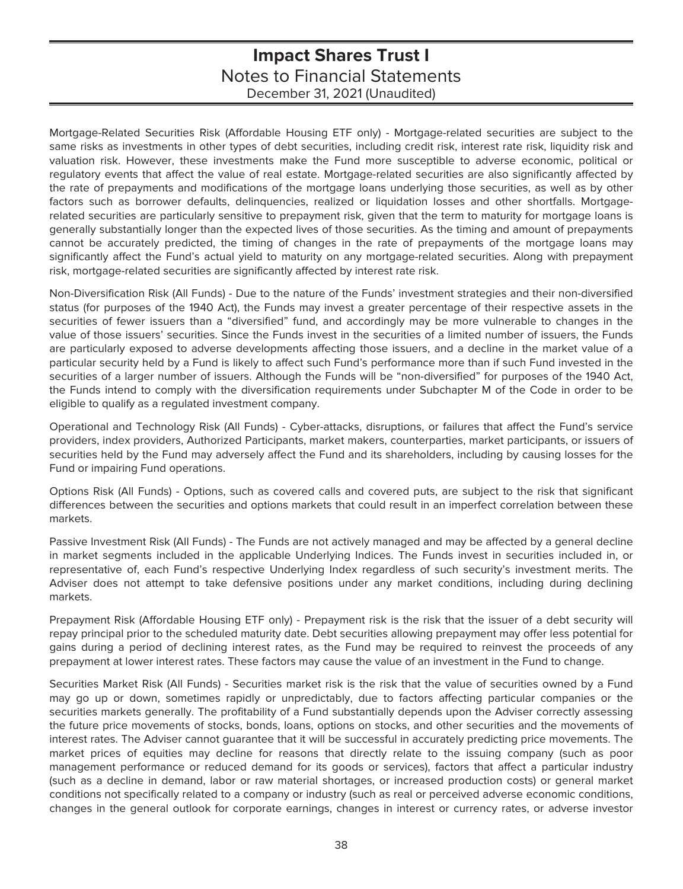Mortgage-Related Securities Risk (Affordable Housing ETF only) - Mortgage-related securities are subject to the same risks as investments in other types of debt securities, including credit risk, interest rate risk, liquidity risk and valuation risk. However, these investments make the Fund more susceptible to adverse economic, political or regulatory events that affect the value of real estate. Mortgage-related securities are also significantly affected by the rate of prepayments and modifications of the mortgage loans underlying those securities, as well as by other factors such as borrower defaults, delinquencies, realized or liquidation losses and other shortfalls. Mortgage-related securities are particularly sensitive to prepayment risk, given that the term to maturity for mortgage loans is generally substantially longer than the expected lives of those securities. As the timing and amount of prepayments cannot be accurately predicted, the timing of changes in the rate of prepayments of the mortgage loans may significantly affect the Fund's actual yield to maturity on any mortgage-related securities. Along with prepayment risk, mortgage-related securities are significantly affected by interest rate risk.

Non-Diversification Risk (All Funds) - Due to the nature of the Funds' investment strategies and their non-diversified status (for purposes of the 1940 Act), the Funds may invest a greater percentage of their respective assets in the securities of fewer issuers than a "diversified" fund, and accordingly may be more vulnerable to changes in the value of those issuers' securities. Since the Funds invest in the securities of a limited number of issuers, the Funds are particularly exposed to adverse developments affecting those issuers, and a decline in the market value of a particular security held by a Fund is likely to affect such Fund's performance more than if such Fund invested in the securities of a larger number of issuers. Although the Funds will be "non-diversified" for purposes of the 1940 Act, the Funds intend to comply with the diversification requirements under Subchapter M of the Code in order to be eligible to qualify as a regulated investment company.

Operational and Technology Risk (All Funds) - Cyber-attacks, disruptions, or failures that affect the Fund's service providers, index providers, Authorized Participants, market makers, counterparties, market participants, or issuers of securities held by the Fund may adversely affect the Fund and its shareholders, including by causing losses for the Fund or impairing Fund operations.

Options Risk (All Funds) - Options, such as covered calls and covered puts, are subject to the risk that significant differences between the securities and options markets that could result in an imperfect correlation between these markets.

Passive Investment Risk (All Funds) - The Funds are not actively managed and may be affected by a general decline in market segments included in the applicable Underlying Indices. The Funds invest in securities included in, or representative of, each Fund's respective Underlying Index regardless of such security's investment merits. The Adviser does not attempt to take defensive positions under any market conditions, including during declining markets.

Prepayment Risk (Affordable Housing ETF only) - Prepayment risk is the risk that the issuer of a debt security will repay principal prior to the scheduled maturity date. Debt securities allowing prepayment may offer less potential for gains during a period of declining interest rates, as the Fund may be required to reinvest the proceeds of any prepayment at lower interest rates. These factors may cause the value of an investment in the Fund to change.

Securities Market Risk (All Funds) - Securities market risk is the risk that the value of securities owned by a Fund may go up or down, sometimes rapidly or unpredictably, due to factors affecting particular companies or the securities markets generally. The profitability of a Fund substantially depends upon the Adviser correctly assessing the future price movements of stocks, bonds, loans, options on stocks, and other securities and the movements of interest rates. The Adviser cannot guarantee that it will be successful in accurately predicting price movements. The market prices of equities may decline for reasons that directly relate to the issuing company (such as poor management performance or reduced demand for its goods or services), factors that affect a particular industry (such as a decline in demand, labor or raw material shortages, or increased production costs) or general market conditions not specifically related to a company or industry (such as real or perceived adverse economic conditions, changes in the general outlook for corporate earnings, changes in interest or currency rates, or adverse investor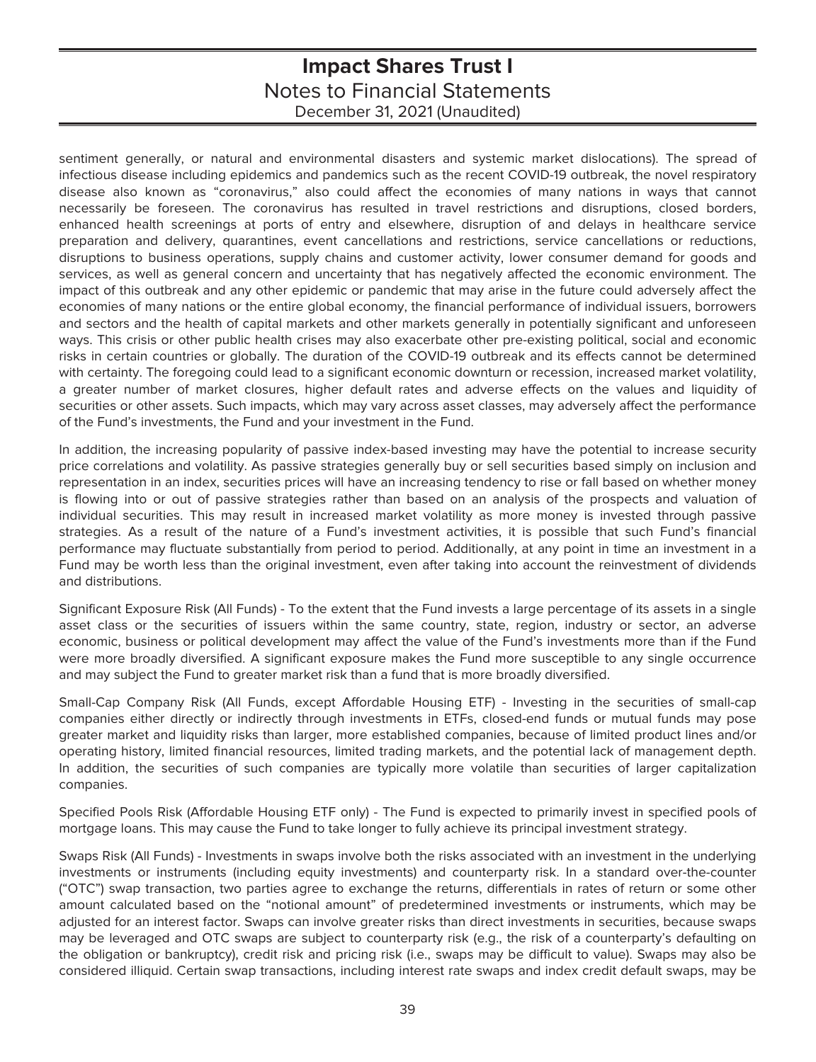sentiment generally, or natural and environmental disasters and systemic market dislocations). The spread of infectious disease including epidemics and pandemics such as the recent COVID-19 outbreak, the novel respiratory disease also known as "coronavirus," also could affect the economies of many nations in ways that cannot necessarily be foreseen. The coronavirus has resulted in travel restrictions and disruptions, closed borders, enhanced health screenings at ports of entry and elsewhere, disruption of and delays in healthcare service preparation and delivery, quarantines, event cancellations and restrictions, service cancellations or reductions, disruptions to business operations, supply chains and customer activity, lower consumer demand for goods and services, as well as general concern and uncertainty that has negatively affected the economic environment. The impact of this outbreak and any other epidemic or pandemic that may arise in the future could adversely affect the economies of many nations or the entire global economy, the financial performance of individual issuers, borrowers and sectors and the health of capital markets and other markets generally in potentially significant and unforeseen ways. This crisis or other public health crises may also exacerbate other pre-existing political, social and economic risks in certain countries or globally. The duration of the COVID-19 outbreak and its effects cannot be determined with certainty. The foregoing could lead to a significant economic downturn or recession, increased market volatility, a greater number of market closures, higher default rates and adverse effects on the values and liquidity of securities or other assets. Such impacts, which may vary across asset classes, may adversely affect the performance of the Fund's investments, the Fund and your investment in the Fund.

In addition, the increasing popularity of passive index-based investing may have the potential to increase security price correlations and volatility. As passive strategies generally buy or sell securities based simply on inclusion and representation in an index, securities prices will have an increasing tendency to rise or fall based on whether money is flowing into or out of passive strategies rather than based on an analysis of the prospects and valuation of individual securities. This may result in increased market volatility as more money is invested through passive strategies. As a result of the nature of a Fund's investment activities, it is possible that such Fund's financial performance may fluctuate substantially from period to period. Additionally, at any point in time an investment in a Fund may be worth less than the original investment, even after taking into account the reinvestment of dividends and distributions.

Significant Exposure Risk (All Funds) - To the extent that the Fund invests a large percentage of its assets in a single asset class or the securities of issuers within the same country, state, region, industry or sector, an adverse economic, business or political development may affect the value of the Fund's investments more than if the Fund were more broadly diversified. A significant exposure makes the Fund more susceptible to any single occurrence and may subject the Fund to greater market risk than a fund that is more broadly diversified.

Small-Cap Company Risk (All Funds, except Affordable Housing ETF) - Investing in the securities of small-cap companies either directly or indirectly through investments in ETFs, closed-end funds or mutual funds may pose greater market and liquidity risks than larger, more established companies, because of limited product lines and/or operating history, limited financial resources, limited trading markets, and the potential lack of management depth. In addition, the securities of such companies are typically more volatile than securities of larger capitalization companies.

Specified Pools Risk (Affordable Housing ETF only) - The Fund is expected to primarily invest in specified pools of mortgage loans. This may cause the Fund to take longer to fully achieve its principal investment strategy.

Swaps Risk (All Funds) - Investments in swaps involve both the risks associated with an investment in the underlying investments or instruments (including equity investments) and counterparty risk. In a standard over-the-counter ("OTC") swap transaction, two parties agree to exchange the returns, differentials in rates of return or some other amount calculated based on the "notional amount" of predetermined investments or instruments, which may be adjusted for an interest factor. Swaps can involve greater risks than direct investments in securities, because swaps may be leveraged and OTC swaps are subject to counterparty risk (e.g., the risk of a counterparty's defaulting on the obligation or bankruptcy), credit risk and pricing risk (i.e., swaps may be difficult to value). Swaps may also be considered illiquid. Certain swap transactions, including interest rate swaps and index credit default swaps, may be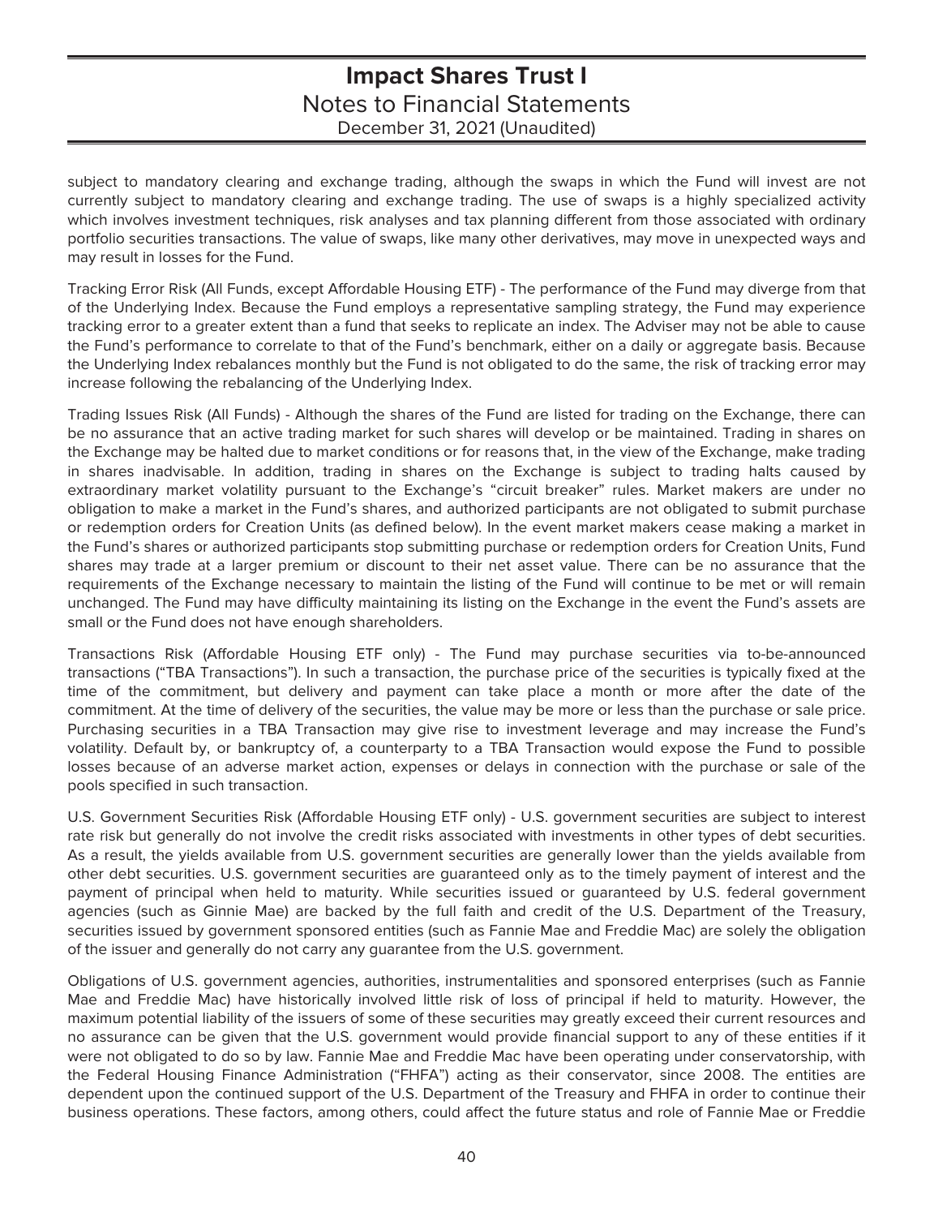subject to mandatory clearing and exchange trading, although the swaps in which the Fund will invest are not currently subject to mandatory clearing and exchange trading. The use of swaps is a highly specialized activity which involves investment techniques, risk analyses and tax planning different from those associated with ordinary portfolio securities transactions. The value of swaps, like many other derivatives, may move in unexpected ways and may result in losses for the Fund.

Tracking Error Risk (All Funds, except Affordable Housing ETF) - The performance of the Fund may diverge from that of the Underlying Index. Because the Fund employs a representative sampling strategy, the Fund may experience tracking error to a greater extent than a fund that seeks to replicate an index. The Adviser may not be able to cause the Fund's performance to correlate to that of the Fund's benchmark, either on a daily or aggregate basis. Because the Underlying Index rebalances monthly but the Fund is not obligated to do the same, the risk of tracking error may increase following the rebalancing of the Underlying Index.

Trading Issues Risk (All Funds) - Although the shares of the Fund are listed for trading on the Exchange, there can be no assurance that an active trading market for such shares will develop or be maintained. Trading in shares on the Exchange may be halted due to market conditions or for reasons that, in the view of the Exchange, make trading in shares inadvisable. In addition, trading in shares on the Exchange is subject to trading halts caused by extraordinary market volatility pursuant to the Exchange's "circuit breaker" rules. Market makers are under no obligation to make a market in the Fund's shares, and authorized participants are not obligated to submit purchase or redemption orders for Creation Units (as defined below). In the event market makers cease making a market in the Fund's shares or authorized participants stop submitting purchase or redemption orders for Creation Units, Fund shares may trade at a larger premium or discount to their net asset value. There can be no assurance that the requirements of the Exchange necessary to maintain the listing of the Fund will continue to be met or will remain unchanged. The Fund may have difficulty maintaining its listing on the Exchange in the event the Fund's assets are small or the Fund does not have enough shareholders.

Transactions Risk (Affordable Housing ETF only) - The Fund may purchase securities via to-be-announced transactions ("TBA Transactions"). In such a transaction, the purchase price of the securities is typically fixed at the time of the commitment, but delivery and payment can take place a month or more after the date of the commitment. At the time of delivery of the securities, the value may be more or less than the purchase or sale price. Purchasing securities in a TBA Transaction may give rise to investment leverage and may increase the Fund's volatility. Default by, or bankruptcy of, a counterparty to a TBA Transaction would expose the Fund to possible losses because of an adverse market action, expenses or delays in connection with the purchase or sale of the pools specified in such transaction.

U.S. Government Securities Risk (Affordable Housing ETF only) - U.S. government securities are subject to interest rate risk but generally do not involve the credit risks associated with investments in other types of debt securities. As a result, the yields available from U.S. government securities are generally lower than the yields available from other debt securities. U.S. government securities are guaranteed only as to the timely payment of interest and the payment of principal when held to maturity. While securities issued or guaranteed by U.S. federal government agencies (such as Ginnie Mae) are backed by the full faith and credit of the U.S. Department of the Treasury, securities issued by government sponsored entities (such as Fannie Mae and Freddie Mac) are solely the obligation of the issuer and generally do not carry any guarantee from the U.S. government.

Obligations of U.S. government agencies, authorities, instrumentalities and sponsored enterprises (such as Fannie Mae and Freddie Mac) have historically involved little risk of loss of principal if held to maturity. However, the maximum potential liability of the issuers of some of these securities may greatly exceed their current resources and no assurance can be given that the U.S. government would provide financial support to any of these entities if it were not obligated to do so by law. Fannie Mae and Freddie Mac have been operating under conservatorship, with the Federal Housing Finance Administration ("FHFA") acting as their conservator, since 2008. The entities are dependent upon the continued support of the U.S. Department of the Treasury and FHFA in order to continue their business operations. These factors, among others, could affect the future status and role of Fannie Mae or Freddie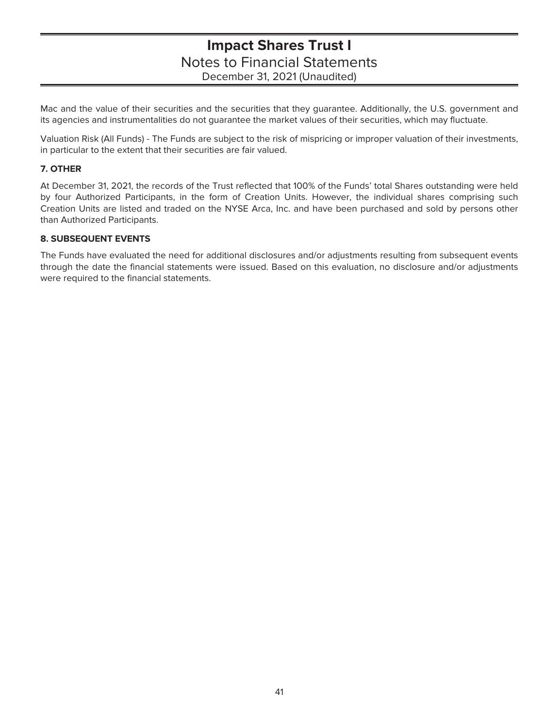Mac and the value of their securities and the securities that they guarantee. Additionally, the U.S. government and its agencies and instrumentalities do not guarantee the market values of their securities, which may fluctuate.

Valuation Risk (All Funds) - The Funds are subject to the risk of mispricing or improper valuation of their investments, in particular to the extent that their securities are fair valued.

**7. OTHER**

At December 31, 2021, the records of the Trust reflected that 100% of the Funds' total Shares outstanding were held by four Authorized Participants, in the form of Creation Units. However, the individual shares comprising such Creation Units are listed and traded on the NYSE Arca, Inc. and have been purchased and sold by persons other than Authorized Participants.

**8. SUBSEQUENT EVENTS**

The Funds have evaluated the need for additional disclosures and/or adjustments resulting from subsequent events through the date the financial statements were issued. Based on this evaluation, no disclosure and/or adjustments were required to the financial statements.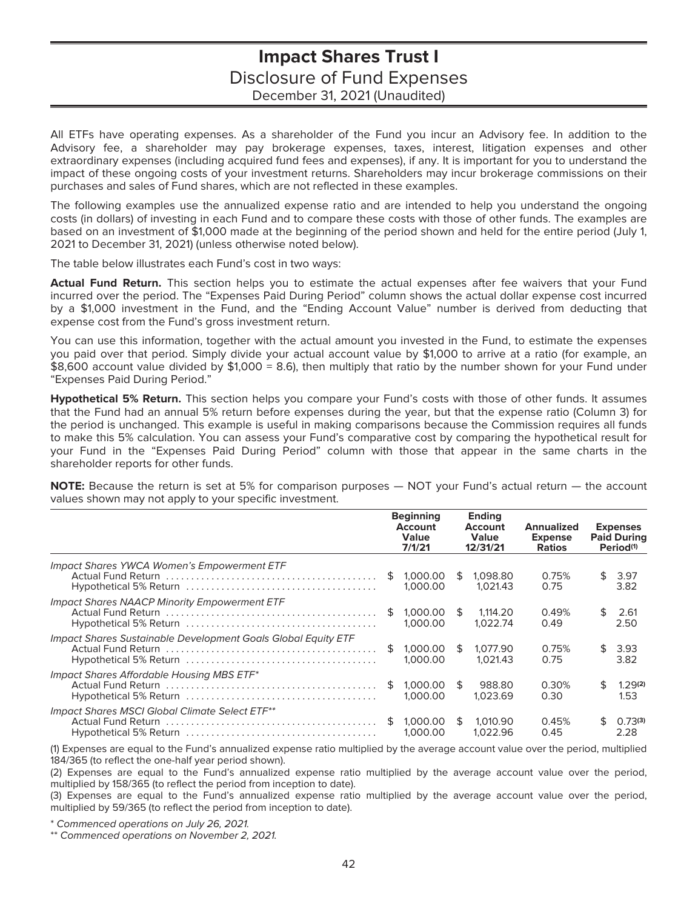# Impact Shares Trust I

## Disclosure of Fund Expenses

December 31, 2021 (Unaudited)

All ETFs have operating expenses. As a shareholder of the Fund you incur an Advisory fee. In addition to the Advisory fee, a shareholder may pay brokerage expenses, taxes, interest, litigation expenses and other extraordinary expenses (including acquired fund fees and expenses), if any. It is important for you to understand the impact of these ongoing costs of your investment returns. Shareholders may incur brokerage commissions on their purchases and sales of Fund shares, which are not reflected in these examples.

The following examples use the annualized expense ratio and are intended to help you understand the ongoing costs (in dollars) of investing in each Fund and to compare these costs with those of other funds. The examples are based on an investment of $1,000 made at the beginning of the period shown and held for the entire period (July 1, 2021 to December 31, 2021) (unless otherwise noted below).

The table below illustrates each Fund's cost in two ways:

**Actual Fund Return.** This section helps you to estimate the actual expenses after fee waivers that your Fund incurred over the period. The "Expenses Paid During Period" column shows the actual dollar expense cost incurred by a $1,000 investment in the Fund, and the "Ending Account Value" number is derived from deducting that expense cost from the Fund's gross investment return.

You can use this information, together with the actual amount you invested in the Fund, to estimate the expenses you paid over that period. Simply divide your actual account value by $1,000 to arrive at a ratio (for example, an $8,600 account value divided by $1,000 = 8.6), then multiply that ratio by the number shown for your Fund under "Expenses Paid During Period."

**Hypothetical 5% Return.** This section helps you compare your Fund's costs with those of other funds. It assumes that the Fund had an annual 5% return before expenses during the year, but that the expense ratio (Column 3) for the period is unchanged. This example is useful in making comparisons because the Commission requires all funds to make this 5% calculation. You can assess your Fund's comparative cost by comparing the hypothetical result for your Fund in the "Expenses Paid During Period" column with those that appear in the same charts in the shareholder reports for other funds.

**NOTE:** Because the return is set at 5% for comparison purposes — NOT your Fund's actual return — the account values shown may not apply to your specific investment.

| | Beginning Account Value 7/1/21 | Ending Account Value 12/31/21 | Annualized Expense Ratios | Expenses Paid During Period(1) |
|---|---|---|---|---|
| *Impact Shares YWCA Women's Empowerment ETF* | | | | |
| Actual Fund Return | $ 1,000.00 | $ 1,098.80 | 0.75% | $ 3.97 |
| Hypothetical 5% Return | 1,000.00 | 1,021.43 | 0.75 | 3.82 |
| *Impact Shares NAACP Minority Empowerment ETF* | | | | |
| Actual Fund Return | $ 1,000.00 | $ 1,114.20 | 0.49% | $ 2.61 |
| Hypothetical 5% Return | 1,000.00 | 1,022.74 | 0.49 | 2.50 |
| *Impact Shares Sustainable Development Goals Global Equity ETF* | | | | |
| Actual Fund Return | $ 1,000.00 | $ 1,077.90 | 0.75% | $ 3.93 |
| Hypothetical 5% Return | 1,000.00 | 1,021.43 | 0.75 | 3.82 |
| *Impact Shares Affordable Housing MBS ETF** | | | | |
| Actual Fund Return | $ 1,000.00 | $ 988.80 | 0.30% | $ 1.29(2) |
| Hypothetical 5% Return | 1,000.00 | 1,023.69 | 0.30 | 1.53 |
| *Impact Shares MSCI Global Climate Select ETF*** | | | | |
| Actual Fund Return | $ 1,000.00 | $ 1,010.90 | 0.45% | $ 0.73(3) |
| Hypothetical 5% Return | 1,000.00 | 1,022.96 | 0.45 | 2.28 |

(1) Expenses are equal to the Fund's annualized expense ratio multiplied by the average account value over the period, multiplied 184/365 (to reflect the one-half year period shown).

(2) Expenses are equal to the Fund's annualized expense ratio multiplied by the average account value over the period, multiplied by 158/365 (to reflect the period from inception to date).

(3) Expenses are equal to the Fund's annualized expense ratio multiplied by the average account value over the period, multiplied by 59/365 (to reflect the period from inception to date).

\* *Commenced operations on July 26, 2021.*

\*\* *Commenced operations on November 2, 2021.*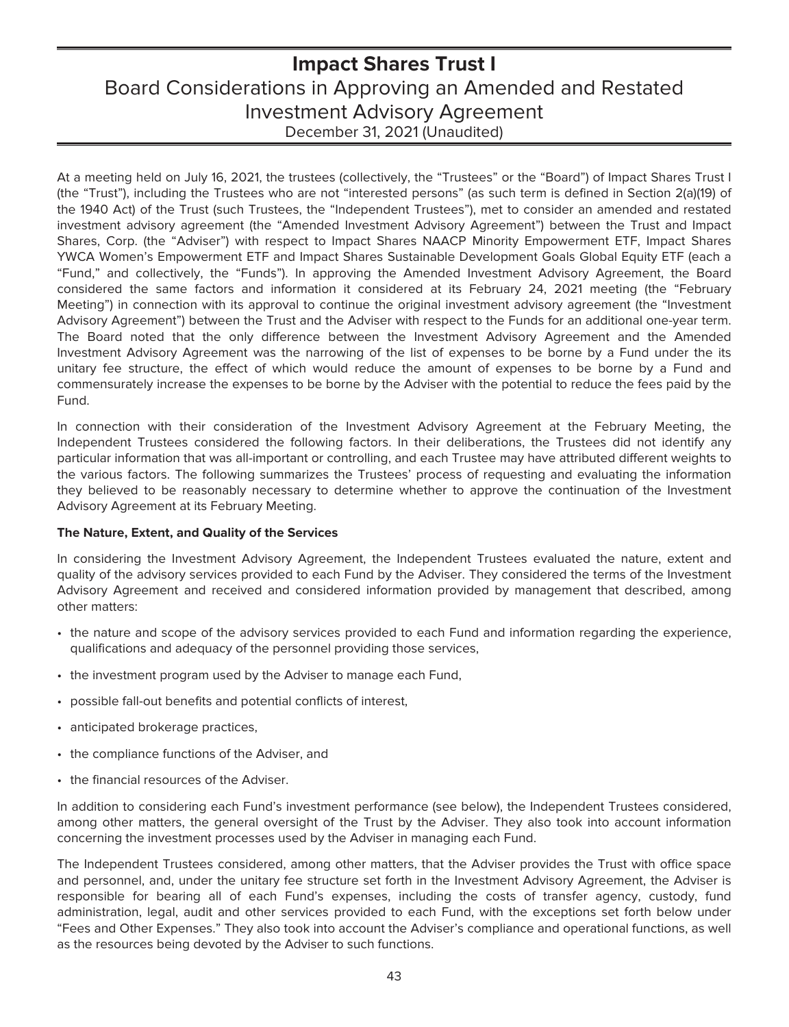# Impact Shares Trust I

## Board Considerations in Approving an Amended and Restated Investment Advisory Agreement

December 31, 2021 (Unaudited)

At a meeting held on July 16, 2021, the trustees (collectively, the "Trustees" or the "Board") of Impact Shares Trust I (the "Trust"), including the Trustees who are not "interested persons" (as such term is defined in Section 2(a)(19) of the 1940 Act) of the Trust (such Trustees, the "Independent Trustees"), met to consider an amended and restated investment advisory agreement (the "Amended Investment Advisory Agreement") between the Trust and Impact Shares, Corp. (the "Adviser") with respect to Impact Shares NAACP Minority Empowerment ETF, Impact Shares YWCA Women's Empowerment ETF and Impact Shares Sustainable Development Goals Global Equity ETF (each a "Fund," and collectively, the "Funds"). In approving the Amended Investment Advisory Agreement, the Board considered the same factors and information it considered at its February 24, 2021 meeting (the "February Meeting") in connection with its approval to continue the original investment advisory agreement (the "Investment Advisory Agreement") between the Trust and the Adviser with respect to the Funds for an additional one-year term. The Board noted that the only difference between the Investment Advisory Agreement and the Amended Investment Advisory Agreement was the narrowing of the list of expenses to be borne by a Fund under the its unitary fee structure, the effect of which would reduce the amount of expenses to be borne by a Fund and commensurately increase the expenses to be borne by the Adviser with the potential to reduce the fees paid by the Fund.

In connection with their consideration of the Investment Advisory Agreement at the February Meeting, the Independent Trustees considered the following factors. In their deliberations, the Trustees did not identify any particular information that was all-important or controlling, and each Trustee may have attributed different weights to the various factors. The following summarizes the Trustees' process of requesting and evaluating the information they believed to be reasonably necessary to determine whether to approve the continuation of the Investment Advisory Agreement at its February Meeting.

**The Nature, Extent, and Quality of the Services**

In considering the Investment Advisory Agreement, the Independent Trustees evaluated the nature, extent and quality of the advisory services provided to each Fund by the Adviser. They considered the terms of the Investment Advisory Agreement and received and considered information provided by management that described, among other matters:

- the nature and scope of the advisory services provided to each Fund and information regarding the experience, qualifications and adequacy of the personnel providing those services,
- the investment program used by the Adviser to manage each Fund,
- possible fall-out benefits and potential conflicts of interest,
- anticipated brokerage practices,
- the compliance functions of the Adviser, and
- the financial resources of the Adviser.

In addition to considering each Fund's investment performance (see below), the Independent Trustees considered, among other matters, the general oversight of the Trust by the Adviser. They also took into account information concerning the investment processes used by the Adviser in managing each Fund.

The Independent Trustees considered, among other matters, that the Adviser provides the Trust with office space and personnel, and, under the unitary fee structure set forth in the Investment Advisory Agreement, the Adviser is responsible for bearing all of each Fund's expenses, including the costs of transfer agency, custody, fund administration, legal, audit and other services provided to each Fund, with the exceptions set forth below under "Fees and Other Expenses." They also took into account the Adviser's compliance and operational functions, as well as the resources being devoted by the Adviser to such functions.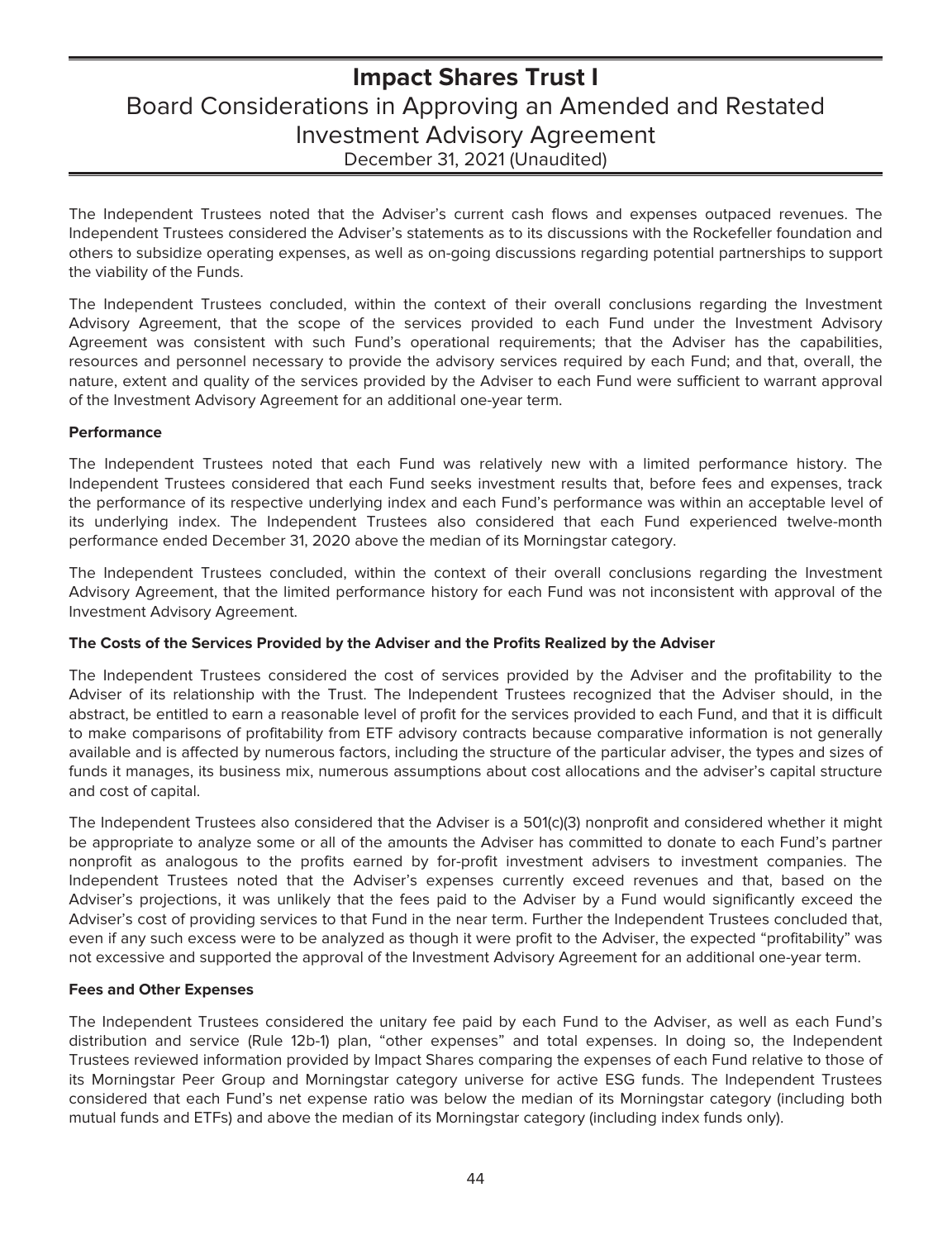The Independent Trustees noted that the Adviser's current cash flows and expenses outpaced revenues. The Independent Trustees considered the Adviser's statements as to its discussions with the Rockefeller foundation and others to subsidize operating expenses, as well as on-going discussions regarding potential partnerships to support the viability of the Funds.

The Independent Trustees concluded, within the context of their overall conclusions regarding the Investment Advisory Agreement, that the scope of the services provided to each Fund under the Investment Advisory Agreement was consistent with such Fund's operational requirements; that the Adviser has the capabilities, resources and personnel necessary to provide the advisory services required by each Fund; and that, overall, the nature, extent and quality of the services provided by the Adviser to each Fund were sufficient to warrant approval of the Investment Advisory Agreement for an additional one-year term.

**Performance**

The Independent Trustees noted that each Fund was relatively new with a limited performance history. The Independent Trustees considered that each Fund seeks investment results that, before fees and expenses, track the performance of its respective underlying index and each Fund's performance was within an acceptable level of its underlying index. The Independent Trustees also considered that each Fund experienced twelve-month performance ended December 31, 2020 above the median of its Morningstar category.

The Independent Trustees concluded, within the context of their overall conclusions regarding the Investment Advisory Agreement, that the limited performance history for each Fund was not inconsistent with approval of the Investment Advisory Agreement.

**The Costs of the Services Provided by the Adviser and the Profits Realized by the Adviser**

The Independent Trustees considered the cost of services provided by the Adviser and the profitability to the Adviser of its relationship with the Trust. The Independent Trustees recognized that the Adviser should, in the abstract, be entitled to earn a reasonable level of profit for the services provided to each Fund, and that it is difficult to make comparisons of profitability from ETF advisory contracts because comparative information is not generally available and is affected by numerous factors, including the structure of the particular adviser, the types and sizes of funds it manages, its business mix, numerous assumptions about cost allocations and the adviser's capital structure and cost of capital.

The Independent Trustees also considered that the Adviser is a 501(c)(3) nonprofit and considered whether it might be appropriate to analyze some or all of the amounts the Adviser has committed to donate to each Fund's partner nonprofit as analogous to the profits earned by for-profit investment advisers to investment companies. The Independent Trustees noted that the Adviser's expenses currently exceed revenues and that, based on the Adviser's projections, it was unlikely that the fees paid to the Adviser by a Fund would significantly exceed the Adviser's cost of providing services to that Fund in the near term. Further the Independent Trustees concluded that, even if any such excess were to be analyzed as though it were profit to the Adviser, the expected "profitability" was not excessive and supported the approval of the Investment Advisory Agreement for an additional one-year term.

**Fees and Other Expenses**

The Independent Trustees considered the unitary fee paid by each Fund to the Adviser, as well as each Fund's distribution and service (Rule 12b-1) plan, "other expenses" and total expenses. In doing so, the Independent Trustees reviewed information provided by Impact Shares comparing the expenses of each Fund relative to those of its Morningstar Peer Group and Morningstar category universe for active ESG funds. The Independent Trustees considered that each Fund's net expense ratio was below the median of its Morningstar category (including both mutual funds and ETFs) and above the median of its Morningstar category (including index funds only).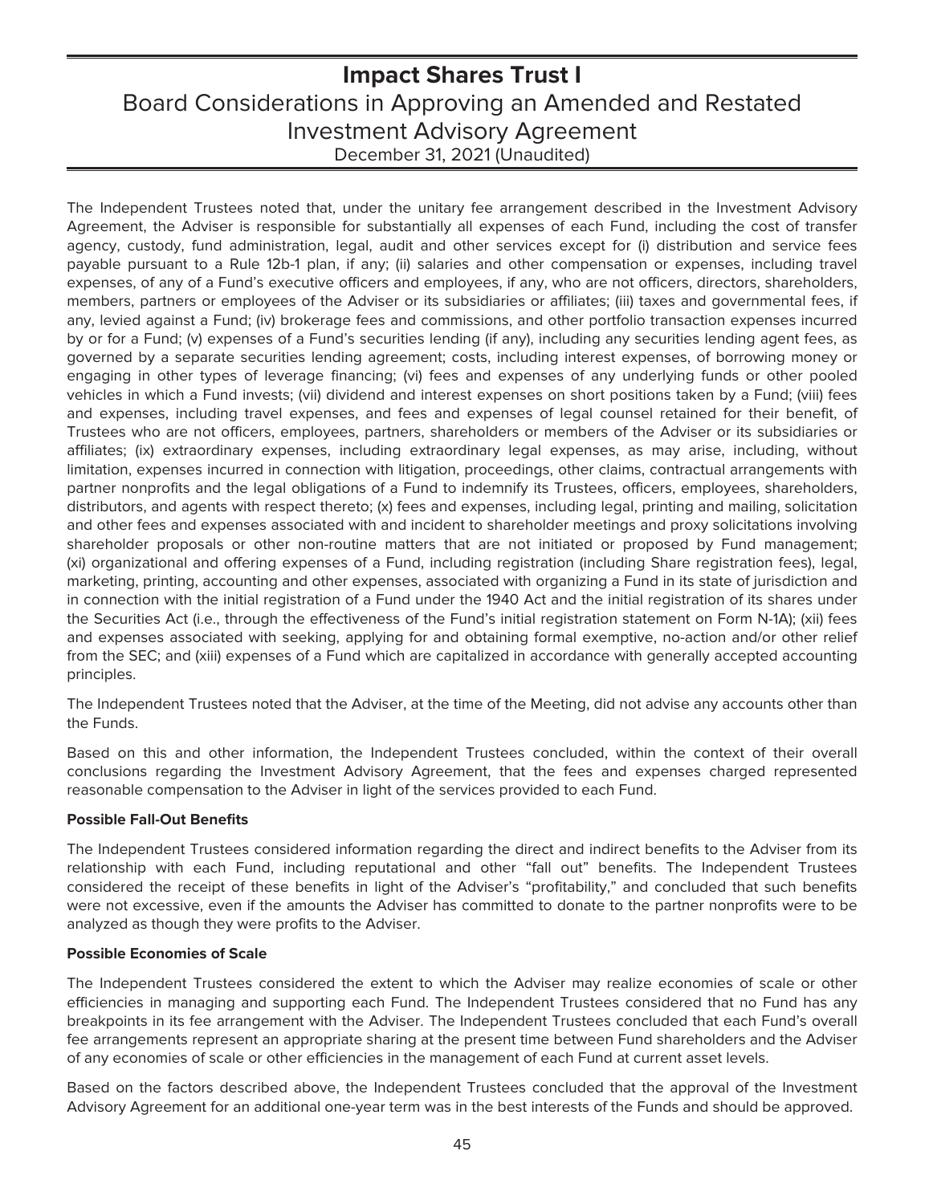# Impact Shares Trust I

## Board Considerations in Approving an Amended and Restated Investment Advisory Agreement

December 31, 2021 (Unaudited)

The Independent Trustees noted that, under the unitary fee arrangement described in the Investment Advisory Agreement, the Adviser is responsible for substantially all expenses of each Fund, including the cost of transfer agency, custody, fund administration, legal, audit and other services except for (i) distribution and service fees payable pursuant to a Rule 12b-1 plan, if any; (ii) salaries and other compensation or expenses, including travel expenses, of any of a Fund's executive officers and employees, if any, who are not officers, directors, shareholders, members, partners or employees of the Adviser or its subsidiaries or affiliates; (iii) taxes and governmental fees, if any, levied against a Fund; (iv) brokerage fees and commissions, and other portfolio transaction expenses incurred by or for a Fund; (v) expenses of a Fund's securities lending (if any), including any securities lending agent fees, as governed by a separate securities lending agreement; costs, including interest expenses, of borrowing money or engaging in other types of leverage financing; (vi) fees and expenses of any underlying funds or other pooled vehicles in which a Fund invests; (vii) dividend and interest expenses on short positions taken by a Fund; (viii) fees and expenses, including travel expenses, and fees and expenses of legal counsel retained for their benefit, of Trustees who are not officers, employees, partners, shareholders or members of the Adviser or its subsidiaries or affiliates; (ix) extraordinary expenses, including extraordinary legal expenses, as may arise, including, without limitation, expenses incurred in connection with litigation, proceedings, other claims, contractual arrangements with partner nonprofits and the legal obligations of a Fund to indemnify its Trustees, officers, employees, shareholders, distributors, and agents with respect thereto; (x) fees and expenses, including legal, printing and mailing, solicitation and other fees and expenses associated with and incident to shareholder meetings and proxy solicitations involving shareholder proposals or other non-routine matters that are not initiated or proposed by Fund management; (xi) organizational and offering expenses of a Fund, including registration (including Share registration fees), legal, marketing, printing, accounting and other expenses, associated with organizing a Fund in its state of jurisdiction and in connection with the initial registration of a Fund under the 1940 Act and the initial registration of its shares under the Securities Act (i.e., through the effectiveness of the Fund's initial registration statement on Form N-1A); (xii) fees and expenses associated with seeking, applying for and obtaining formal exemptive, no-action and/or other relief from the SEC; and (xiii) expenses of a Fund which are capitalized in accordance with generally accepted accounting principles.

The Independent Trustees noted that the Adviser, at the time of the Meeting, did not advise any accounts other than the Funds.

Based on this and other information, the Independent Trustees concluded, within the context of their overall conclusions regarding the Investment Advisory Agreement, that the fees and expenses charged represented reasonable compensation to the Adviser in light of the services provided to each Fund.

**Possible Fall-Out Benefits**

The Independent Trustees considered information regarding the direct and indirect benefits to the Adviser from its relationship with each Fund, including reputational and other "fall out" benefits. The Independent Trustees considered the receipt of these benefits in light of the Adviser's "profitability," and concluded that such benefits were not excessive, even if the amounts the Adviser has committed to donate to the partner nonprofits were to be analyzed as though they were profits to the Adviser.

**Possible Economies of Scale**

The Independent Trustees considered the extent to which the Adviser may realize economies of scale or other efficiencies in managing and supporting each Fund. The Independent Trustees considered that no Fund has any breakpoints in its fee arrangement with the Adviser. The Independent Trustees concluded that each Fund's overall fee arrangements represent an appropriate sharing at the present time between Fund shareholders and the Adviser of any economies of scale or other efficiencies in the management of each Fund at current asset levels.

Based on the factors described above, the Independent Trustees concluded that the approval of the Investment Advisory Agreement for an additional one-year term was in the best interests of the Funds and should be approved.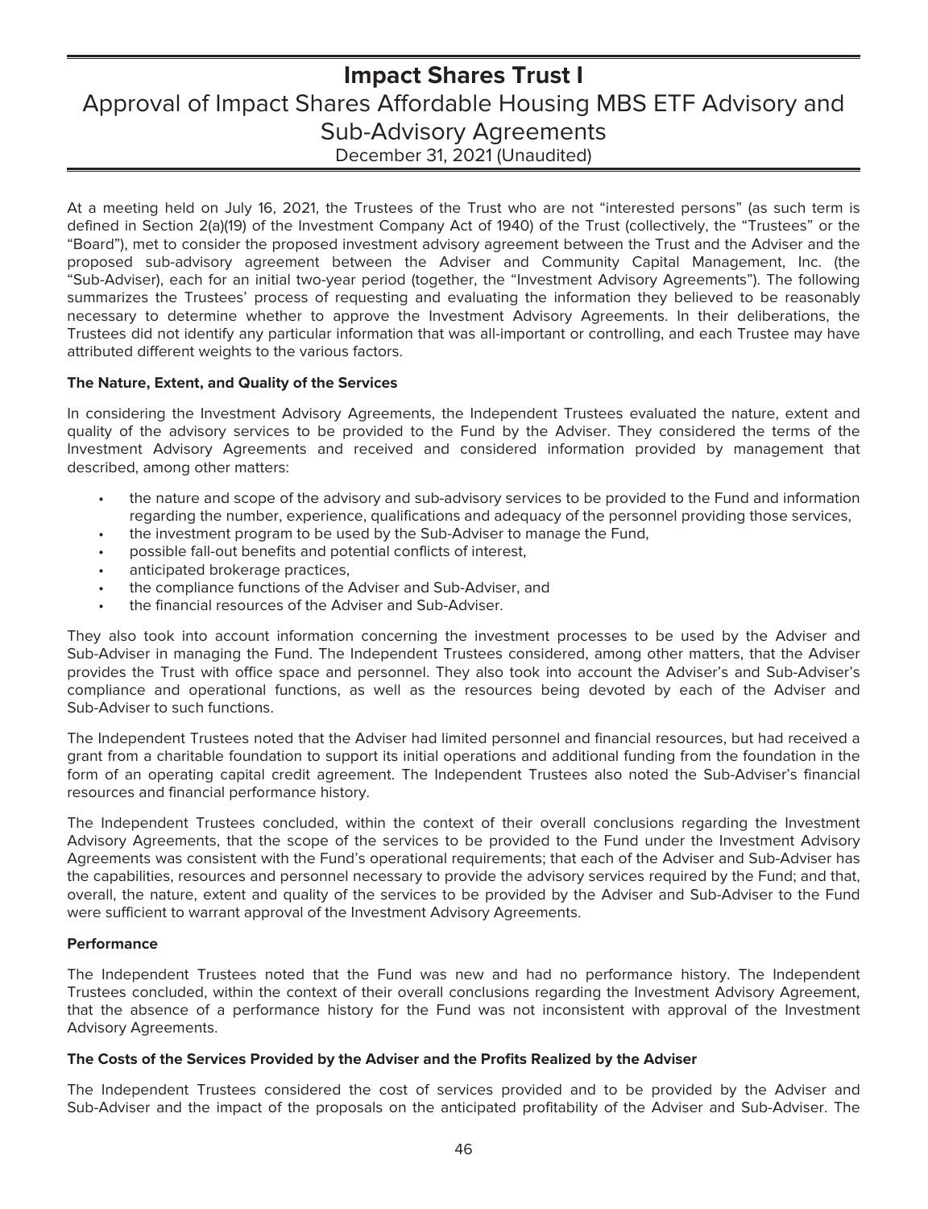# Impact Shares Trust I

## Approval of Impact Shares Affordable Housing MBS ETF Advisory and Sub-Advisory Agreements

December 31, 2021 (Unaudited)

At a meeting held on July 16, 2021, the Trustees of the Trust who are not "interested persons" (as such term is defined in Section 2(a)(19) of the Investment Company Act of 1940) of the Trust (collectively, the "Trustees" or the "Board"), met to consider the proposed investment advisory agreement between the Trust and the Adviser and the proposed sub-advisory agreement between the Adviser and Community Capital Management, Inc. (the "Sub-Adviser), each for an initial two-year period (together, the "Investment Advisory Agreements"). The following summarizes the Trustees' process of requesting and evaluating the information they believed to be reasonably necessary to determine whether to approve the Investment Advisory Agreements. In their deliberations, the Trustees did not identify any particular information that was all-important or controlling, and each Trustee may have attributed different weights to the various factors.

**The Nature, Extent, and Quality of the Services**

In considering the Investment Advisory Agreements, the Independent Trustees evaluated the nature, extent and quality of the advisory services to be provided to the Fund by the Adviser. They considered the terms of the Investment Advisory Agreements and received and considered information provided by management that described, among other matters:

- the nature and scope of the advisory and sub-advisory services to be provided to the Fund and information regarding the number, experience, qualifications and adequacy of the personnel providing those services,
- the investment program to be used by the Sub-Adviser to manage the Fund,
- possible fall-out benefits and potential conflicts of interest,
- anticipated brokerage practices,
- the compliance functions of the Adviser and Sub-Adviser, and
- the financial resources of the Adviser and Sub-Adviser.

They also took into account information concerning the investment processes to be used by the Adviser and Sub-Adviser in managing the Fund. The Independent Trustees considered, among other matters, that the Adviser provides the Trust with office space and personnel. They also took into account the Adviser's and Sub-Adviser's compliance and operational functions, as well as the resources being devoted by each of the Adviser and Sub-Adviser to such functions.

The Independent Trustees noted that the Adviser had limited personnel and financial resources, but had received a grant from a charitable foundation to support its initial operations and additional funding from the foundation in the form of an operating capital credit agreement. The Independent Trustees also noted the Sub-Adviser's financial resources and financial performance history.

The Independent Trustees concluded, within the context of their overall conclusions regarding the Investment Advisory Agreements, that the scope of the services to be provided to the Fund under the Investment Advisory Agreements was consistent with the Fund's operational requirements; that each of the Adviser and Sub-Adviser has the capabilities, resources and personnel necessary to provide the advisory services required by the Fund; and that, overall, the nature, extent and quality of the services to be provided by the Adviser and Sub-Adviser to the Fund were sufficient to warrant approval of the Investment Advisory Agreements.

**Performance**

The Independent Trustees noted that the Fund was new and had no performance history. The Independent Trustees concluded, within the context of their overall conclusions regarding the Investment Advisory Agreement, that the absence of a performance history for the Fund was not inconsistent with approval of the Investment Advisory Agreements.

**The Costs of the Services Provided by the Adviser and the Profits Realized by the Adviser**

The Independent Trustees considered the cost of services provided and to be provided by the Adviser and Sub-Adviser and the impact of the proposals on the anticipated profitability of the Adviser and Sub-Adviser. The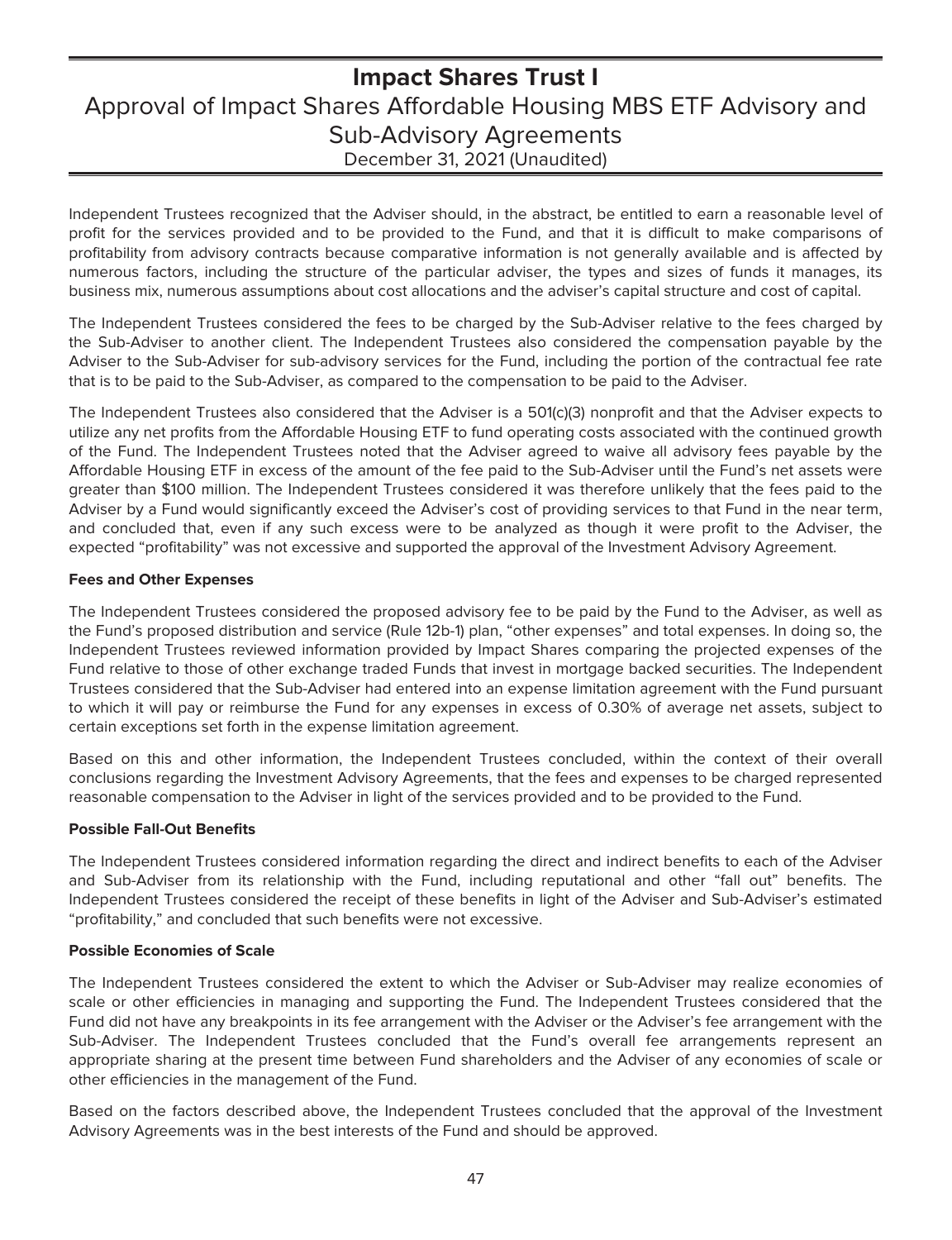Independent Trustees recognized that the Adviser should, in the abstract, be entitled to earn a reasonable level of profit for the services provided and to be provided to the Fund, and that it is difficult to make comparisons of profitability from advisory contracts because comparative information is not generally available and is affected by numerous factors, including the structure of the particular adviser, the types and sizes of funds it manages, its business mix, numerous assumptions about cost allocations and the adviser's capital structure and cost of capital.

The Independent Trustees considered the fees to be charged by the Sub-Adviser relative to the fees charged by the Sub-Adviser to another client. The Independent Trustees also considered the compensation payable by the Adviser to the Sub-Adviser for sub-advisory services for the Fund, including the portion of the contractual fee rate that is to be paid to the Sub-Adviser, as compared to the compensation to be paid to the Adviser.

The Independent Trustees also considered that the Adviser is a 501(c)(3) nonprofit and that the Adviser expects to utilize any net profits from the Affordable Housing ETF to fund operating costs associated with the continued growth of the Fund. The Independent Trustees noted that the Adviser agreed to waive all advisory fees payable by the Affordable Housing ETF in excess of the amount of the fee paid to the Sub-Adviser until the Fund's net assets were greater than $100 million. The Independent Trustees considered it was therefore unlikely that the fees paid to the Adviser by a Fund would significantly exceed the Adviser's cost of providing services to that Fund in the near term, and concluded that, even if any such excess were to be analyzed as though it were profit to the Adviser, the expected "profitability" was not excessive and supported the approval of the Investment Advisory Agreement.

**Fees and Other Expenses**

The Independent Trustees considered the proposed advisory fee to be paid by the Fund to the Adviser, as well as the Fund's proposed distribution and service (Rule 12b-1) plan, "other expenses" and total expenses. In doing so, the Independent Trustees reviewed information provided by Impact Shares comparing the projected expenses of the Fund relative to those of other exchange traded Funds that invest in mortgage backed securities. The Independent Trustees considered that the Sub-Adviser had entered into an expense limitation agreement with the Fund pursuant to which it will pay or reimburse the Fund for any expenses in excess of 0.30% of average net assets, subject to certain exceptions set forth in the expense limitation agreement.

Based on this and other information, the Independent Trustees concluded, within the context of their overall conclusions regarding the Investment Advisory Agreements, that the fees and expenses to be charged represented reasonable compensation to the Adviser in light of the services provided and to be provided to the Fund.

**Possible Fall-Out Benefits**

The Independent Trustees considered information regarding the direct and indirect benefits to each of the Adviser and Sub-Adviser from its relationship with the Fund, including reputational and other "fall out" benefits. The Independent Trustees considered the receipt of these benefits in light of the Adviser and Sub-Adviser's estimated "profitability," and concluded that such benefits were not excessive.

**Possible Economies of Scale**

The Independent Trustees considered the extent to which the Adviser or Sub-Adviser may realize economies of scale or other efficiencies in managing and supporting the Fund. The Independent Trustees considered that the Fund did not have any breakpoints in its fee arrangement with the Adviser or the Adviser's fee arrangement with the Sub-Adviser. The Independent Trustees concluded that the Fund's overall fee arrangements represent an appropriate sharing at the present time between Fund shareholders and the Adviser of any economies of scale or other efficiencies in the management of the Fund.

Based on the factors described above, the Independent Trustees concluded that the approval of the Investment Advisory Agreements was in the best interests of the Fund and should be approved.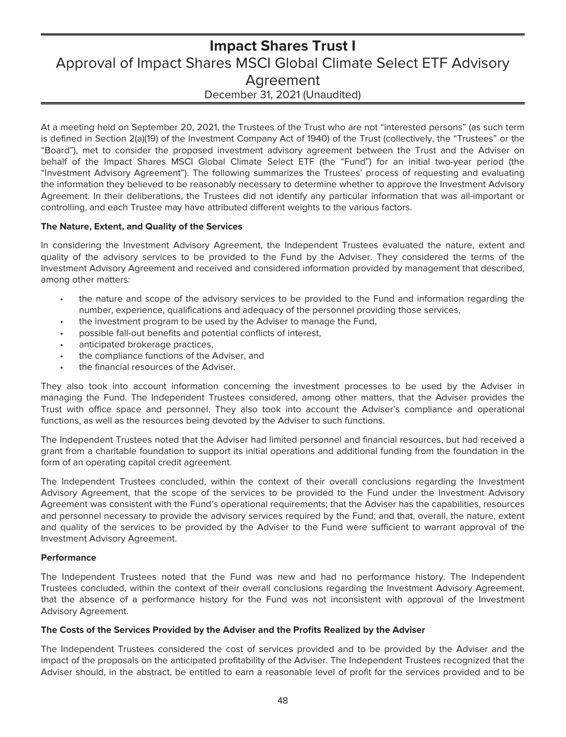# Impact Shares Trust I

## Approval of Impact Shares MSCI Global Climate Select ETF Advisory Agreement

December 31, 2021 (Unaudited)

At a meeting held on September 20, 2021, the Trustees of the Trust who are not "interested persons" (as such term is defined in Section 2(a)(19) of the Investment Company Act of 1940) of the Trust (collectively, the "Trustees" or the "Board"), met to consider the proposed investment advisory agreement between the Trust and the Adviser on behalf of the Impact Shares MSCI Global Climate Select ETF (the "Fund") for an initial two-year period (the "Investment Advisory Agreement"). The following summarizes the Trustees' process of requesting and evaluating the information they believed to be reasonably necessary to determine whether to approve the Investment Advisory Agreement. In their deliberations, the Trustees did not identify any particular information that was all-important or controlling, and each Trustee may have attributed different weights to the various factors.

**The Nature, Extent, and Quality of the Services**

In considering the Investment Advisory Agreement, the Independent Trustees evaluated the nature, extent and quality of the advisory services to be provided to the Fund by the Adviser. They considered the terms of the Investment Advisory Agreement and received and considered information provided by management that described, among other matters:

- the nature and scope of the advisory services to be provided to the Fund and information regarding the number, experience, qualifications and adequacy of the personnel providing those services,
- the investment program to be used by the Adviser to manage the Fund,
- possible fall-out benefits and potential conflicts of interest,
- anticipated brokerage practices,
- the compliance functions of the Adviser, and
- the financial resources of the Adviser.

They also took into account information concerning the investment processes to be used by the Adviser in managing the Fund. The Independent Trustees considered, among other matters, that the Adviser provides the Trust with office space and personnel. They also took into account the Adviser's compliance and operational functions, as well as the resources being devoted by the Adviser to such functions.

The Independent Trustees noted that the Adviser had limited personnel and financial resources, but had received a grant from a charitable foundation to support its initial operations and additional funding from the foundation in the form of an operating capital credit agreement.

The Independent Trustees concluded, within the context of their overall conclusions regarding the Investment Advisory Agreement, that the scope of the services to be provided to the Fund under the Investment Advisory Agreement was consistent with the Fund's operational requirements; that the Adviser has the capabilities, resources and personnel necessary to provide the advisory services required by the Fund; and that, overall, the nature, extent and quality of the services to be provided by the Adviser to the Fund were sufficient to warrant approval of the Investment Advisory Agreement.

**Performance**

The Independent Trustees noted that the Fund was new and had no performance history. The Independent Trustees concluded, within the context of their overall conclusions regarding the Investment Advisory Agreement, that the absence of a performance history for the Fund was not inconsistent with approval of the Investment Advisory Agreement.

**The Costs of the Services Provided by the Adviser and the Profits Realized by the Adviser**

The Independent Trustees considered the cost of services provided and to be provided by the Adviser and the impact of the proposals on the anticipated profitability of the Adviser. The Independent Trustees recognized that the Adviser should, in the abstract, be entitled to earn a reasonable level of profit for the services provided and to be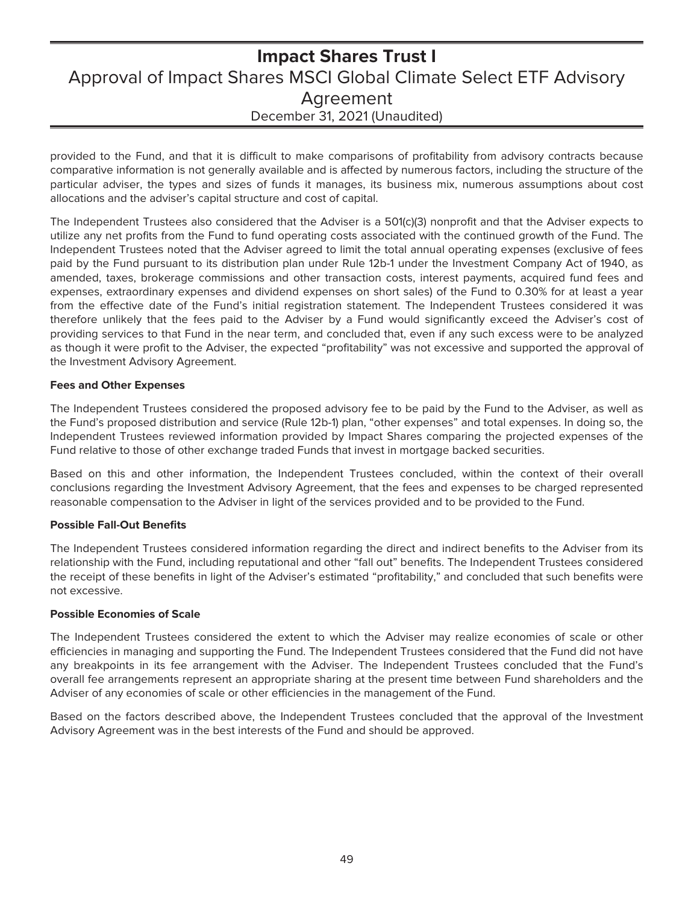provided to the Fund, and that it is difficult to make comparisons of profitability from advisory contracts because comparative information is not generally available and is affected by numerous factors, including the structure of the particular adviser, the types and sizes of funds it manages, its business mix, numerous assumptions about cost allocations and the adviser's capital structure and cost of capital.

The Independent Trustees also considered that the Adviser is a 501(c)(3) nonprofit and that the Adviser expects to utilize any net profits from the Fund to fund operating costs associated with the continued growth of the Fund. The Independent Trustees noted that the Adviser agreed to limit the total annual operating expenses (exclusive of fees paid by the Fund pursuant to its distribution plan under Rule 12b-1 under the Investment Company Act of 1940, as amended, taxes, brokerage commissions and other transaction costs, interest payments, acquired fund fees and expenses, extraordinary expenses and dividend expenses on short sales) of the Fund to 0.30% for at least a year from the effective date of the Fund's initial registration statement. The Independent Trustees considered it was therefore unlikely that the fees paid to the Adviser by a Fund would significantly exceed the Adviser's cost of providing services to that Fund in the near term, and concluded that, even if any such excess were to be analyzed as though it were profit to the Adviser, the expected "profitability" was not excessive and supported the approval of the Investment Advisory Agreement.

**Fees and Other Expenses**

The Independent Trustees considered the proposed advisory fee to be paid by the Fund to the Adviser, as well as the Fund's proposed distribution and service (Rule 12b-1) plan, "other expenses" and total expenses. In doing so, the Independent Trustees reviewed information provided by Impact Shares comparing the projected expenses of the Fund relative to those of other exchange traded Funds that invest in mortgage backed securities.

Based on this and other information, the Independent Trustees concluded, within the context of their overall conclusions regarding the Investment Advisory Agreement, that the fees and expenses to be charged represented reasonable compensation to the Adviser in light of the services provided and to be provided to the Fund.

**Possible Fall-Out Benefits**

The Independent Trustees considered information regarding the direct and indirect benefits to the Adviser from its relationship with the Fund, including reputational and other "fall out" benefits. The Independent Trustees considered the receipt of these benefits in light of the Adviser's estimated "profitability," and concluded that such benefits were not excessive.

**Possible Economies of Scale**

The Independent Trustees considered the extent to which the Adviser may realize economies of scale or other efficiencies in managing and supporting the Fund. The Independent Trustees considered that the Fund did not have any breakpoints in its fee arrangement with the Adviser. The Independent Trustees concluded that the Fund's overall fee arrangements represent an appropriate sharing at the present time between Fund shareholders and the Adviser of any economies of scale or other efficiencies in the management of the Fund.

Based on the factors described above, the Independent Trustees concluded that the approval of the Investment Advisory Agreement was in the best interests of the Fund and should be approved.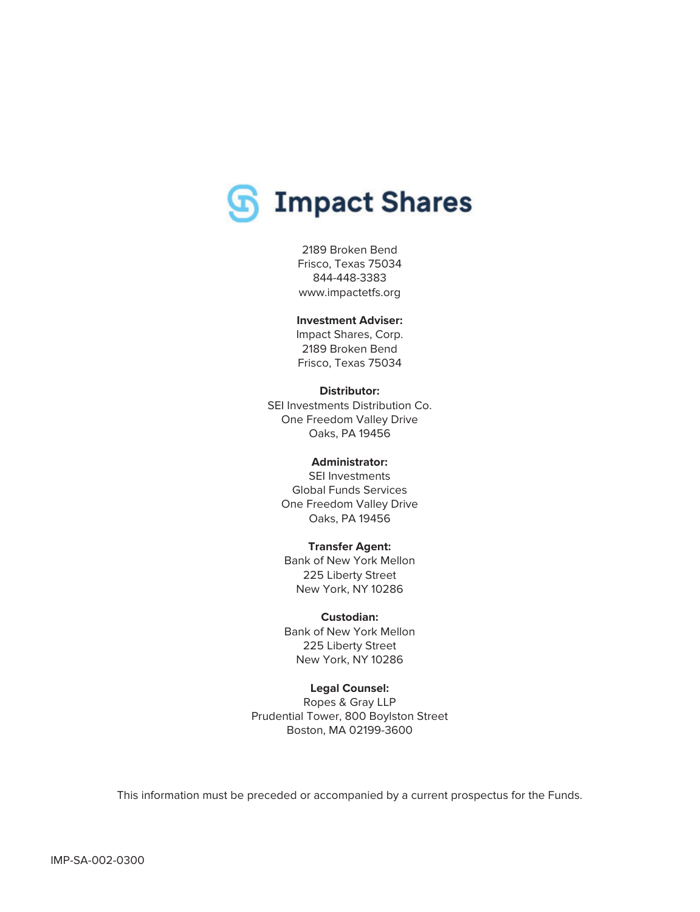# Impact Shares

2189 Broken Bend
Frisco, Texas 75034
844-448-3383
www.impactetfs.org

**Investment Adviser:**
Impact Shares, Corp.
2189 Broken Bend
Frisco, Texas 75034

**Distributor:**
SEI Investments Distribution Co.
One Freedom Valley Drive
Oaks, PA 19456

**Administrator:**
SEI Investments
Global Funds Services
One Freedom Valley Drive
Oaks, PA 19456

**Transfer Agent:**
Bank of New York Mellon
225 Liberty Street
New York, NY 10286

**Custodian:**
Bank of New York Mellon
225 Liberty Street
New York, NY 10286

**Legal Counsel:**
Ropes & Gray LLP
Prudential Tower, 800 Boylston Street
Boston, MA 02199-3600

This information must be preceded or accompanied by a current prospectus for the Funds.

IMP-SA-002-0300